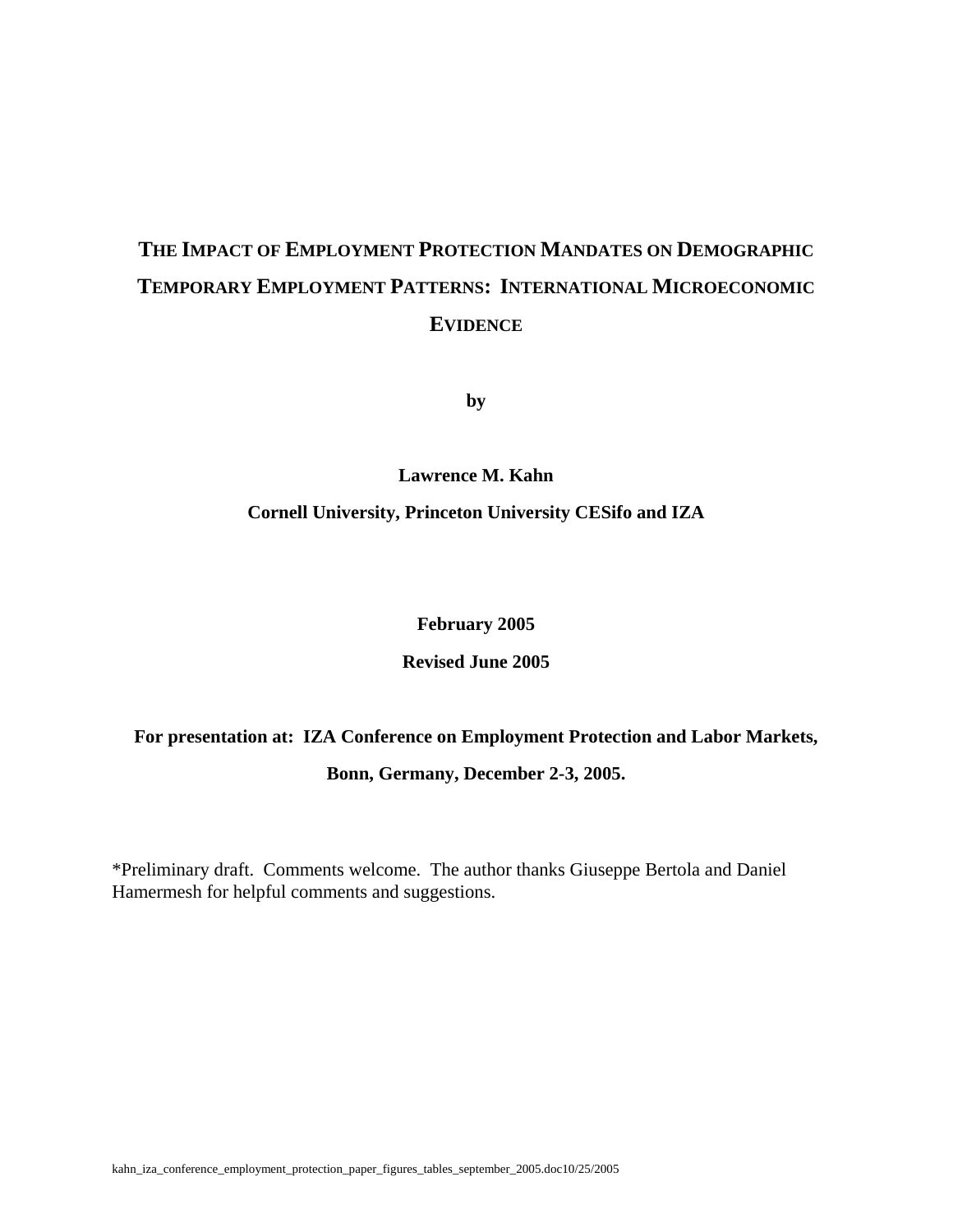# THE IMPACT OF EMPLOYMENT PROTECTION MANDATES ON DEMOGRAPHIC TEMPORARY EMPLOYMENT PATTERNS: INTERNATIONAL MICROECONOMIC EVIDENCE

**by**

**Lawrence M. Kahn**

**Cornell University, Princeton University CESifo and IZA**

**February 2005**

**Revised June 2005**

**For presentation at: IZA Conference on Employment Protection and Labor Markets, Bonn, Germany, December 2-3, 2005.**

*Preliminary draft. Comments welcome. The author thanks Giuseppe Bertola and Daniel Hamermesh for helpful comments and suggestions.

kahn_iza_conference_employment_protection_paper_figures_tables_september_2005.doc10/25/2005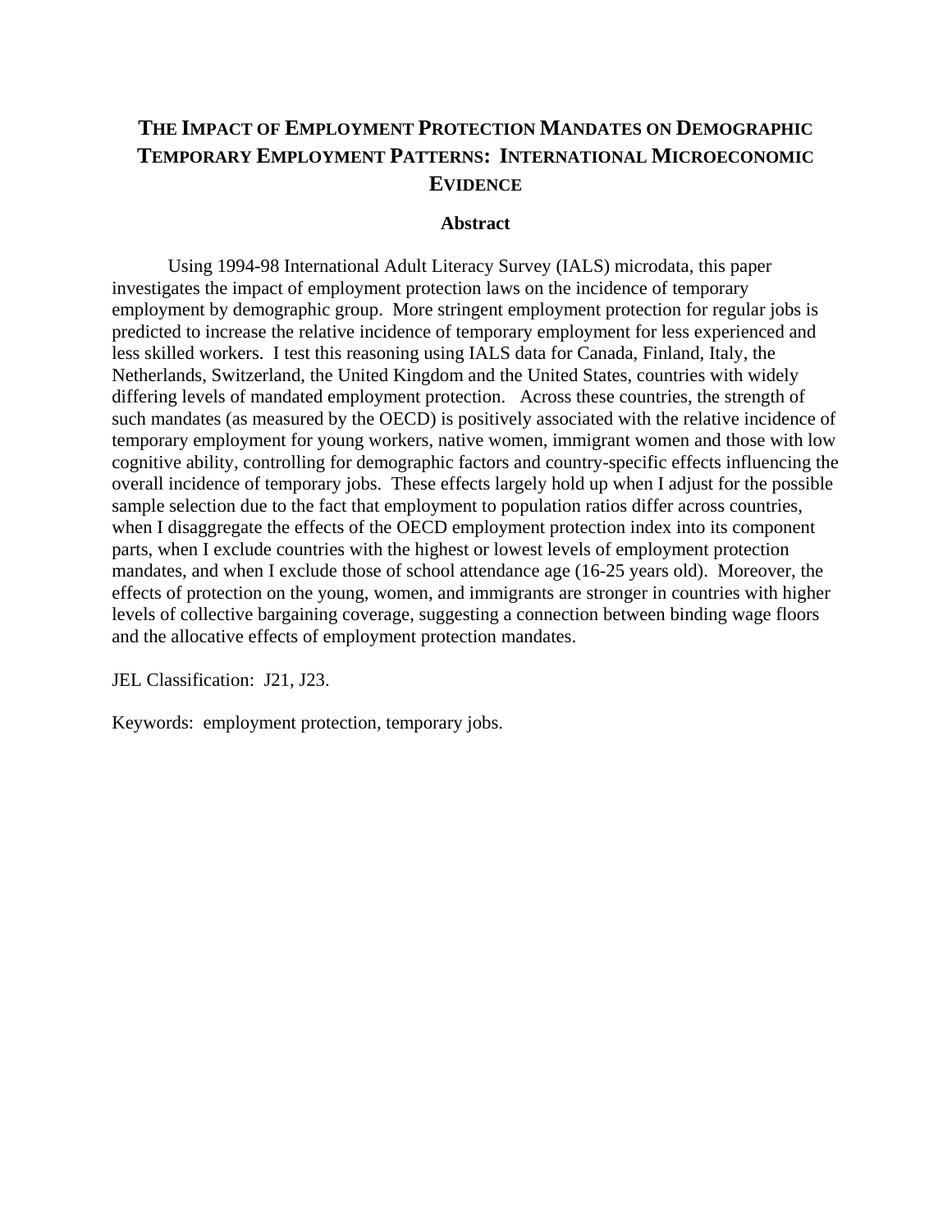# THE IMPACT OF EMPLOYMENT PROTECTION MANDATES ON DEMOGRAPHIC TEMPORARY EMPLOYMENT PATTERNS: INTERNATIONAL MICROECONOMIC EVIDENCE

## Abstract

Using 1994-98 International Adult Literacy Survey (IALS) microdata, this paper investigates the impact of employment protection laws on the incidence of temporary employment by demographic group. More stringent employment protection for regular jobs is predicted to increase the relative incidence of temporary employment for less experienced and less skilled workers. I test this reasoning using IALS data for Canada, Finland, Italy, the Netherlands, Switzerland, the United Kingdom and the United States, countries with widely differing levels of mandated employment protection. Across these countries, the strength of such mandates (as measured by the OECD) is positively associated with the relative incidence of temporary employment for young workers, native women, immigrant women and those with low cognitive ability, controlling for demographic factors and country-specific effects influencing the overall incidence of temporary jobs. These effects largely hold up when I adjust for the possible sample selection due to the fact that employment to population ratios differ across countries, when I disaggregate the effects of the OECD employment protection index into its component parts, when I exclude countries with the highest or lowest levels of employment protection mandates, and when I exclude those of school attendance age (16-25 years old). Moreover, the effects of protection on the young, women, and immigrants are stronger in countries with higher levels of collective bargaining coverage, suggesting a connection between binding wage floors and the allocative effects of employment protection mandates.

JEL Classification: J21, J23.

Keywords: employment protection, temporary jobs.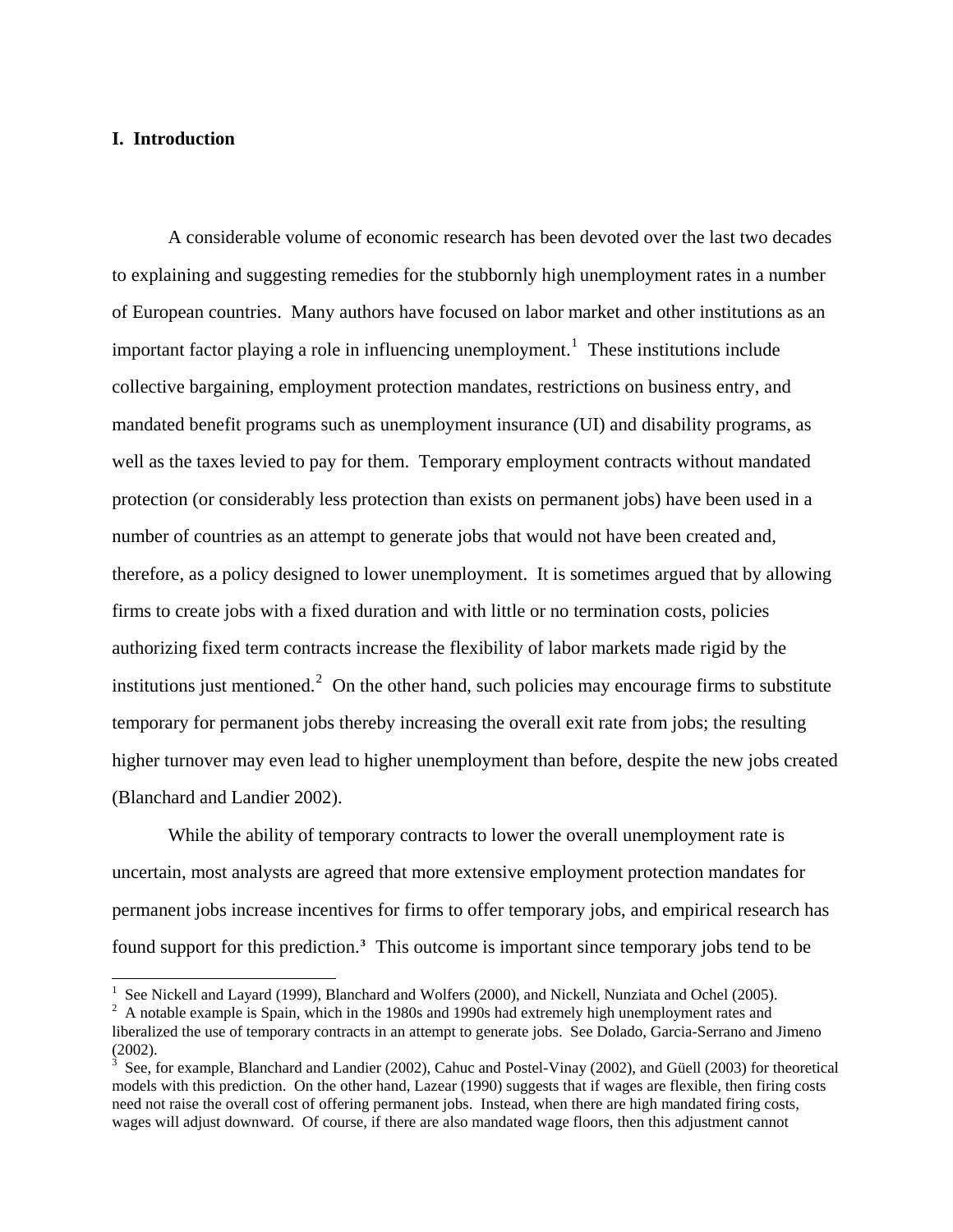## I. Introduction

A considerable volume of economic research has been devoted over the last two decades to explaining and suggesting remedies for the stubbornly high unemployment rates in a number of European countries. Many authors have focused on labor market and other institutions as an important factor playing a role in influencing unemployment.[1] These institutions include collective bargaining, employment protection mandates, restrictions on business entry, and mandated benefit programs such as unemployment insurance (UI) and disability programs, as well as the taxes levied to pay for them. Temporary employment contracts without mandated protection (or considerably less protection than exists on permanent jobs) have been used in a number of countries as an attempt to generate jobs that would not have been created and, therefore, as a policy designed to lower unemployment. It is sometimes argued that by allowing firms to create jobs with a fixed duration and with little or no termination costs, policies authorizing fixed term contracts increase the flexibility of labor markets made rigid by the institutions just mentioned.[2] On the other hand, such policies may encourage firms to substitute temporary for permanent jobs thereby increasing the overall exit rate from jobs; the resulting higher turnover may even lead to higher unemployment than before, despite the new jobs created (Blanchard and Landier 2002).

While the ability of temporary contracts to lower the overall unemployment rate is uncertain, most analysts are agreed that more extensive employment protection mandates for permanent jobs increase incentives for firms to offer temporary jobs, and empirical research has found support for this prediction.[3] This outcome is important since temporary jobs tend to be

---

[1] See Nickell and Layard (1999), Blanchard and Wolfers (2000), and Nickell, Nunziata and Ochel (2005).

[2] A notable example is Spain, which in the 1980s and 1990s had extremely high unemployment rates and liberalized the use of temporary contracts in an attempt to generate jobs. See Dolado, Garcia-Serrano and Jimeno (2002).

[3] See, for example, Blanchard and Landier (2002), Cahuc and Postel-Vinay (2002), and Güell (2003) for theoretical models with this prediction. On the other hand, Lazear (1990) suggests that if wages are flexible, then firing costs need not raise the overall cost of offering permanent jobs. Instead, when there are high mandated firing costs, wages will adjust downward. Of course, if there are also mandated wage floors, then this adjustment cannot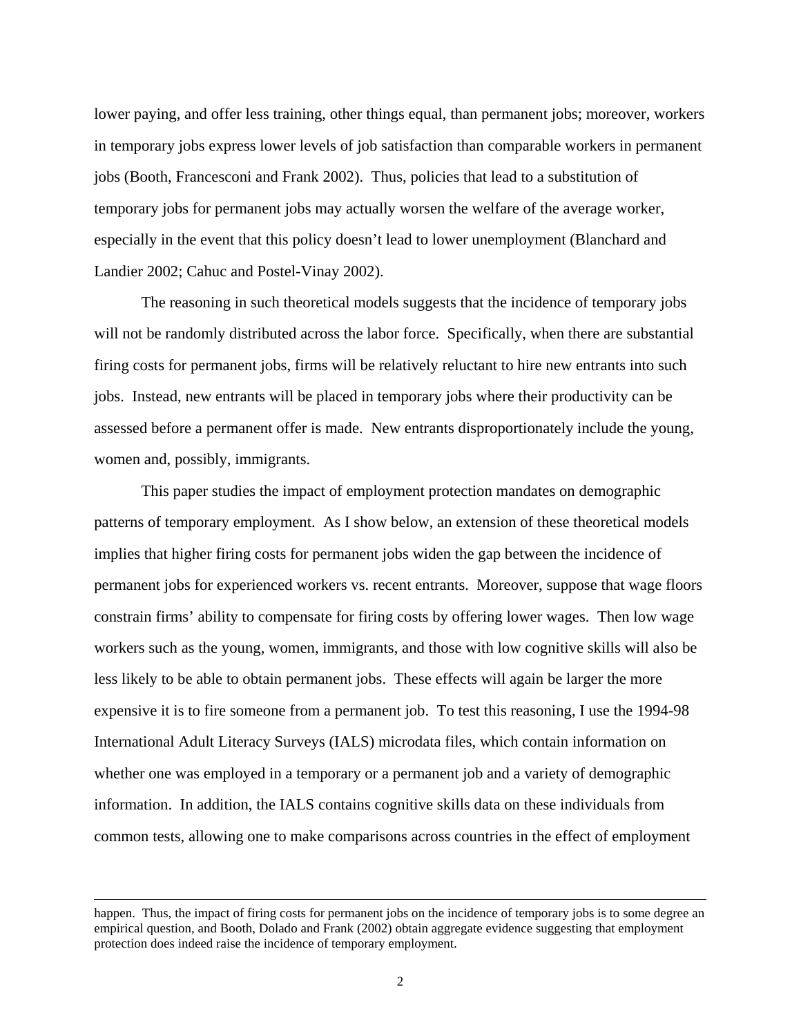lower paying, and offer less training, other things equal, than permanent jobs; moreover, workers in temporary jobs express lower levels of job satisfaction than comparable workers in permanent jobs (Booth, Francesconi and Frank 2002). Thus, policies that lead to a substitution of temporary jobs for permanent jobs may actually worsen the welfare of the average worker, especially in the event that this policy doesn't lead to lower unemployment (Blanchard and Landier 2002; Cahuc and Postel-Vinay 2002).

The reasoning in such theoretical models suggests that the incidence of temporary jobs will not be randomly distributed across the labor force. Specifically, when there are substantial firing costs for permanent jobs, firms will be relatively reluctant to hire new entrants into such jobs. Instead, new entrants will be placed in temporary jobs where their productivity can be assessed before a permanent offer is made. New entrants disproportionately include the young, women and, possibly, immigrants.

This paper studies the impact of employment protection mandates on demographic patterns of temporary employment. As I show below, an extension of these theoretical models implies that higher firing costs for permanent jobs widen the gap between the incidence of permanent jobs for experienced workers vs. recent entrants. Moreover, suppose that wage floors constrain firms' ability to compensate for firing costs by offering lower wages. Then low wage workers such as the young, women, immigrants, and those with low cognitive skills will also be less likely to be able to obtain permanent jobs. These effects will again be larger the more expensive it is to fire someone from a permanent job. To test this reasoning, I use the 1994-98 International Adult Literacy Surveys (IALS) microdata files, which contain information on whether one was employed in a temporary or a permanent job and a variety of demographic information. In addition, the IALS contains cognitive skills data on these individuals from common tests, allowing one to make comparisons across countries in the effect of employment

---

happen. Thus, the impact of firing costs for permanent jobs on the incidence of temporary jobs is to some degree an empirical question, and Booth, Dolado and Frank (2002) obtain aggregate evidence suggesting that employment protection does indeed raise the incidence of temporary employment.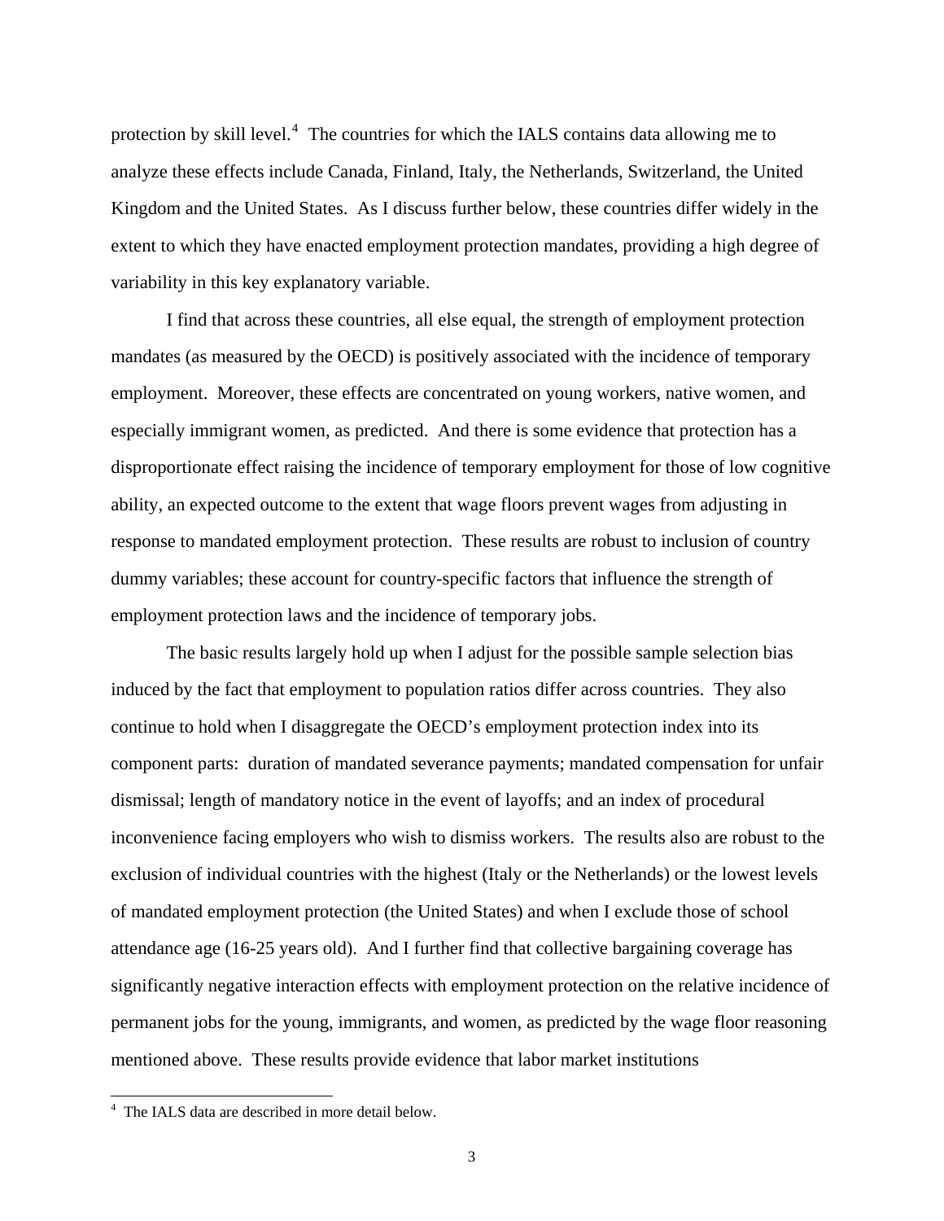protection by skill level.[4] The countries for which the IALS contains data allowing me to analyze these effects include Canada, Finland, Italy, the Netherlands, Switzerland, the United Kingdom and the United States. As I discuss further below, these countries differ widely in the extent to which they have enacted employment protection mandates, providing a high degree of variability in this key explanatory variable.

I find that across these countries, all else equal, the strength of employment protection mandates (as measured by the OECD) is positively associated with the incidence of temporary employment. Moreover, these effects are concentrated on young workers, native women, and especially immigrant women, as predicted. And there is some evidence that protection has a disproportionate effect raising the incidence of temporary employment for those of low cognitive ability, an expected outcome to the extent that wage floors prevent wages from adjusting in response to mandated employment protection. These results are robust to inclusion of country dummy variables; these account for country-specific factors that influence the strength of employment protection laws and the incidence of temporary jobs.

The basic results largely hold up when I adjust for the possible sample selection bias induced by the fact that employment to population ratios differ across countries. They also continue to hold when I disaggregate the OECD's employment protection index into its component parts: duration of mandated severance payments; mandated compensation for unfair dismissal; length of mandatory notice in the event of layoffs; and an index of procedural inconvenience facing employers who wish to dismiss workers. The results also are robust to the exclusion of individual countries with the highest (Italy or the Netherlands) or the lowest levels of mandated employment protection (the United States) and when I exclude those of school attendance age (16-25 years old). And I further find that collective bargaining coverage has significantly negative interaction effects with employment protection on the relative incidence of permanent jobs for the young, immigrants, and women, as predicted by the wage floor reasoning mentioned above. These results provide evidence that labor market institutions

[4] The IALS data are described in more detail below.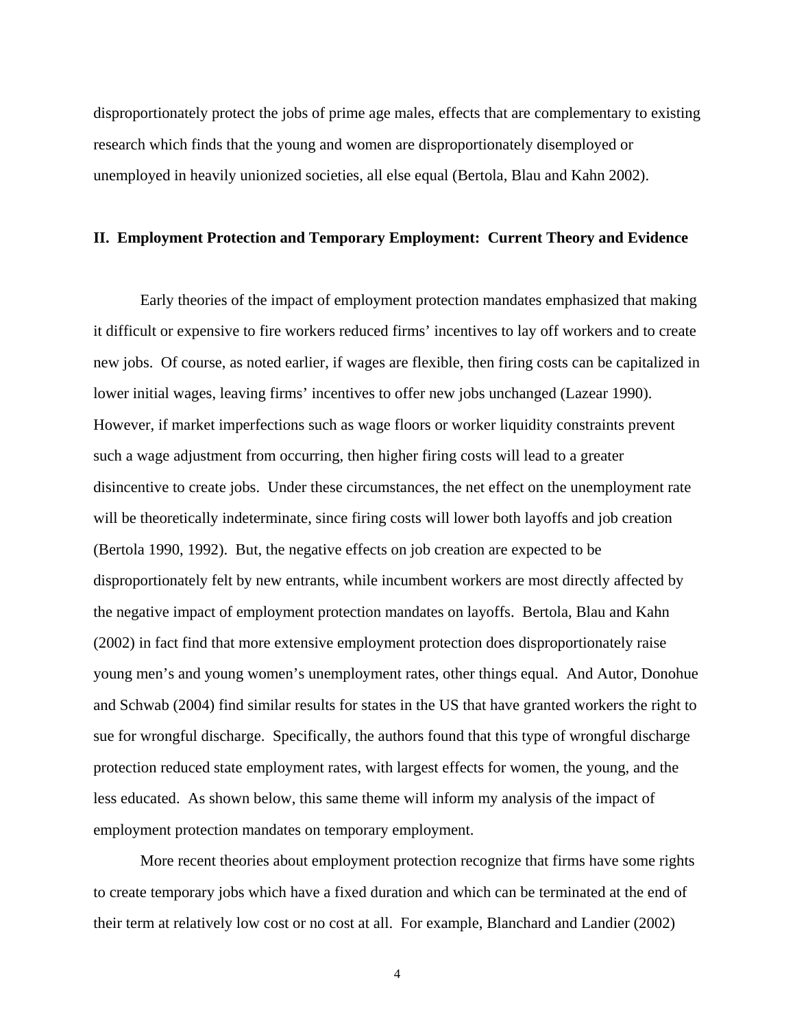disproportionately protect the jobs of prime age males, effects that are complementary to existing research which finds that the young and women are disproportionately disemployed or unemployed in heavily unionized societies, all else equal (Bertola, Blau and Kahn 2002).

## II. Employment Protection and Temporary Employment: Current Theory and Evidence

Early theories of the impact of employment protection mandates emphasized that making it difficult or expensive to fire workers reduced firms' incentives to lay off workers and to create new jobs. Of course, as noted earlier, if wages are flexible, then firing costs can be capitalized in lower initial wages, leaving firms' incentives to offer new jobs unchanged (Lazear 1990). However, if market imperfections such as wage floors or worker liquidity constraints prevent such a wage adjustment from occurring, then higher firing costs will lead to a greater disincentive to create jobs. Under these circumstances, the net effect on the unemployment rate will be theoretically indeterminate, since firing costs will lower both layoffs and job creation (Bertola 1990, 1992). But, the negative effects on job creation are expected to be disproportionately felt by new entrants, while incumbent workers are most directly affected by the negative impact of employment protection mandates on layoffs. Bertola, Blau and Kahn (2002) in fact find that more extensive employment protection does disproportionately raise young men's and young women's unemployment rates, other things equal. And Autor, Donohue and Schwab (2004) find similar results for states in the US that have granted workers the right to sue for wrongful discharge. Specifically, the authors found that this type of wrongful discharge protection reduced state employment rates, with largest effects for women, the young, and the less educated. As shown below, this same theme will inform my analysis of the impact of employment protection mandates on temporary employment.

More recent theories about employment protection recognize that firms have some rights to create temporary jobs which have a fixed duration and which can be terminated at the end of their term at relatively low cost or no cost at all. For example, Blanchard and Landier (2002)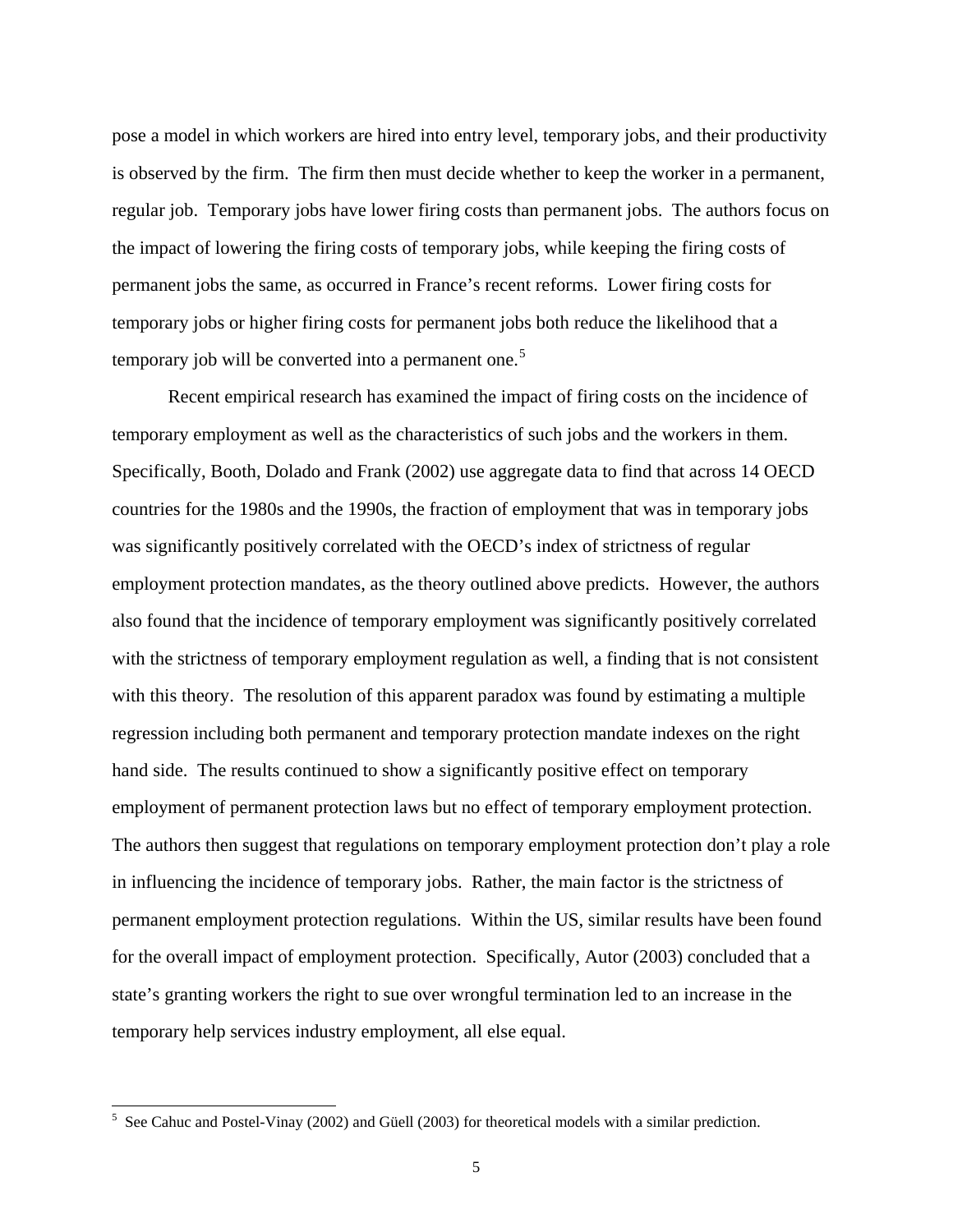pose a model in which workers are hired into entry level, temporary jobs, and their productivity is observed by the firm. The firm then must decide whether to keep the worker in a permanent, regular job. Temporary jobs have lower firing costs than permanent jobs. The authors focus on the impact of lowering the firing costs of temporary jobs, while keeping the firing costs of permanent jobs the same, as occurred in France's recent reforms. Lower firing costs for temporary jobs or higher firing costs for permanent jobs both reduce the likelihood that a temporary job will be converted into a permanent one.[5]

Recent empirical research has examined the impact of firing costs on the incidence of temporary employment as well as the characteristics of such jobs and the workers in them. Specifically, Booth, Dolado and Frank (2002) use aggregate data to find that across 14 OECD countries for the 1980s and the 1990s, the fraction of employment that was in temporary jobs was significantly positively correlated with the OECD's index of strictness of regular employment protection mandates, as the theory outlined above predicts. However, the authors also found that the incidence of temporary employment was significantly positively correlated with the strictness of temporary employment regulation as well, a finding that is not consistent with this theory. The resolution of this apparent paradox was found by estimating a multiple regression including both permanent and temporary protection mandate indexes on the right hand side. The results continued to show a significantly positive effect on temporary employment of permanent protection laws but no effect of temporary employment protection. The authors then suggest that regulations on temporary employment protection don't play a role in influencing the incidence of temporary jobs. Rather, the main factor is the strictness of permanent employment protection regulations. Within the US, similar results have been found for the overall impact of employment protection. Specifically, Autor (2003) concluded that a state's granting workers the right to sue over wrongful termination led to an increase in the temporary help services industry employment, all else equal.

[5] See Cahuc and Postel-Vinay (2002) and Güell (2003) for theoretical models with a similar prediction.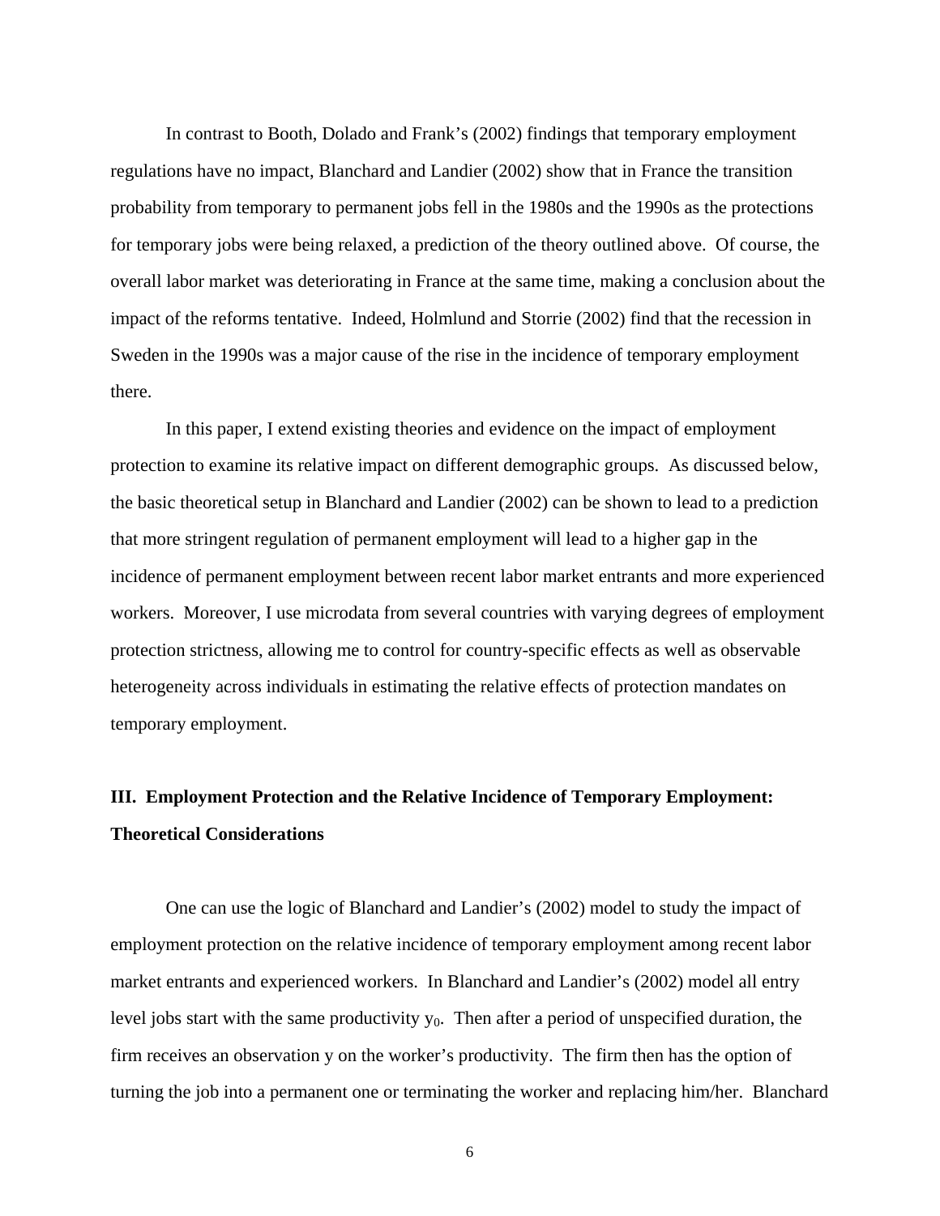In contrast to Booth, Dolado and Frank's (2002) findings that temporary employment regulations have no impact, Blanchard and Landier (2002) show that in France the transition probability from temporary to permanent jobs fell in the 1980s and the 1990s as the protections for temporary jobs were being relaxed, a prediction of the theory outlined above. Of course, the overall labor market was deteriorating in France at the same time, making a conclusion about the impact of the reforms tentative. Indeed, Holmlund and Storrie (2002) find that the recession in Sweden in the 1990s was a major cause of the rise in the incidence of temporary employment there.

In this paper, I extend existing theories and evidence on the impact of employment protection to examine its relative impact on different demographic groups. As discussed below, the basic theoretical setup in Blanchard and Landier (2002) can be shown to lead to a prediction that more stringent regulation of permanent employment will lead to a higher gap in the incidence of permanent employment between recent labor market entrants and more experienced workers. Moreover, I use microdata from several countries with varying degrees of employment protection strictness, allowing me to control for country-specific effects as well as observable heterogeneity across individuals in estimating the relative effects of protection mandates on temporary employment.

## III. Employment Protection and the Relative Incidence of Temporary Employment: Theoretical Considerations

One can use the logic of Blanchard and Landier's (2002) model to study the impact of employment protection on the relative incidence of temporary employment among recent labor market entrants and experienced workers. In Blanchard and Landier's (2002) model all entry level jobs start with the same productivity $y_0$. Then after a period of unspecified duration, the firm receives an observation y on the worker's productivity. The firm then has the option of turning the job into a permanent one or terminating the worker and replacing him/her. Blanchard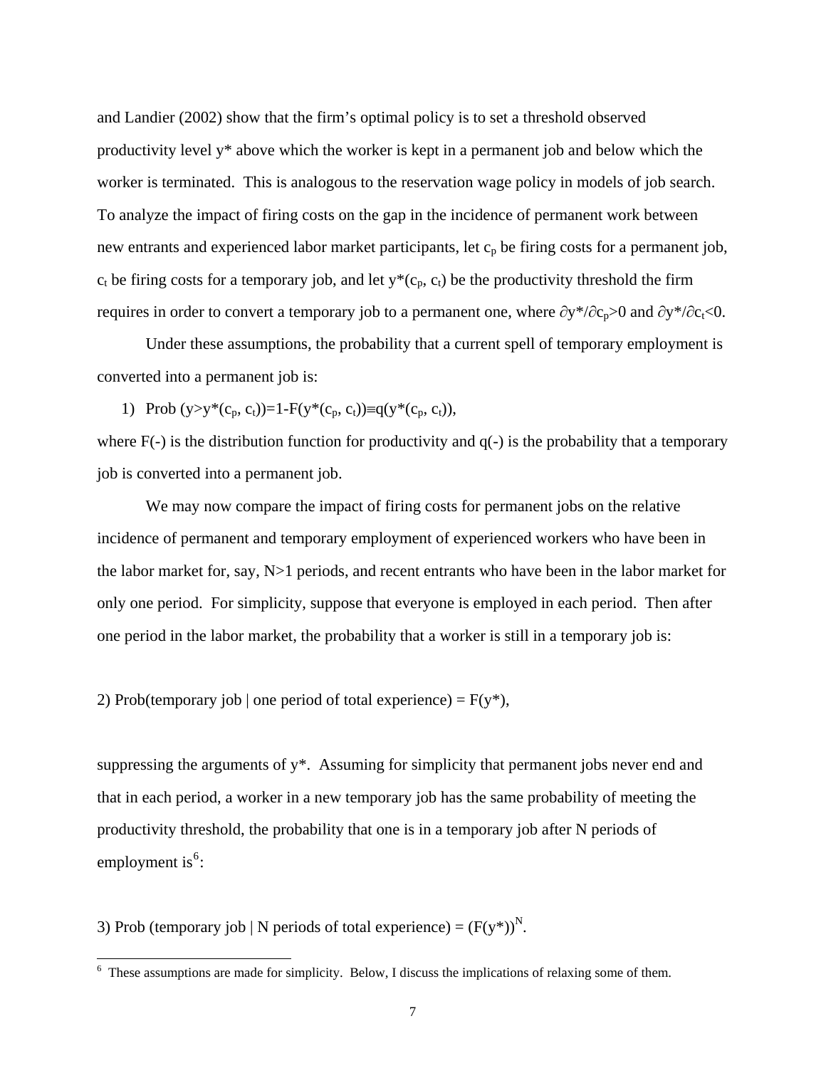and Landier (2002) show that the firm's optimal policy is to set a threshold observed productivity level y* above which the worker is kept in a permanent job and below which the worker is terminated. This is analogous to the reservation wage policy in models of job search. To analyze the impact of firing costs on the gap in the incidence of permanent work between new entrants and experienced labor market participants, let $c_p$ be firing costs for a permanent job, $c_t$ be firing costs for a temporary job, and let $y^*(c_p, c_t)$ be the productivity threshold the firm requires in order to convert a temporary job to a permanent one, where $\partial y^*/\partial c_p > 0$ and $\partial y^*/\partial c_t < 0$.

Under these assumptions, the probability that a current spell of temporary employment is converted into a permanent job is:

1) $\text{Prob}\,(y > y^*(c_p, c_t)) = 1 - F(y^*(c_p, c_t)) \equiv q(y^*(c_p, c_t))$,

where F(-) is the distribution function for productivity and q(-) is the probability that a temporary job is converted into a permanent job.

We may now compare the impact of firing costs for permanent jobs on the relative incidence of permanent and temporary employment of experienced workers who have been in the labor market for, say, N>1 periods, and recent entrants who have been in the labor market for only one period. For simplicity, suppose that everyone is employed in each period. Then after one period in the labor market, the probability that a worker is still in a temporary job is:

2) $\text{Prob(temporary job | one period of total experience)} = F(y^*)$,

suppressing the arguments of y*. Assuming for simplicity that permanent jobs never end and that in each period, a worker in a new temporary job has the same probability of meeting the productivity threshold, the probability that one is in a temporary job after N periods of employment is[6]:

3) $\text{Prob (temporary job | N periods of total experience)} = (F(y^*))^N$.

[6] These assumptions are made for simplicity. Below, I discuss the implications of relaxing some of them.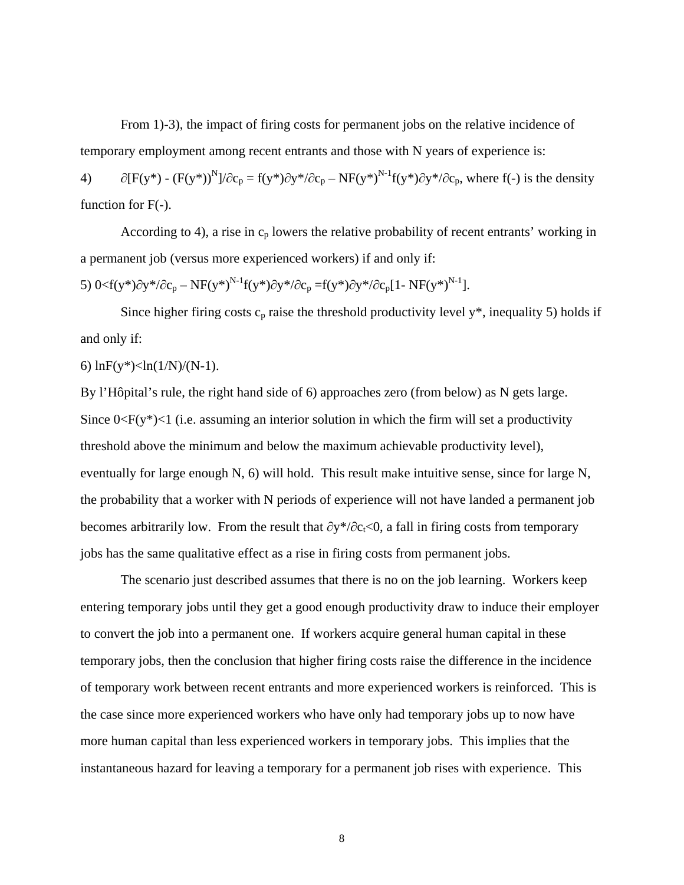From 1)-3), the impact of firing costs for permanent jobs on the relative incidence of temporary employment among recent entrants and those with N years of experience is:

4) $\partial[F(y^*) - (F(y^*))^N]/\partial c_p = f(y^*)\partial y^*/\partial c_p - NF(y^*)^{N-1}f(y^*)\partial y^*/\partial c_p$, where f(-) is the density function for F(-).

According to 4), a rise in $c_p$ lowers the relative probability of recent entrants' working in a permanent job (versus more experienced workers) if and only if:

5) $0<f(y^*)\partial y^*/\partial c_p - NF(y^*)^{N-1}f(y^*)\partial y^*/\partial c_p = f(y^*)\partial y^*/\partial c_p[1- NF(y^*)^{N-1}]$.

Since higher firing costs $c_p$ raise the threshold productivity level y*, inequality 5) holds if and only if:

6) $\ln F(y^*)<\ln(1/N)/(N-1)$.

By l'Hôpital's rule, the right hand side of 6) approaches zero (from below) as N gets large. Since $0<F(y^*)<1$ (i.e. assuming an interior solution in which the firm will set a productivity threshold above the minimum and below the maximum achievable productivity level), eventually for large enough N, 6) will hold. This result make intuitive sense, since for large N, the probability that a worker with N periods of experience will not have landed a permanent job becomes arbitrarily low. From the result that $\partial y^*/\partial c_t<0$, a fall in firing costs from temporary jobs has the same qualitative effect as a rise in firing costs from permanent jobs.

The scenario just described assumes that there is no on the job learning. Workers keep entering temporary jobs until they get a good enough productivity draw to induce their employer to convert the job into a permanent one. If workers acquire general human capital in these temporary jobs, then the conclusion that higher firing costs raise the difference in the incidence of temporary work between recent entrants and more experienced workers is reinforced. This is the case since more experienced workers who have only had temporary jobs up to now have more human capital than less experienced workers in temporary jobs. This implies that the instantaneous hazard for leaving a temporary for a permanent job rises with experience. This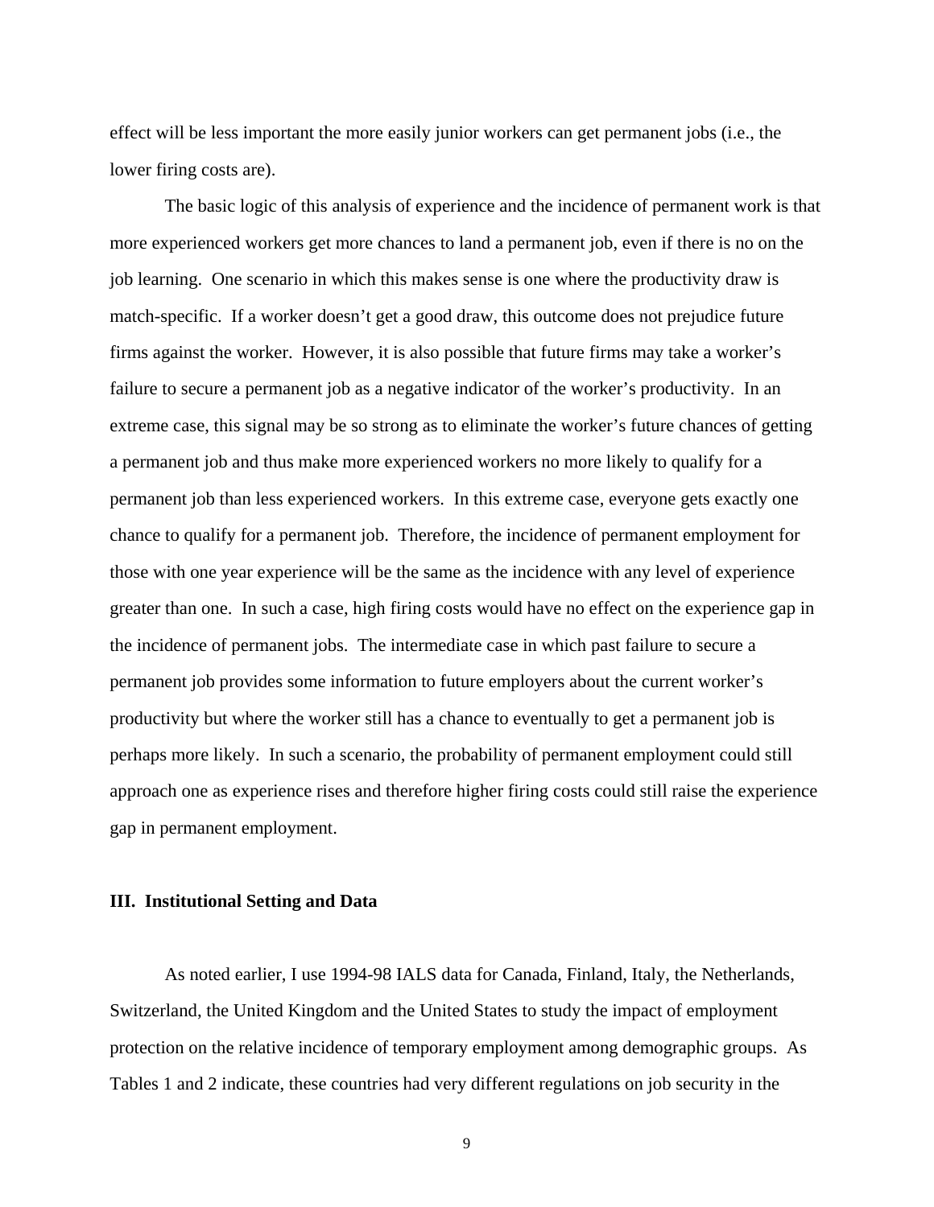effect will be less important the more easily junior workers can get permanent jobs (i.e., the lower firing costs are).

The basic logic of this analysis of experience and the incidence of permanent work is that more experienced workers get more chances to land a permanent job, even if there is no on the job learning. One scenario in which this makes sense is one where the productivity draw is match-specific. If a worker doesn't get a good draw, this outcome does not prejudice future firms against the worker. However, it is also possible that future firms may take a worker's failure to secure a permanent job as a negative indicator of the worker's productivity. In an extreme case, this signal may be so strong as to eliminate the worker's future chances of getting a permanent job and thus make more experienced workers no more likely to qualify for a permanent job than less experienced workers. In this extreme case, everyone gets exactly one chance to qualify for a permanent job. Therefore, the incidence of permanent employment for those with one year experience will be the same as the incidence with any level of experience greater than one. In such a case, high firing costs would have no effect on the experience gap in the incidence of permanent jobs. The intermediate case in which past failure to secure a permanent job provides some information to future employers about the current worker's productivity but where the worker still has a chance to eventually to get a permanent job is perhaps more likely. In such a scenario, the probability of permanent employment could still approach one as experience rises and therefore higher firing costs could still raise the experience gap in permanent employment.

## III. Institutional Setting and Data

As noted earlier, I use 1994-98 IALS data for Canada, Finland, Italy, the Netherlands, Switzerland, the United Kingdom and the United States to study the impact of employment protection on the relative incidence of temporary employment among demographic groups. As Tables 1 and 2 indicate, these countries had very different regulations on job security in the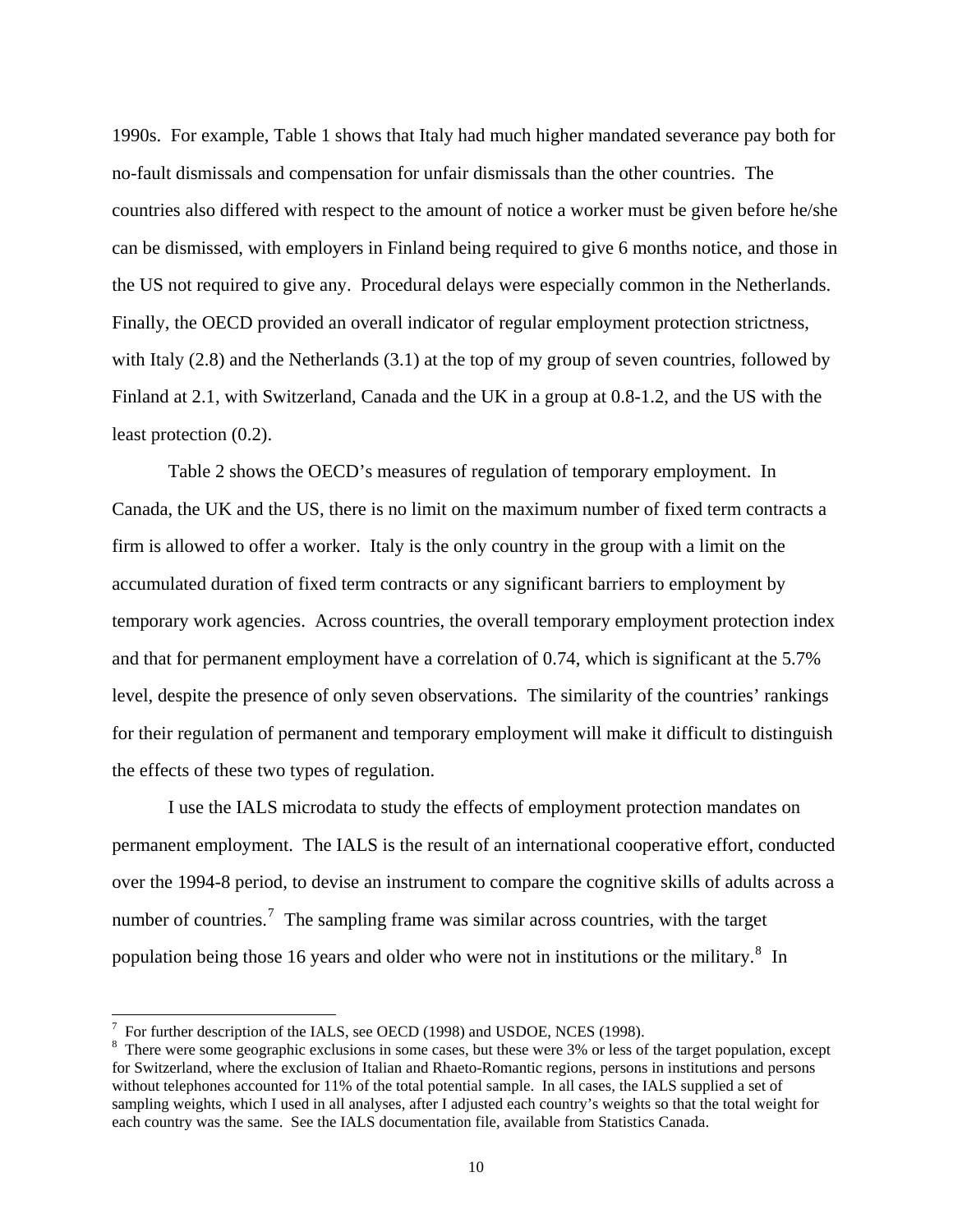1990s. For example, Table 1 shows that Italy had much higher mandated severance pay both for no-fault dismissals and compensation for unfair dismissals than the other countries. The countries also differed with respect to the amount of notice a worker must be given before he/she can be dismissed, with employers in Finland being required to give 6 months notice, and those in the US not required to give any. Procedural delays were especially common in the Netherlands. Finally, the OECD provided an overall indicator of regular employment protection strictness, with Italy (2.8) and the Netherlands (3.1) at the top of my group of seven countries, followed by Finland at 2.1, with Switzerland, Canada and the UK in a group at 0.8-1.2, and the US with the least protection (0.2).

Table 2 shows the OECD's measures of regulation of temporary employment. In Canada, the UK and the US, there is no limit on the maximum number of fixed term contracts a firm is allowed to offer a worker. Italy is the only country in the group with a limit on the accumulated duration of fixed term contracts or any significant barriers to employment by temporary work agencies. Across countries, the overall temporary employment protection index and that for permanent employment have a correlation of 0.74, which is significant at the 5.7% level, despite the presence of only seven observations. The similarity of the countries' rankings for their regulation of permanent and temporary employment will make it difficult to distinguish the effects of these two types of regulation.

I use the IALS microdata to study the effects of employment protection mandates on permanent employment. The IALS is the result of an international cooperative effort, conducted over the 1994-8 period, to devise an instrument to compare the cognitive skills of adults across a number of countries.[7] The sampling frame was similar across countries, with the target population being those 16 years and older who were not in institutions or the military.[8] In

---

[7] For further description of the IALS, see OECD (1998) and USDOE, NCES (1998).

[8] There were some geographic exclusions in some cases, but these were 3% or less of the target population, except for Switzerland, where the exclusion of Italian and Rhaeto-Romantic regions, persons in institutions and persons without telephones accounted for 11% of the total potential sample. In all cases, the IALS supplied a set of sampling weights, which I used in all analyses, after I adjusted each country's weights so that the total weight for each country was the same. See the IALS documentation file, available from Statistics Canada.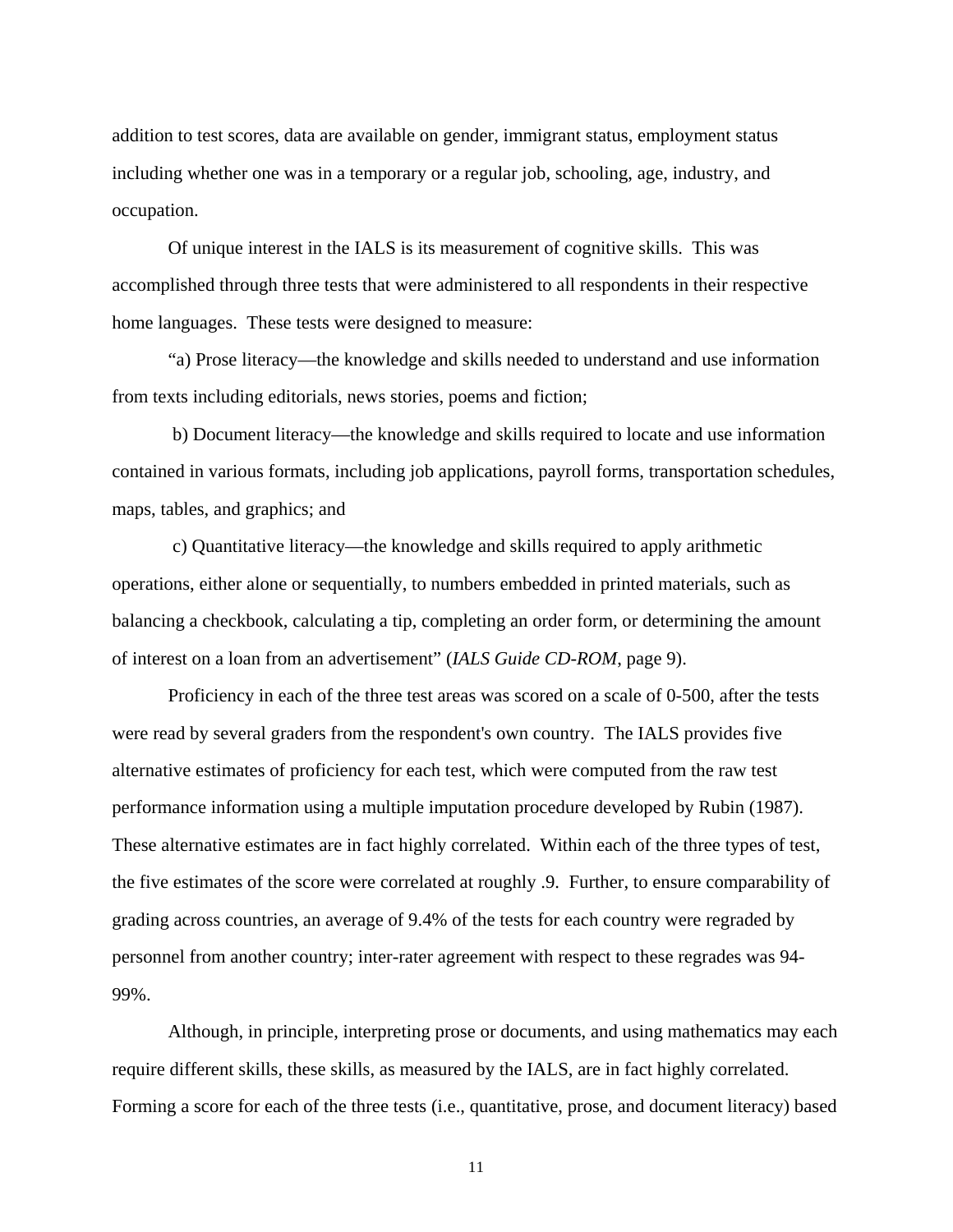addition to test scores, data are available on gender, immigrant status, employment status including whether one was in a temporary or a regular job, schooling, age, industry, and occupation.

Of unique interest in the IALS is its measurement of cognitive skills. This was accomplished through three tests that were administered to all respondents in their respective home languages. These tests were designed to measure:

"a) Prose literacy—the knowledge and skills needed to understand and use information from texts including editorials, news stories, poems and fiction;

b) Document literacy—the knowledge and skills required to locate and use information contained in various formats, including job applications, payroll forms, transportation schedules, maps, tables, and graphics; and

c) Quantitative literacy—the knowledge and skills required to apply arithmetic operations, either alone or sequentially, to numbers embedded in printed materials, such as balancing a checkbook, calculating a tip, completing an order form, or determining the amount of interest on a loan from an advertisement" (*IALS Guide CD-ROM*, page 9).

Proficiency in each of the three test areas was scored on a scale of 0-500, after the tests were read by several graders from the respondent's own country. The IALS provides five alternative estimates of proficiency for each test, which were computed from the raw test performance information using a multiple imputation procedure developed by Rubin (1987). These alternative estimates are in fact highly correlated. Within each of the three types of test, the five estimates of the score were correlated at roughly .9. Further, to ensure comparability of grading across countries, an average of 9.4% of the tests for each country were regraded by personnel from another country; inter-rater agreement with respect to these regrades was 94-99%.

Although, in principle, interpreting prose or documents, and using mathematics may each require different skills, these skills, as measured by the IALS, are in fact highly correlated. Forming a score for each of the three tests (i.e., quantitative, prose, and document literacy) based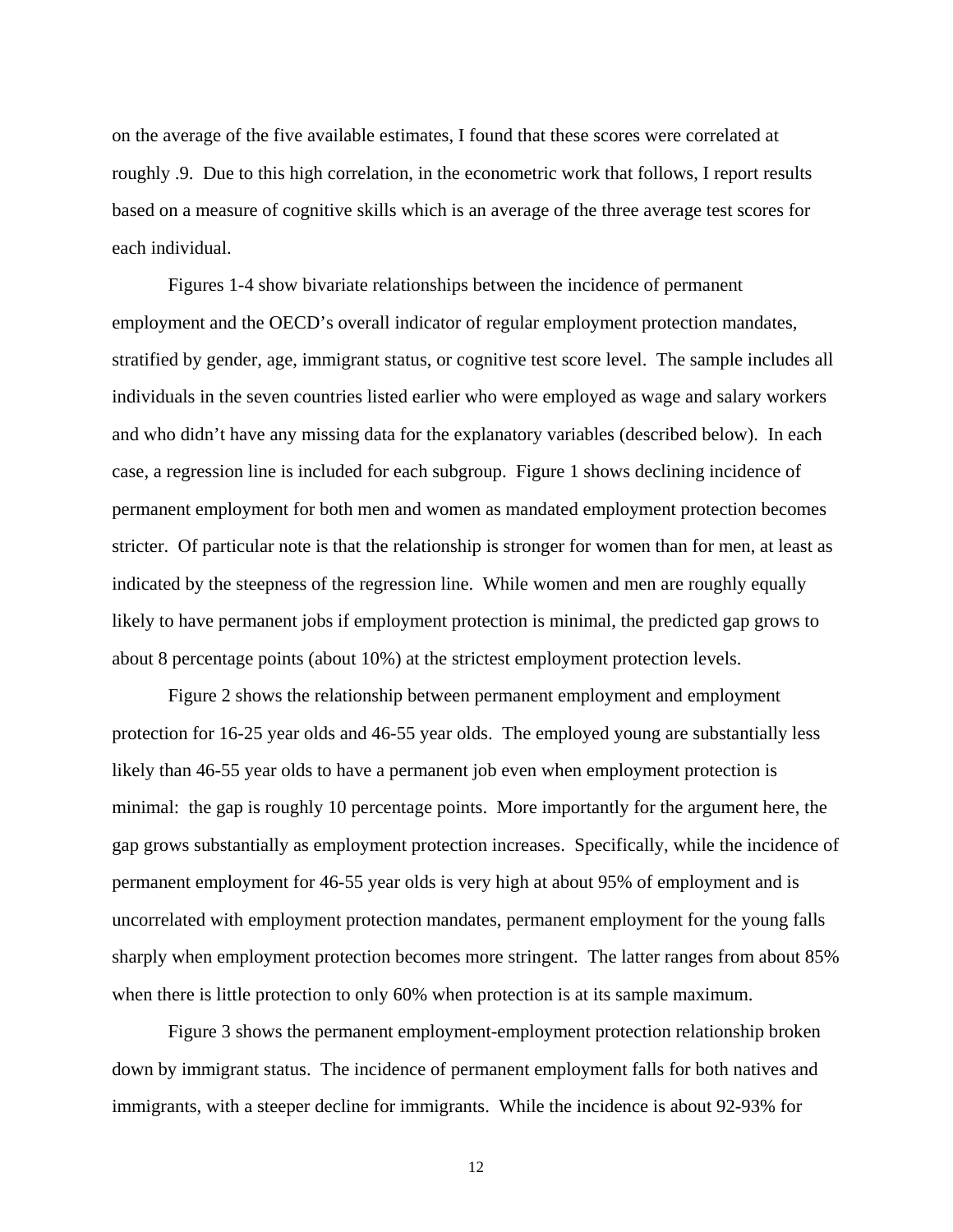on the average of the five available estimates, I found that these scores were correlated at roughly .9. Due to this high correlation, in the econometric work that follows, I report results based on a measure of cognitive skills which is an average of the three average test scores for each individual.

Figures 1-4 show bivariate relationships between the incidence of permanent employment and the OECD's overall indicator of regular employment protection mandates, stratified by gender, age, immigrant status, or cognitive test score level. The sample includes all individuals in the seven countries listed earlier who were employed as wage and salary workers and who didn't have any missing data for the explanatory variables (described below). In each case, a regression line is included for each subgroup. Figure 1 shows declining incidence of permanent employment for both men and women as mandated employment protection becomes stricter. Of particular note is that the relationship is stronger for women than for men, at least as indicated by the steepness of the regression line. While women and men are roughly equally likely to have permanent jobs if employment protection is minimal, the predicted gap grows to about 8 percentage points (about 10%) at the strictest employment protection levels.

Figure 2 shows the relationship between permanent employment and employment protection for 16-25 year olds and 46-55 year olds. The employed young are substantially less likely than 46-55 year olds to have a permanent job even when employment protection is minimal: the gap is roughly 10 percentage points. More importantly for the argument here, the gap grows substantially as employment protection increases. Specifically, while the incidence of permanent employment for 46-55 year olds is very high at about 95% of employment and is uncorrelated with employment protection mandates, permanent employment for the young falls sharply when employment protection becomes more stringent. The latter ranges from about 85% when there is little protection to only 60% when protection is at its sample maximum.

Figure 3 shows the permanent employment-employment protection relationship broken down by immigrant status. The incidence of permanent employment falls for both natives and immigrants, with a steeper decline for immigrants. While the incidence is about 92-93% for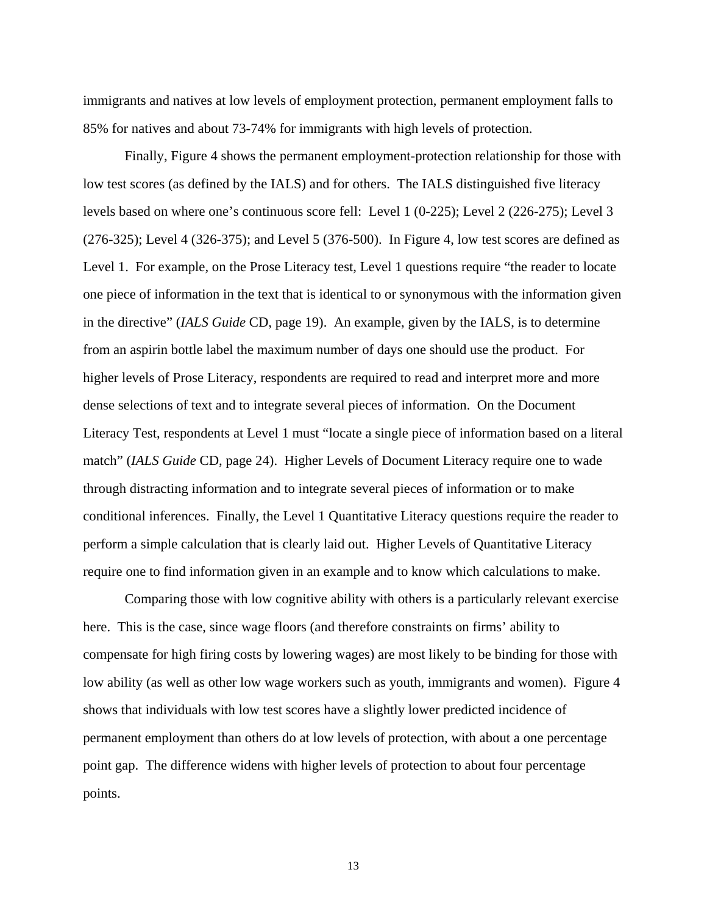immigrants and natives at low levels of employment protection, permanent employment falls to 85% for natives and about 73-74% for immigrants with high levels of protection.

Finally, Figure 4 shows the permanent employment-protection relationship for those with low test scores (as defined by the IALS) and for others. The IALS distinguished five literacy levels based on where one's continuous score fell: Level 1 (0-225); Level 2 (226-275); Level 3 (276-325); Level 4 (326-375); and Level 5 (376-500). In Figure 4, low test scores are defined as Level 1. For example, on the Prose Literacy test, Level 1 questions require "the reader to locate one piece of information in the text that is identical to or synonymous with the information given in the directive" (*IALS Guide* CD, page 19). An example, given by the IALS, is to determine from an aspirin bottle label the maximum number of days one should use the product. For higher levels of Prose Literacy, respondents are required to read and interpret more and more dense selections of text and to integrate several pieces of information. On the Document Literacy Test, respondents at Level 1 must "locate a single piece of information based on a literal match" (*IALS Guide* CD, page 24). Higher Levels of Document Literacy require one to wade through distracting information and to integrate several pieces of information or to make conditional inferences. Finally, the Level 1 Quantitative Literacy questions require the reader to perform a simple calculation that is clearly laid out. Higher Levels of Quantitative Literacy require one to find information given in an example and to know which calculations to make.

Comparing those with low cognitive ability with others is a particularly relevant exercise here. This is the case, since wage floors (and therefore constraints on firms' ability to compensate for high firing costs by lowering wages) are most likely to be binding for those with low ability (as well as other low wage workers such as youth, immigrants and women). Figure 4 shows that individuals with low test scores have a slightly lower predicted incidence of permanent employment than others do at low levels of protection, with about a one percentage point gap. The difference widens with higher levels of protection to about four percentage points.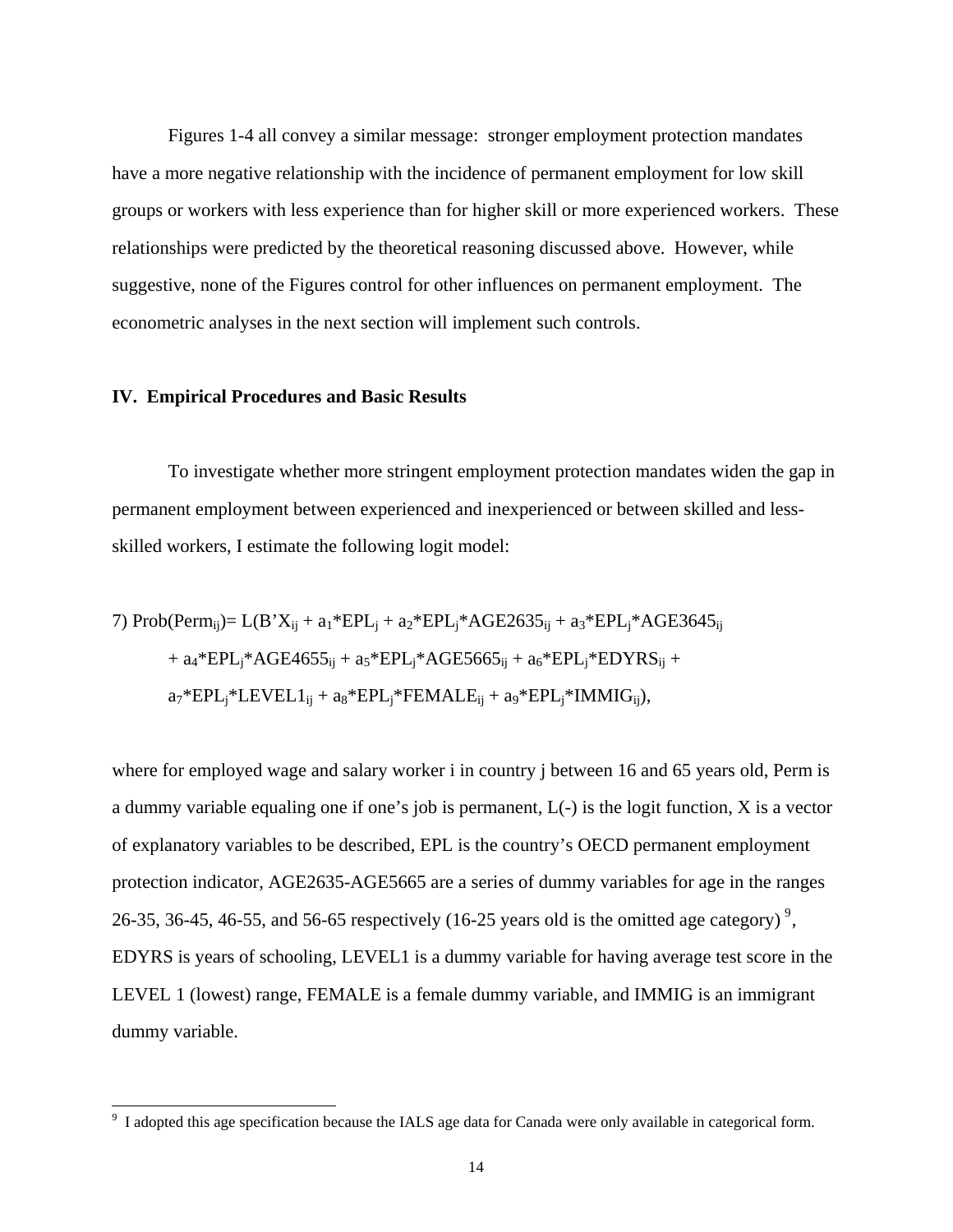Figures 1-4 all convey a similar message: stronger employment protection mandates have a more negative relationship with the incidence of permanent employment for low skill groups or workers with less experience than for higher skill or more experienced workers. These relationships were predicted by the theoretical reasoning discussed above. However, while suggestive, none of the Figures control for other influences on permanent employment. The econometric analyses in the next section will implement such controls.

## IV. Empirical Procedures and Basic Results

To investigate whether more stringent employment protection mandates widen the gap in permanent employment between experienced and inexperienced or between skilled and less-skilled workers, I estimate the following logit model:

$$
\begin{aligned}
7)\ \text{Prob}(\text{Perm}_{ij}) = L(&B'X_{ij} + a_1{*}\text{EPL}_j + a_2{*}\text{EPL}_j{*}\text{AGE2635}_{ij} + a_3{*}\text{EPL}_j{*}\text{AGE3645}_{ij} \\
&+ a_4{*}\text{EPL}_j{*}\text{AGE4655}_{ij} + a_5{*}\text{EPL}_j{*}\text{AGE5665}_{ij} + a_6{*}\text{EPL}_j{*}\text{EDYRS}_{ij} + \\
&a_7{*}\text{EPL}_j{*}\text{LEVEL1}_{ij} + a_8{*}\text{EPL}_j{*}\text{FEMALE}_{ij} + a_9{*}\text{EPL}_j{*}\text{IMMIG}_{ij}),
\end{aligned}
$$

where for employed wage and salary worker i in country j between 16 and 65 years old, Perm is a dummy variable equaling one if one's job is permanent, L(-) is the logit function, X is a vector of explanatory variables to be described, EPL is the country's OECD permanent employment protection indicator, AGE2635-AGE5665 are a series of dummy variables for age in the ranges 26-35, 36-45, 46-55, and 56-65 respectively (16-25 years old is the omitted age category) [9], EDYRS is years of schooling, LEVEL1 is a dummy variable for having average test score in the LEVEL 1 (lowest) range, FEMALE is a female dummy variable, and IMMIG is an immigrant dummy variable.

[9] I adopted this age specification because the IALS age data for Canada were only available in categorical form.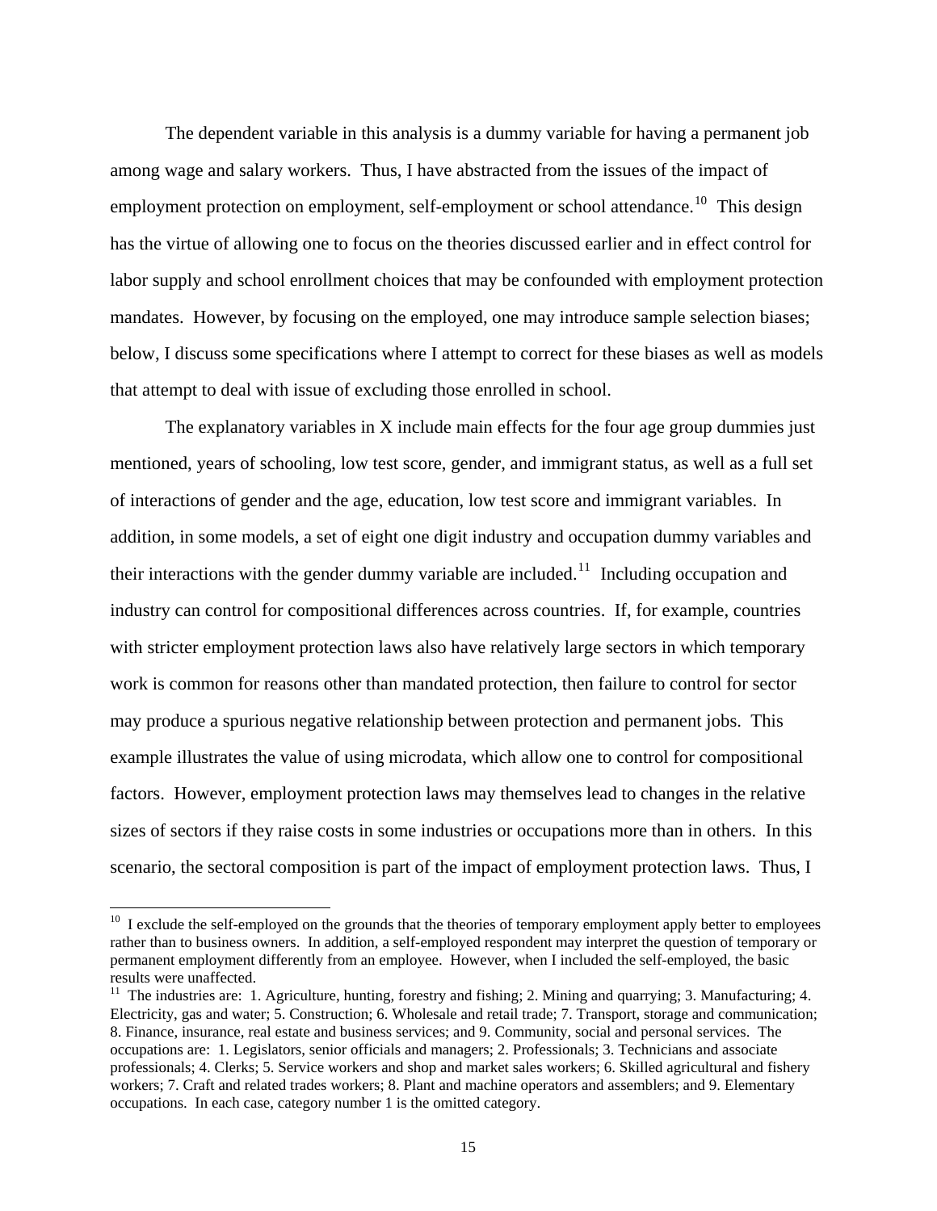The dependent variable in this analysis is a dummy variable for having a permanent job among wage and salary workers. Thus, I have abstracted from the issues of the impact of employment protection on employment, self-employment or school attendance.[10] This design has the virtue of allowing one to focus on the theories discussed earlier and in effect control for labor supply and school enrollment choices that may be confounded with employment protection mandates. However, by focusing on the employed, one may introduce sample selection biases; below, I discuss some specifications where I attempt to correct for these biases as well as models that attempt to deal with issue of excluding those enrolled in school.

The explanatory variables in X include main effects for the four age group dummies just mentioned, years of schooling, low test score, gender, and immigrant status, as well as a full set of interactions of gender and the age, education, low test score and immigrant variables. In addition, in some models, a set of eight one digit industry and occupation dummy variables and their interactions with the gender dummy variable are included.[11] Including occupation and industry can control for compositional differences across countries. If, for example, countries with stricter employment protection laws also have relatively large sectors in which temporary work is common for reasons other than mandated protection, then failure to control for sector may produce a spurious negative relationship between protection and permanent jobs. This example illustrates the value of using microdata, which allow one to control for compositional factors. However, employment protection laws may themselves lead to changes in the relative sizes of sectors if they raise costs in some industries or occupations more than in others. In this scenario, the sectoral composition is part of the impact of employment protection laws. Thus, I

---

[10] I exclude the self-employed on the grounds that the theories of temporary employment apply better to employees rather than to business owners. In addition, a self-employed respondent may interpret the question of temporary or permanent employment differently from an employee. However, when I included the self-employed, the basic results were unaffected.

[11] The industries are: 1. Agriculture, hunting, forestry and fishing; 2. Mining and quarrying; 3. Manufacturing; 4. Electricity, gas and water; 5. Construction; 6. Wholesale and retail trade; 7. Transport, storage and communication; 8. Finance, insurance, real estate and business services; and 9. Community, social and personal services. The occupations are: 1. Legislators, senior officials and managers; 2. Professionals; 3. Technicians and associate professionals; 4. Clerks; 5. Service workers and shop and market sales workers; 6. Skilled agricultural and fishery workers; 7. Craft and related trades workers; 8. Plant and machine operators and assemblers; and 9. Elementary occupations. In each case, category number 1 is the omitted category.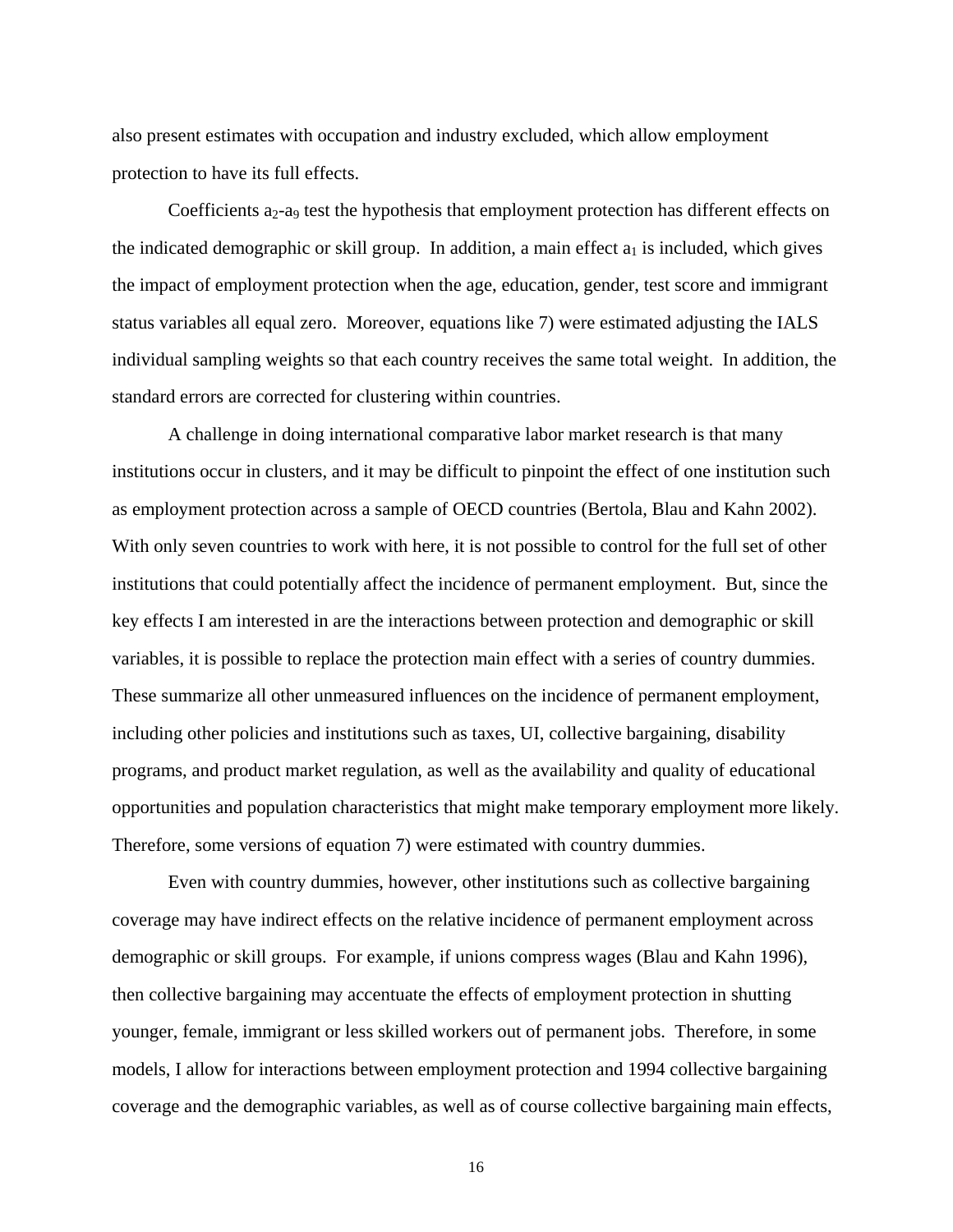also present estimates with occupation and industry excluded, which allow employment protection to have its full effects.

Coefficients $a_2$-$a_9$ test the hypothesis that employment protection has different effects on the indicated demographic or skill group. In addition, a main effect $a_1$ is included, which gives the impact of employment protection when the age, education, gender, test score and immigrant status variables all equal zero. Moreover, equations like 7) were estimated adjusting the IALS individual sampling weights so that each country receives the same total weight. In addition, the standard errors are corrected for clustering within countries.

A challenge in doing international comparative labor market research is that many institutions occur in clusters, and it may be difficult to pinpoint the effect of one institution such as employment protection across a sample of OECD countries (Bertola, Blau and Kahn 2002). With only seven countries to work with here, it is not possible to control for the full set of other institutions that could potentially affect the incidence of permanent employment. But, since the key effects I am interested in are the interactions between protection and demographic or skill variables, it is possible to replace the protection main effect with a series of country dummies. These summarize all other unmeasured influences on the incidence of permanent employment, including other policies and institutions such as taxes, UI, collective bargaining, disability programs, and product market regulation, as well as the availability and quality of educational opportunities and population characteristics that might make temporary employment more likely. Therefore, some versions of equation 7) were estimated with country dummies.

Even with country dummies, however, other institutions such as collective bargaining coverage may have indirect effects on the relative incidence of permanent employment across demographic or skill groups. For example, if unions compress wages (Blau and Kahn 1996), then collective bargaining may accentuate the effects of employment protection in shutting younger, female, immigrant or less skilled workers out of permanent jobs. Therefore, in some models, I allow for interactions between employment protection and 1994 collective bargaining coverage and the demographic variables, as well as of course collective bargaining main effects,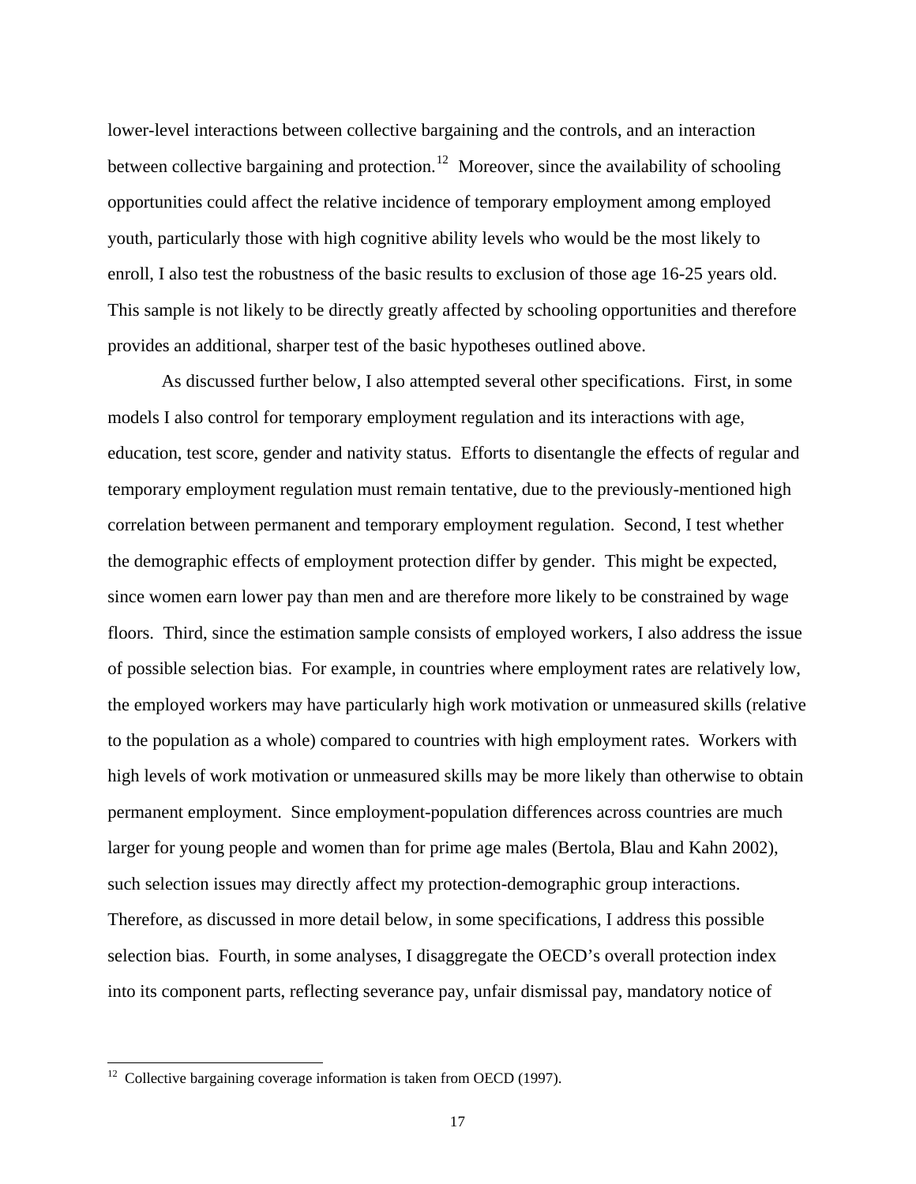lower-level interactions between collective bargaining and the controls, and an interaction between collective bargaining and protection.[12] Moreover, since the availability of schooling opportunities could affect the relative incidence of temporary employment among employed youth, particularly those with high cognitive ability levels who would be the most likely to enroll, I also test the robustness of the basic results to exclusion of those age 16-25 years old. This sample is not likely to be directly greatly affected by schooling opportunities and therefore provides an additional, sharper test of the basic hypotheses outlined above.

As discussed further below, I also attempted several other specifications. First, in some models I also control for temporary employment regulation and its interactions with age, education, test score, gender and nativity status. Efforts to disentangle the effects of regular and temporary employment regulation must remain tentative, due to the previously-mentioned high correlation between permanent and temporary employment regulation. Second, I test whether the demographic effects of employment protection differ by gender. This might be expected, since women earn lower pay than men and are therefore more likely to be constrained by wage floors. Third, since the estimation sample consists of employed workers, I also address the issue of possible selection bias. For example, in countries where employment rates are relatively low, the employed workers may have particularly high work motivation or unmeasured skills (relative to the population as a whole) compared to countries with high employment rates. Workers with high levels of work motivation or unmeasured skills may be more likely than otherwise to obtain permanent employment. Since employment-population differences across countries are much larger for young people and women than for prime age males (Bertola, Blau and Kahn 2002), such selection issues may directly affect my protection-demographic group interactions. Therefore, as discussed in more detail below, in some specifications, I address this possible selection bias. Fourth, in some analyses, I disaggregate the OECD's overall protection index into its component parts, reflecting severance pay, unfair dismissal pay, mandatory notice of

[12] Collective bargaining coverage information is taken from OECD (1997).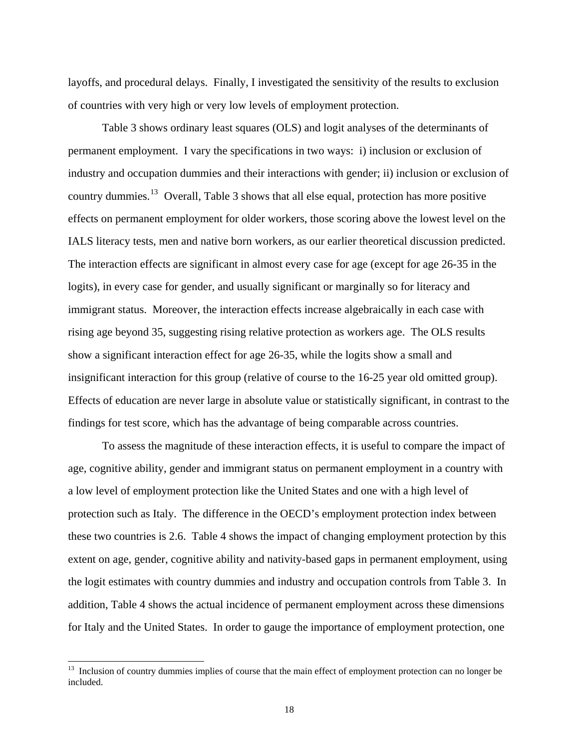layoffs, and procedural delays. Finally, I investigated the sensitivity of the results to exclusion of countries with very high or very low levels of employment protection.

Table 3 shows ordinary least squares (OLS) and logit analyses of the determinants of permanent employment. I vary the specifications in two ways: i) inclusion or exclusion of industry and occupation dummies and their interactions with gender; ii) inclusion or exclusion of country dummies.[13] Overall, Table 3 shows that all else equal, protection has more positive effects on permanent employment for older workers, those scoring above the lowest level on the IALS literacy tests, men and native born workers, as our earlier theoretical discussion predicted. The interaction effects are significant in almost every case for age (except for age 26-35 in the logits), in every case for gender, and usually significant or marginally so for literacy and immigrant status. Moreover, the interaction effects increase algebraically in each case with rising age beyond 35, suggesting rising relative protection as workers age. The OLS results show a significant interaction effect for age 26-35, while the logits show a small and insignificant interaction for this group (relative of course to the 16-25 year old omitted group). Effects of education are never large in absolute value or statistically significant, in contrast to the findings for test score, which has the advantage of being comparable across countries.

To assess the magnitude of these interaction effects, it is useful to compare the impact of age, cognitive ability, gender and immigrant status on permanent employment in a country with a low level of employment protection like the United States and one with a high level of protection such as Italy. The difference in the OECD's employment protection index between these two countries is 2.6. Table 4 shows the impact of changing employment protection by this extent on age, gender, cognitive ability and nativity-based gaps in permanent employment, using the logit estimates with country dummies and industry and occupation controls from Table 3. In addition, Table 4 shows the actual incidence of permanent employment across these dimensions for Italy and the United States. In order to gauge the importance of employment protection, one

[13] Inclusion of country dummies implies of course that the main effect of employment protection can no longer be included.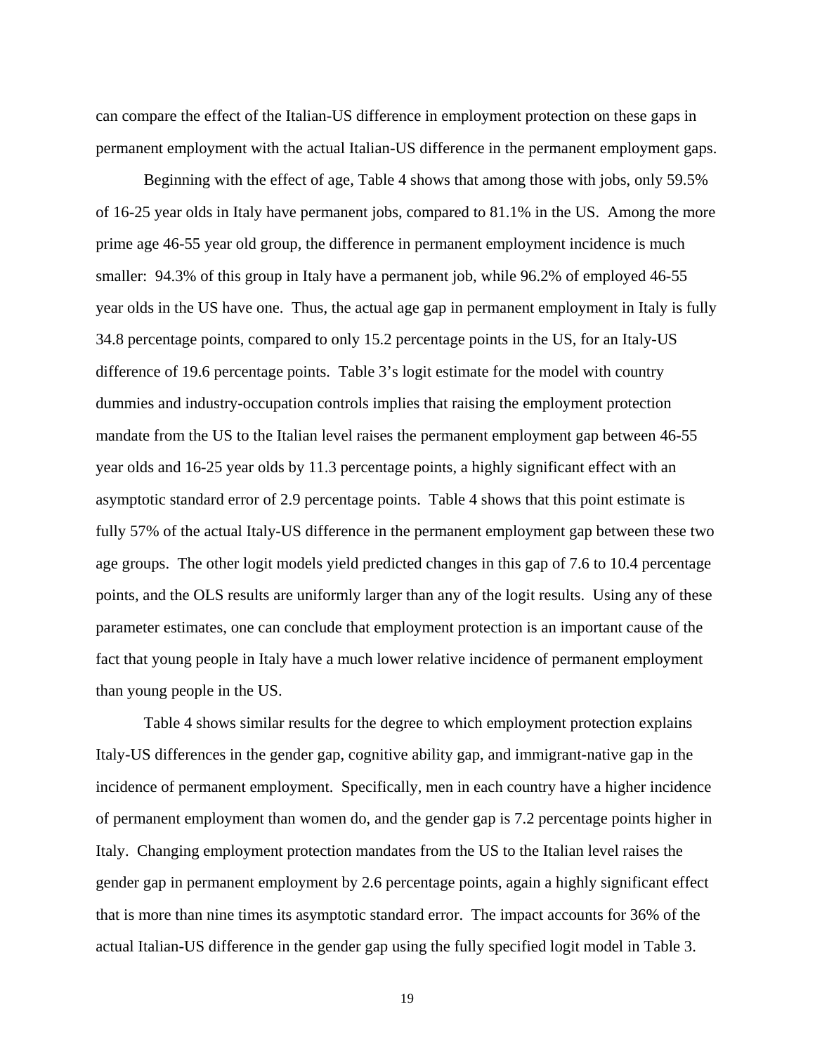can compare the effect of the Italian-US difference in employment protection on these gaps in permanent employment with the actual Italian-US difference in the permanent employment gaps.

Beginning with the effect of age, Table 4 shows that among those with jobs, only 59.5% of 16-25 year olds in Italy have permanent jobs, compared to 81.1% in the US. Among the more prime age 46-55 year old group, the difference in permanent employment incidence is much smaller: 94.3% of this group in Italy have a permanent job, while 96.2% of employed 46-55 year olds in the US have one. Thus, the actual age gap in permanent employment in Italy is fully 34.8 percentage points, compared to only 15.2 percentage points in the US, for an Italy-US difference of 19.6 percentage points. Table 3's logit estimate for the model with country dummies and industry-occupation controls implies that raising the employment protection mandate from the US to the Italian level raises the permanent employment gap between 46-55 year olds and 16-25 year olds by 11.3 percentage points, a highly significant effect with an asymptotic standard error of 2.9 percentage points. Table 4 shows that this point estimate is fully 57% of the actual Italy-US difference in the permanent employment gap between these two age groups. The other logit models yield predicted changes in this gap of 7.6 to 10.4 percentage points, and the OLS results are uniformly larger than any of the logit results. Using any of these parameter estimates, one can conclude that employment protection is an important cause of the fact that young people in Italy have a much lower relative incidence of permanent employment than young people in the US.

Table 4 shows similar results for the degree to which employment protection explains Italy-US differences in the gender gap, cognitive ability gap, and immigrant-native gap in the incidence of permanent employment. Specifically, men in each country have a higher incidence of permanent employment than women do, and the gender gap is 7.2 percentage points higher in Italy. Changing employment protection mandates from the US to the Italian level raises the gender gap in permanent employment by 2.6 percentage points, again a highly significant effect that is more than nine times its asymptotic standard error. The impact accounts for 36% of the actual Italian-US difference in the gender gap using the fully specified logit model in Table 3.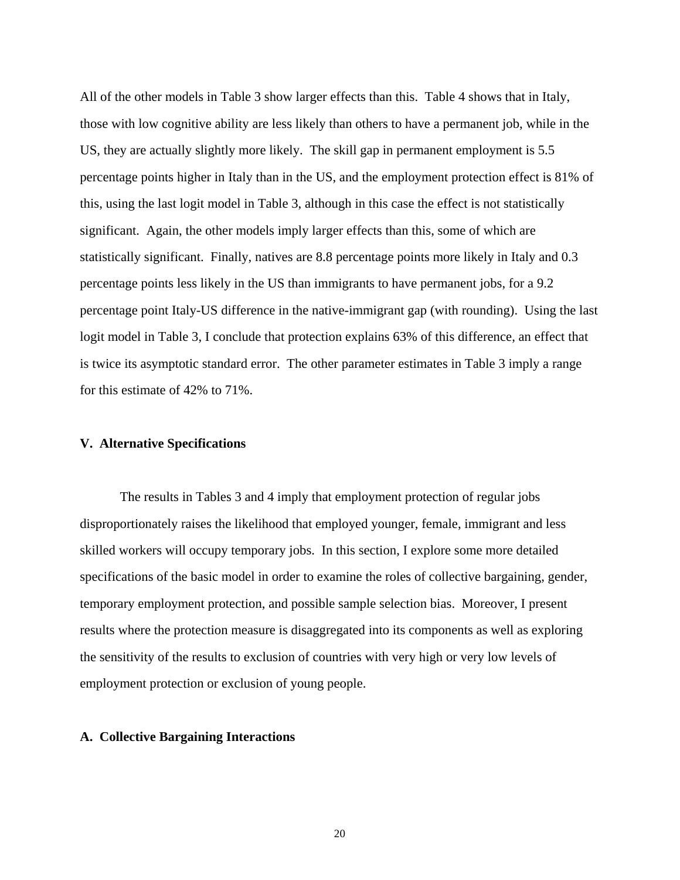All of the other models in Table 3 show larger effects than this. Table 4 shows that in Italy, those with low cognitive ability are less likely than others to have a permanent job, while in the US, they are actually slightly more likely. The skill gap in permanent employment is 5.5 percentage points higher in Italy than in the US, and the employment protection effect is 81% of this, using the last logit model in Table 3, although in this case the effect is not statistically significant. Again, the other models imply larger effects than this, some of which are statistically significant. Finally, natives are 8.8 percentage points more likely in Italy and 0.3 percentage points less likely in the US than immigrants to have permanent jobs, for a 9.2 percentage point Italy-US difference in the native-immigrant gap (with rounding). Using the last logit model in Table 3, I conclude that protection explains 63% of this difference, an effect that is twice its asymptotic standard error. The other parameter estimates in Table 3 imply a range for this estimate of 42% to 71%.

## V. Alternative Specifications

The results in Tables 3 and 4 imply that employment protection of regular jobs disproportionately raises the likelihood that employed younger, female, immigrant and less skilled workers will occupy temporary jobs. In this section, I explore some more detailed specifications of the basic model in order to examine the roles of collective bargaining, gender, temporary employment protection, and possible sample selection bias. Moreover, I present results where the protection measure is disaggregated into its components as well as exploring the sensitivity of the results to exclusion of countries with very high or very low levels of employment protection or exclusion of young people.

### A. Collective Bargaining Interactions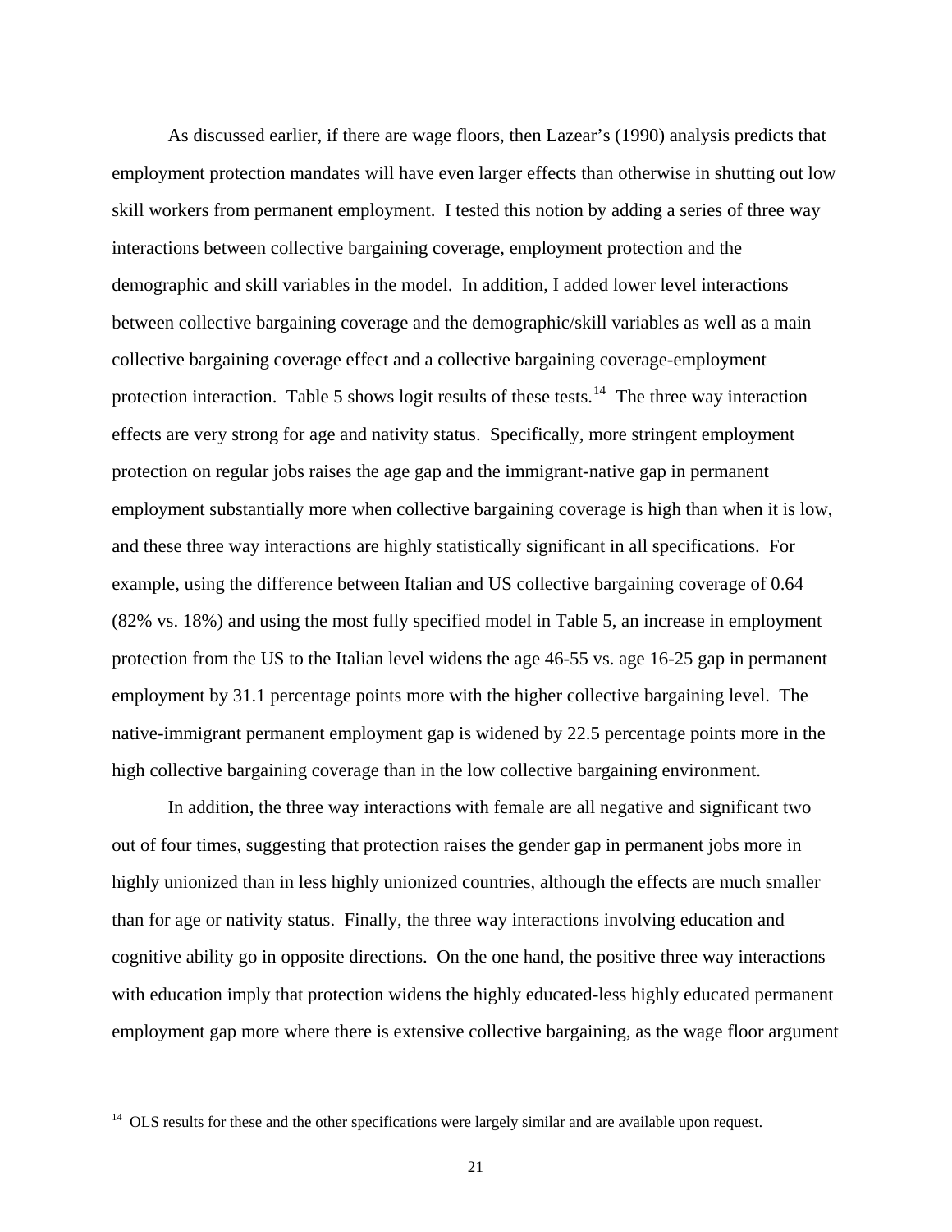As discussed earlier, if there are wage floors, then Lazear's (1990) analysis predicts that employment protection mandates will have even larger effects than otherwise in shutting out low skill workers from permanent employment. I tested this notion by adding a series of three way interactions between collective bargaining coverage, employment protection and the demographic and skill variables in the model. In addition, I added lower level interactions between collective bargaining coverage and the demographic/skill variables as well as a main collective bargaining coverage effect and a collective bargaining coverage-employment protection interaction. Table 5 shows logit results of these tests.[14] The three way interaction effects are very strong for age and nativity status. Specifically, more stringent employment protection on regular jobs raises the age gap and the immigrant-native gap in permanent employment substantially more when collective bargaining coverage is high than when it is low, and these three way interactions are highly statistically significant in all specifications. For example, using the difference between Italian and US collective bargaining coverage of 0.64 (82% vs. 18%) and using the most fully specified model in Table 5, an increase in employment protection from the US to the Italian level widens the age 46-55 vs. age 16-25 gap in permanent employment by 31.1 percentage points more with the higher collective bargaining level. The native-immigrant permanent employment gap is widened by 22.5 percentage points more in the high collective bargaining coverage than in the low collective bargaining environment.

In addition, the three way interactions with female are all negative and significant two out of four times, suggesting that protection raises the gender gap in permanent jobs more in highly unionized than in less highly unionized countries, although the effects are much smaller than for age or nativity status. Finally, the three way interactions involving education and cognitive ability go in opposite directions. On the one hand, the positive three way interactions with education imply that protection widens the highly educated-less highly educated permanent employment gap more where there is extensive collective bargaining, as the wage floor argument

[14] OLS results for these and the other specifications were largely similar and are available upon request.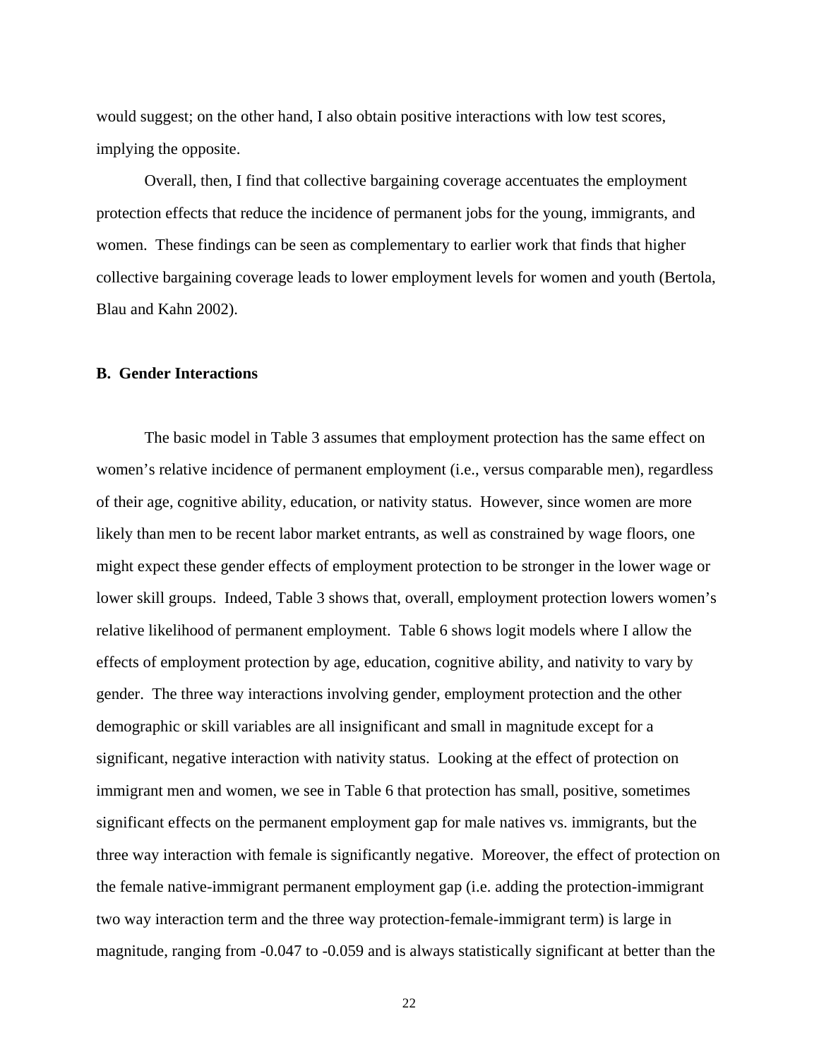would suggest; on the other hand, I also obtain positive interactions with low test scores, implying the opposite.

Overall, then, I find that collective bargaining coverage accentuates the employment protection effects that reduce the incidence of permanent jobs for the young, immigrants, and women. These findings can be seen as complementary to earlier work that finds that higher collective bargaining coverage leads to lower employment levels for women and youth (Bertola, Blau and Kahn 2002).

### B. Gender Interactions

The basic model in Table 3 assumes that employment protection has the same effect on women's relative incidence of permanent employment (i.e., versus comparable men), regardless of their age, cognitive ability, education, or nativity status. However, since women are more likely than men to be recent labor market entrants, as well as constrained by wage floors, one might expect these gender effects of employment protection to be stronger in the lower wage or lower skill groups. Indeed, Table 3 shows that, overall, employment protection lowers women's relative likelihood of permanent employment. Table 6 shows logit models where I allow the effects of employment protection by age, education, cognitive ability, and nativity to vary by gender. The three way interactions involving gender, employment protection and the other demographic or skill variables are all insignificant and small in magnitude except for a significant, negative interaction with nativity status. Looking at the effect of protection on immigrant men and women, we see in Table 6 that protection has small, positive, sometimes significant effects on the permanent employment gap for male natives vs. immigrants, but the three way interaction with female is significantly negative. Moreover, the effect of protection on the female native-immigrant permanent employment gap (i.e. adding the protection-immigrant two way interaction term and the three way protection-female-immigrant term) is large in magnitude, ranging from -0.047 to -0.059 and is always statistically significant at better than the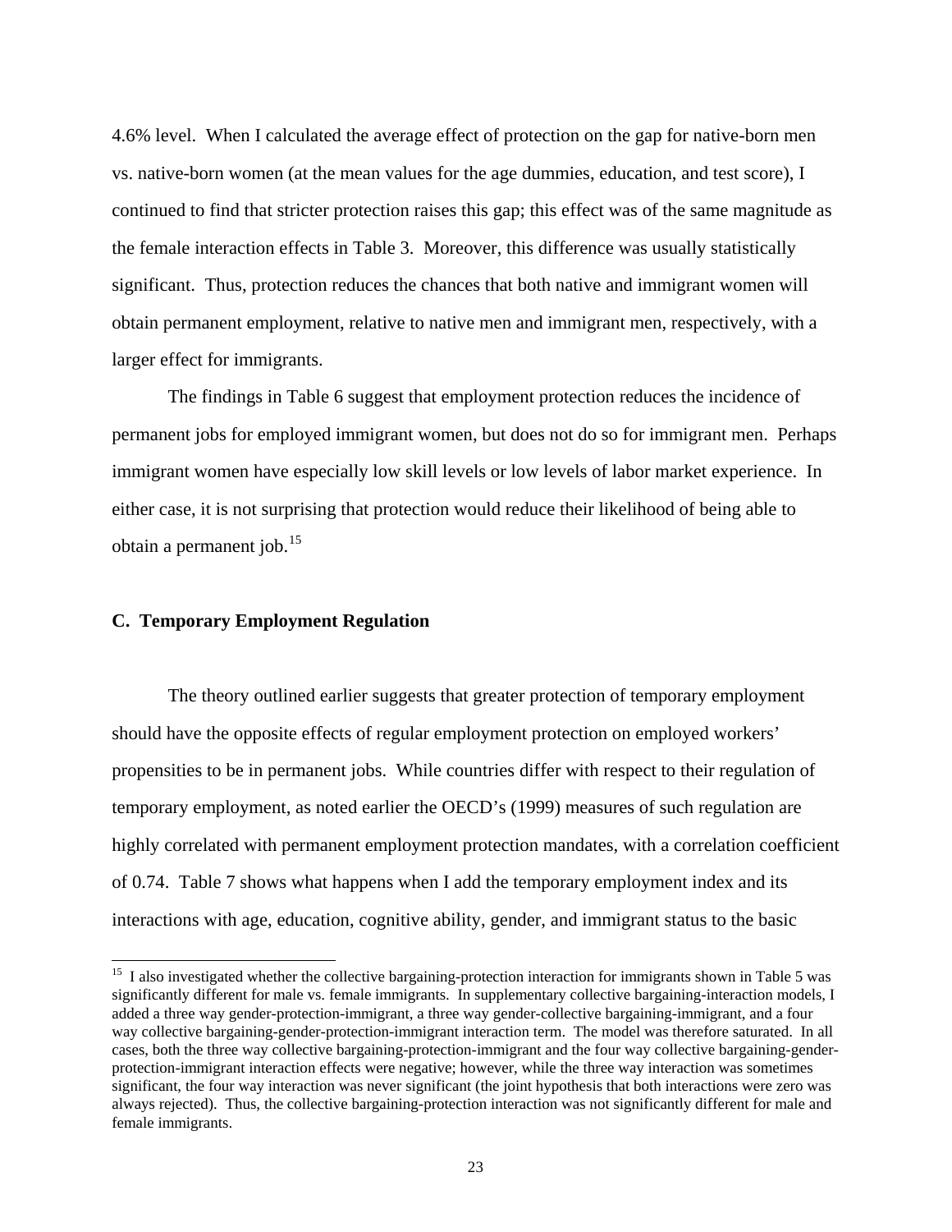4.6% level. When I calculated the average effect of protection on the gap for native-born men vs. native-born women (at the mean values for the age dummies, education, and test score), I continued to find that stricter protection raises this gap; this effect was of the same magnitude as the female interaction effects in Table 3. Moreover, this difference was usually statistically significant. Thus, protection reduces the chances that both native and immigrant women will obtain permanent employment, relative to native men and immigrant men, respectively, with a larger effect for immigrants.

The findings in Table 6 suggest that employment protection reduces the incidence of permanent jobs for employed immigrant women, but does not do so for immigrant men. Perhaps immigrant women have especially low skill levels or low levels of labor market experience. In either case, it is not surprising that protection would reduce their likelihood of being able to obtain a permanent job.[15]

### C. Temporary Employment Regulation

The theory outlined earlier suggests that greater protection of temporary employment should have the opposite effects of regular employment protection on employed workers' propensities to be in permanent jobs. While countries differ with respect to their regulation of temporary employment, as noted earlier the OECD's (1999) measures of such regulation are highly correlated with permanent employment protection mandates, with a correlation coefficient of 0.74. Table 7 shows what happens when I add the temporary employment index and its interactions with age, education, cognitive ability, gender, and immigrant status to the basic

---

[15] I also investigated whether the collective bargaining-protection interaction for immigrants shown in Table 5 was significantly different for male vs. female immigrants. In supplementary collective bargaining-interaction models, I added a three way gender-protection-immigrant, a three way gender-collective bargaining-immigrant, and a four way collective bargaining-gender-protection-immigrant interaction term. The model was therefore saturated. In all cases, both the three way collective bargaining-protection-immigrant and the four way collective bargaining-gender-protection-immigrant interaction effects were negative; however, while the three way interaction was sometimes significant, the four way interaction was never significant (the joint hypothesis that both interactions were zero was always rejected). Thus, the collective bargaining-protection interaction was not significantly different for male and female immigrants.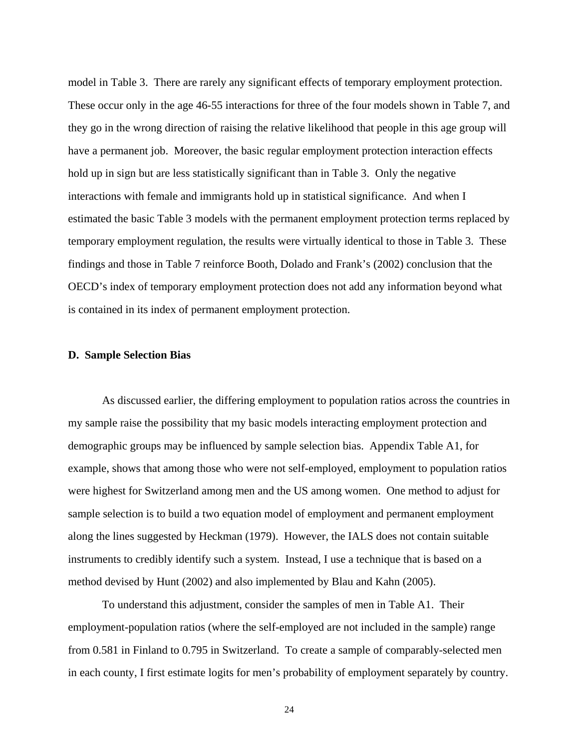model in Table 3. There are rarely any significant effects of temporary employment protection. These occur only in the age 46-55 interactions for three of the four models shown in Table 7, and they go in the wrong direction of raising the relative likelihood that people in this age group will have a permanent job. Moreover, the basic regular employment protection interaction effects hold up in sign but are less statistically significant than in Table 3. Only the negative interactions with female and immigrants hold up in statistical significance. And when I estimated the basic Table 3 models with the permanent employment protection terms replaced by temporary employment regulation, the results were virtually identical to those in Table 3. These findings and those in Table 7 reinforce Booth, Dolado and Frank's (2002) conclusion that the OECD's index of temporary employment protection does not add any information beyond what is contained in its index of permanent employment protection.

**D. Sample Selection Bias**

As discussed earlier, the differing employment to population ratios across the countries in my sample raise the possibility that my basic models interacting employment protection and demographic groups may be influenced by sample selection bias. Appendix Table A1, for example, shows that among those who were not self-employed, employment to population ratios were highest for Switzerland among men and the US among women. One method to adjust for sample selection is to build a two equation model of employment and permanent employment along the lines suggested by Heckman (1979). However, the IALS does not contain suitable instruments to credibly identify such a system. Instead, I use a technique that is based on a method devised by Hunt (2002) and also implemented by Blau and Kahn (2005).

To understand this adjustment, consider the samples of men in Table A1. Their employment-population ratios (where the self-employed are not included in the sample) range from 0.581 in Finland to 0.795 in Switzerland. To create a sample of comparably-selected men in each county, I first estimate logits for men's probability of employment separately by country.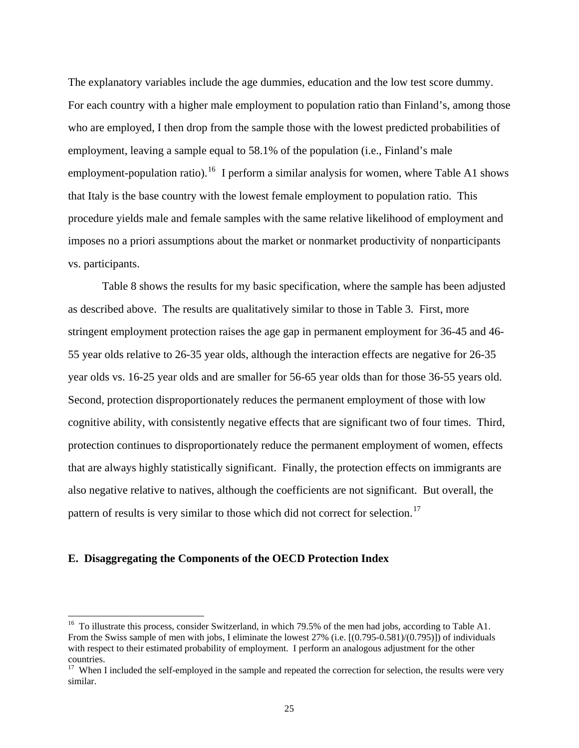The explanatory variables include the age dummies, education and the low test score dummy. For each country with a higher male employment to population ratio than Finland's, among those who are employed, I then drop from the sample those with the lowest predicted probabilities of employment, leaving a sample equal to 58.1% of the population (i.e., Finland's male employment-population ratio).[16] I perform a similar analysis for women, where Table A1 shows that Italy is the base country with the lowest female employment to population ratio. This procedure yields male and female samples with the same relative likelihood of employment and imposes no a priori assumptions about the market or nonmarket productivity of nonparticipants vs. participants.

Table 8 shows the results for my basic specification, where the sample has been adjusted as described above. The results are qualitatively similar to those in Table 3. First, more stringent employment protection raises the age gap in permanent employment for 36-45 and 46-55 year olds relative to 26-35 year olds, although the interaction effects are negative for 26-35 year olds vs. 16-25 year olds and are smaller for 56-65 year olds than for those 36-55 years old. Second, protection disproportionately reduces the permanent employment of those with low cognitive ability, with consistently negative effects that are significant two of four times. Third, protection continues to disproportionately reduce the permanent employment of women, effects that are always highly statistically significant. Finally, the protection effects on immigrants are also negative relative to natives, although the coefficients are not significant. But overall, the pattern of results is very similar to those which did not correct for selection.[17]

## E. Disaggregating the Components of the OECD Protection Index

---

[16] To illustrate this process, consider Switzerland, in which 79.5% of the men had jobs, according to Table A1. From the Swiss sample of men with jobs, I eliminate the lowest 27% (i.e. [(0.795-0.581)/(0.795)]) of individuals with respect to their estimated probability of employment. I perform an analogous adjustment for the other countries.

[17] When I included the self-employed in the sample and repeated the correction for selection, the results were very similar.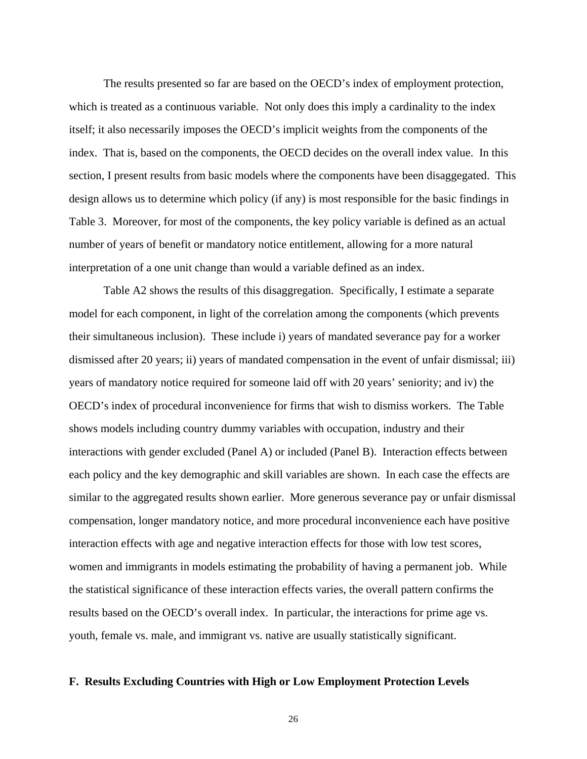The results presented so far are based on the OECD's index of employment protection, which is treated as a continuous variable. Not only does this imply a cardinality to the index itself; it also necessarily imposes the OECD's implicit weights from the components of the index. That is, based on the components, the OECD decides on the overall index value. In this section, I present results from basic models where the components have been disaggegated. This design allows us to determine which policy (if any) is most responsible for the basic findings in Table 3. Moreover, for most of the components, the key policy variable is defined as an actual number of years of benefit or mandatory notice entitlement, allowing for a more natural interpretation of a one unit change than would a variable defined as an index.

Table A2 shows the results of this disaggregation. Specifically, I estimate a separate model for each component, in light of the correlation among the components (which prevents their simultaneous inclusion). These include i) years of mandated severance pay for a worker dismissed after 20 years; ii) years of mandated compensation in the event of unfair dismissal; iii) years of mandatory notice required for someone laid off with 20 years' seniority; and iv) the OECD's index of procedural inconvenience for firms that wish to dismiss workers. The Table shows models including country dummy variables with occupation, industry and their interactions with gender excluded (Panel A) or included (Panel B). Interaction effects between each policy and the key demographic and skill variables are shown. In each case the effects are similar to the aggregated results shown earlier. More generous severance pay or unfair dismissal compensation, longer mandatory notice, and more procedural inconvenience each have positive interaction effects with age and negative interaction effects for those with low test scores, women and immigrants in models estimating the probability of having a permanent job. While the statistical significance of these interaction effects varies, the overall pattern confirms the results based on the OECD's overall index. In particular, the interactions for prime age vs. youth, female vs. male, and immigrant vs. native are usually statistically significant.

**F. Results Excluding Countries with High or Low Employment Protection Levels**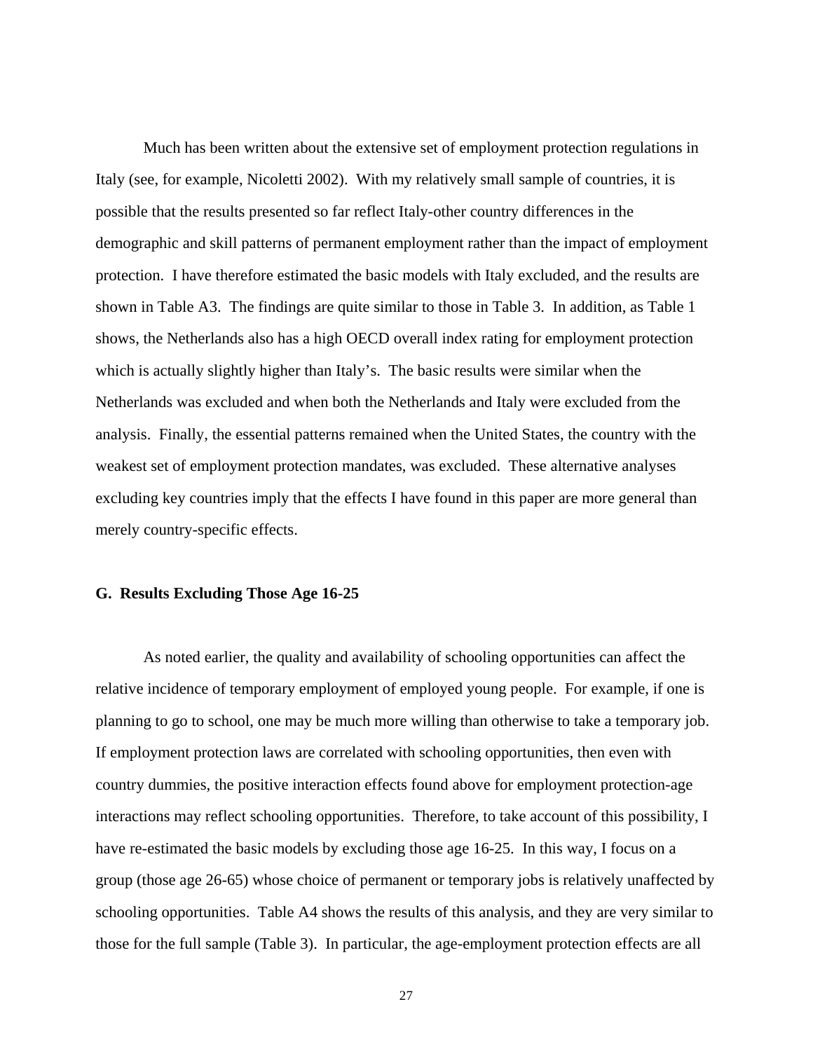Much has been written about the extensive set of employment protection regulations in Italy (see, for example, Nicoletti 2002). With my relatively small sample of countries, it is possible that the results presented so far reflect Italy-other country differences in the demographic and skill patterns of permanent employment rather than the impact of employment protection. I have therefore estimated the basic models with Italy excluded, and the results are shown in Table A3. The findings are quite similar to those in Table 3. In addition, as Table 1 shows, the Netherlands also has a high OECD overall index rating for employment protection which is actually slightly higher than Italy's. The basic results were similar when the Netherlands was excluded and when both the Netherlands and Italy were excluded from the analysis. Finally, the essential patterns remained when the United States, the country with the weakest set of employment protection mandates, was excluded. These alternative analyses excluding key countries imply that the effects I have found in this paper are more general than merely country-specific effects.

### G. Results Excluding Those Age 16-25

As noted earlier, the quality and availability of schooling opportunities can affect the relative incidence of temporary employment of employed young people. For example, if one is planning to go to school, one may be much more willing than otherwise to take a temporary job. If employment protection laws are correlated with schooling opportunities, then even with country dummies, the positive interaction effects found above for employment protection-age interactions may reflect schooling opportunities. Therefore, to take account of this possibility, I have re-estimated the basic models by excluding those age 16-25. In this way, I focus on a group (those age 26-65) whose choice of permanent or temporary jobs is relatively unaffected by schooling opportunities. Table A4 shows the results of this analysis, and they are very similar to those for the full sample (Table 3). In particular, the age-employment protection effects are all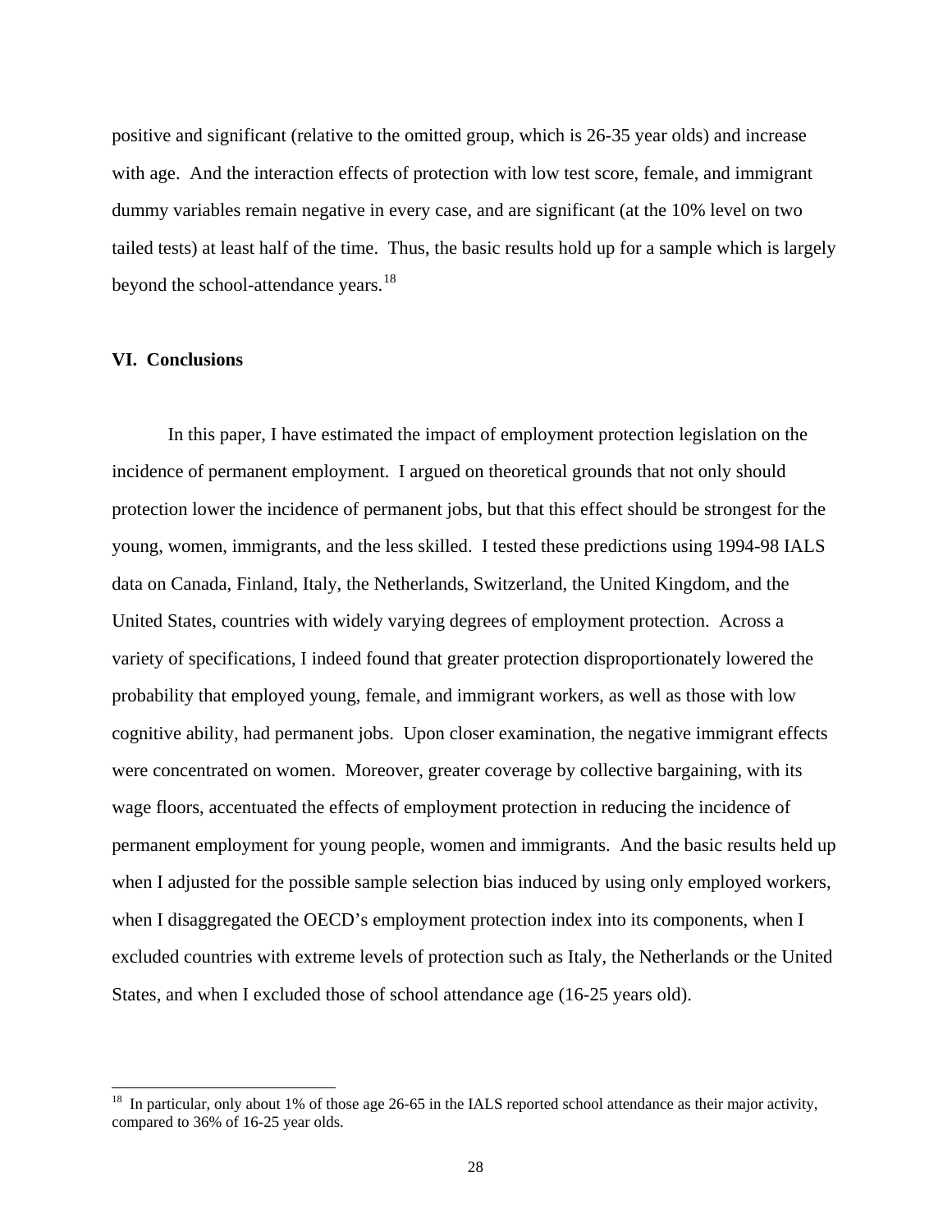positive and significant (relative to the omitted group, which is 26-35 year olds) and increase with age. And the interaction effects of protection with low test score, female, and immigrant dummy variables remain negative in every case, and are significant (at the 10% level on two tailed tests) at least half of the time. Thus, the basic results hold up for a sample which is largely beyond the school-attendance years.[18]

## VI. Conclusions

In this paper, I have estimated the impact of employment protection legislation on the incidence of permanent employment. I argued on theoretical grounds that not only should protection lower the incidence of permanent jobs, but that this effect should be strongest for the young, women, immigrants, and the less skilled. I tested these predictions using 1994-98 IALS data on Canada, Finland, Italy, the Netherlands, Switzerland, the United Kingdom, and the United States, countries with widely varying degrees of employment protection. Across a variety of specifications, I indeed found that greater protection disproportionately lowered the probability that employed young, female, and immigrant workers, as well as those with low cognitive ability, had permanent jobs. Upon closer examination, the negative immigrant effects were concentrated on women. Moreover, greater coverage by collective bargaining, with its wage floors, accentuated the effects of employment protection in reducing the incidence of permanent employment for young people, women and immigrants. And the basic results held up when I adjusted for the possible sample selection bias induced by using only employed workers, when I disaggregated the OECD's employment protection index into its components, when I excluded countries with extreme levels of protection such as Italy, the Netherlands or the United States, and when I excluded those of school attendance age (16-25 years old).

[18] In particular, only about 1% of those age 26-65 in the IALS reported school attendance as their major activity, compared to 36% of 16-25 year olds.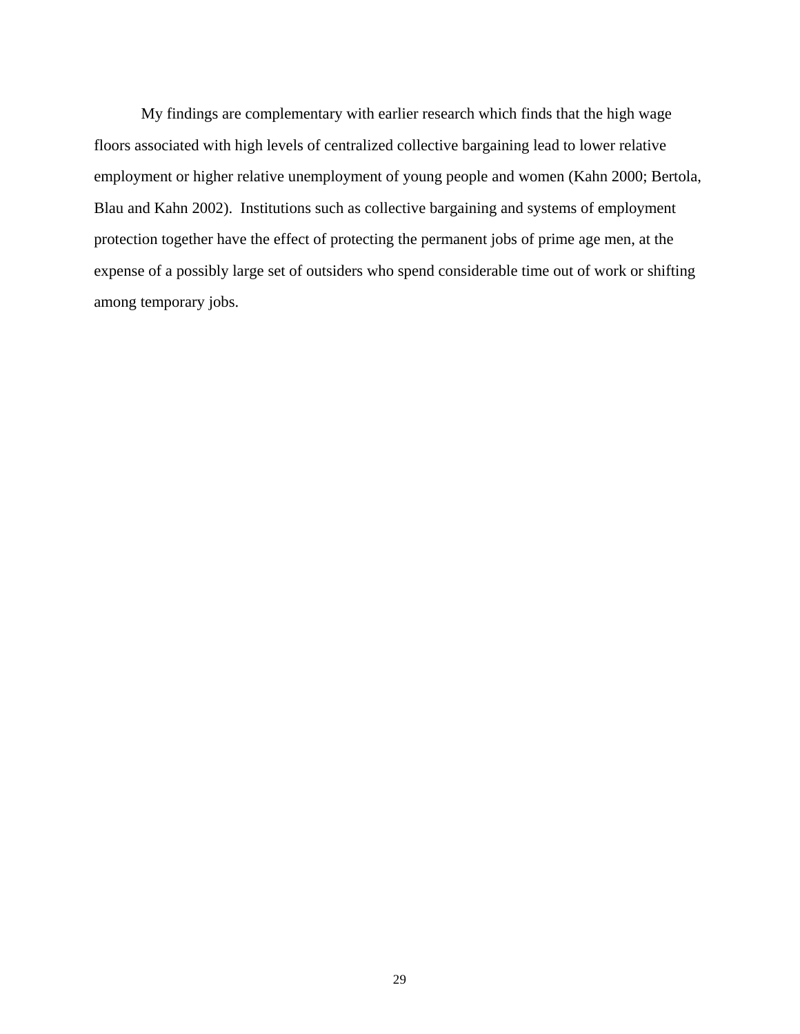My findings are complementary with earlier research which finds that the high wage floors associated with high levels of centralized collective bargaining lead to lower relative employment or higher relative unemployment of young people and women (Kahn 2000; Bertola, Blau and Kahn 2002). Institutions such as collective bargaining and systems of employment protection together have the effect of protecting the permanent jobs of prime age men, at the expense of a possibly large set of outsiders who spend considerable time out of work or shifting among temporary jobs.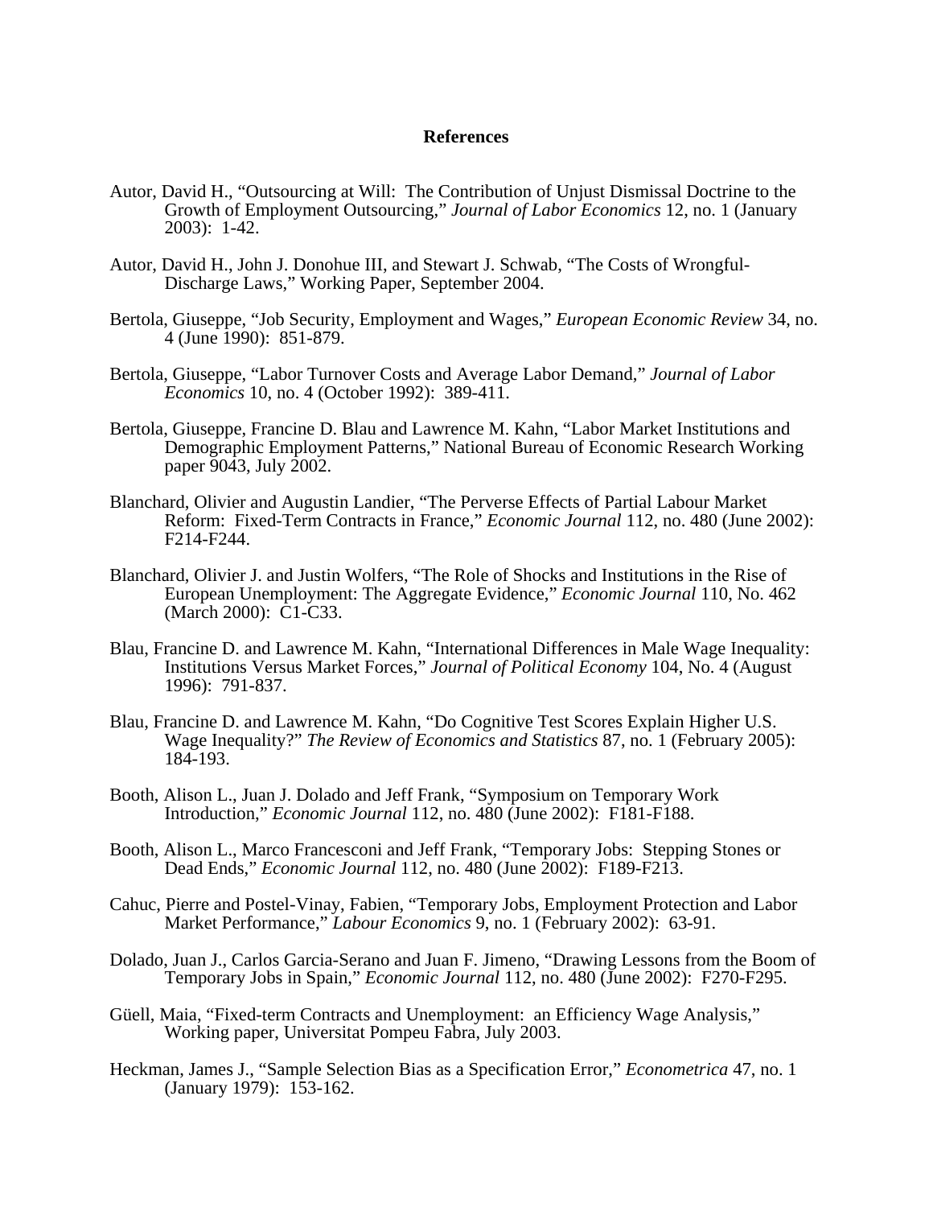## References

Autor, David H., "Outsourcing at Will: The Contribution of Unjust Dismissal Doctrine to the Growth of Employment Outsourcing," *Journal of Labor Economics* 12, no. 1 (January 2003): 1-42.

Autor, David H., John J. Donohue III, and Stewart J. Schwab, "The Costs of Wrongful-Discharge Laws," Working Paper, September 2004.

Bertola, Giuseppe, "Job Security, Employment and Wages," *European Economic Review* 34, no. 4 (June 1990): 851-879.

Bertola, Giuseppe, "Labor Turnover Costs and Average Labor Demand," *Journal of Labor Economics* 10, no. 4 (October 1992): 389-411.

Bertola, Giuseppe, Francine D. Blau and Lawrence M. Kahn, "Labor Market Institutions and Demographic Employment Patterns," National Bureau of Economic Research Working paper 9043, July 2002.

Blanchard, Olivier and Augustin Landier, "The Perverse Effects of Partial Labour Market Reform: Fixed-Term Contracts in France," *Economic Journal* 112, no. 480 (June 2002): F214-F244.

Blanchard, Olivier J. and Justin Wolfers, "The Role of Shocks and Institutions in the Rise of European Unemployment: The Aggregate Evidence," *Economic Journal* 110, No. 462 (March 2000): C1-C33.

Blau, Francine D. and Lawrence M. Kahn, "International Differences in Male Wage Inequality: Institutions Versus Market Forces," *Journal of Political Economy* 104, No. 4 (August 1996): 791-837.

Blau, Francine D. and Lawrence M. Kahn, "Do Cognitive Test Scores Explain Higher U.S. Wage Inequality?" *The Review of Economics and Statistics* 87, no. 1 (February 2005): 184-193.

Booth, Alison L., Juan J. Dolado and Jeff Frank, "Symposium on Temporary Work Introduction," *Economic Journal* 112, no. 480 (June 2002): F181-F188.

Booth, Alison L., Marco Francesconi and Jeff Frank, "Temporary Jobs: Stepping Stones or Dead Ends," *Economic Journal* 112, no. 480 (June 2002): F189-F213.

Cahuc, Pierre and Postel-Vinay, Fabien, "Temporary Jobs, Employment Protection and Labor Market Performance," *Labour Economics* 9, no. 1 (February 2002): 63-91.

Dolado, Juan J., Carlos Garcia-Serano and Juan F. Jimeno, "Drawing Lessons from the Boom of Temporary Jobs in Spain," *Economic Journal* 112, no. 480 (June 2002): F270-F295.

Güell, Maia, "Fixed-term Contracts and Unemployment: an Efficiency Wage Analysis," Working paper, Universitat Pompeu Fabra, July 2003.

Heckman, James J., "Sample Selection Bias as a Specification Error," *Econometrica* 47, no. 1 (January 1979): 153-162.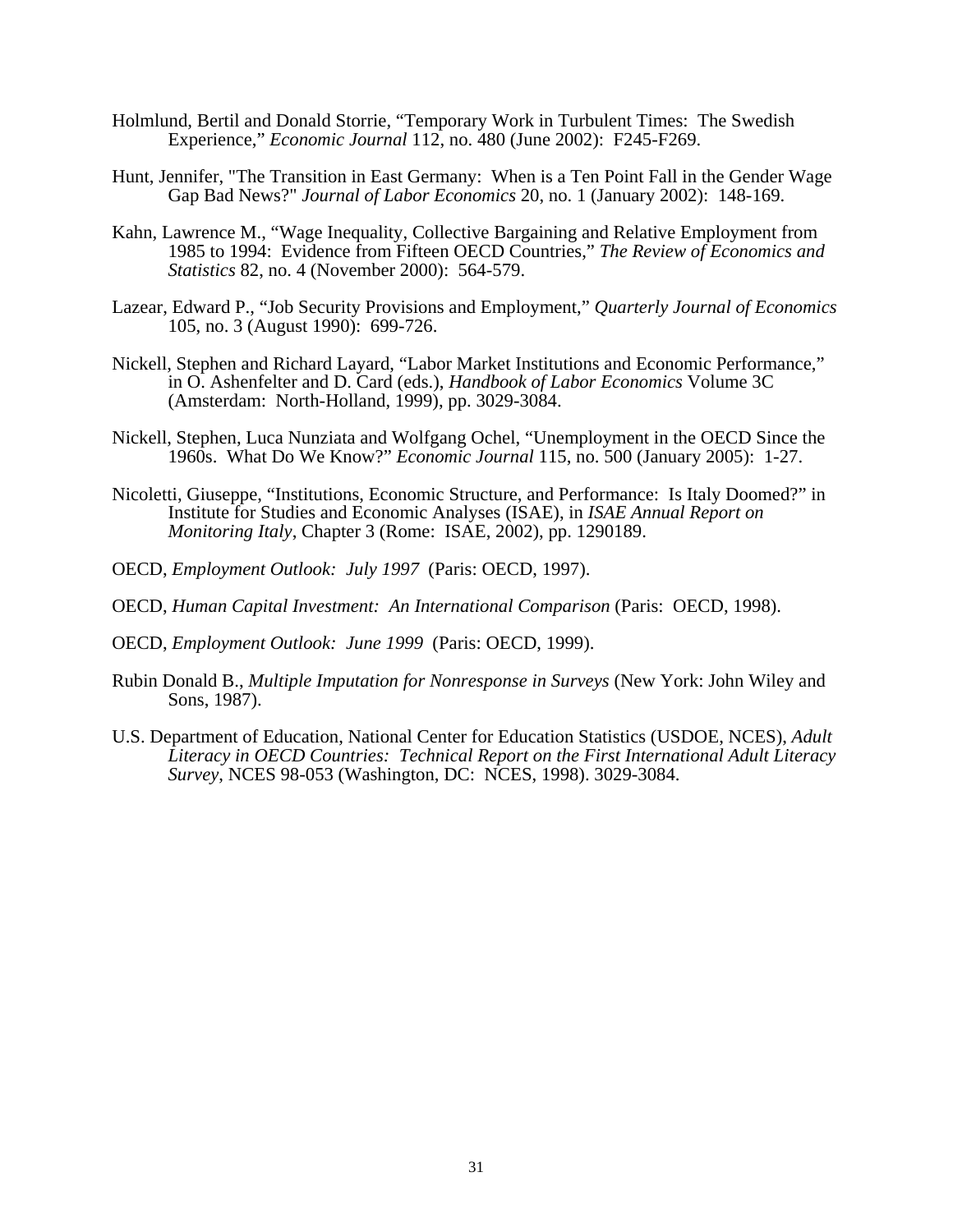Holmlund, Bertil and Donald Storrie, "Temporary Work in Turbulent Times: The Swedish Experience," *Economic Journal* 112, no. 480 (June 2002): F245-F269.

Hunt, Jennifer, "The Transition in East Germany: When is a Ten Point Fall in the Gender Wage Gap Bad News?" *Journal of Labor Economics* 20, no. 1 (January 2002): 148-169.

Kahn, Lawrence M., "Wage Inequality, Collective Bargaining and Relative Employment from 1985 to 1994: Evidence from Fifteen OECD Countries," *The Review of Economics and Statistics* 82, no. 4 (November 2000): 564-579.

Lazear, Edward P., "Job Security Provisions and Employment," *Quarterly Journal of Economics* 105, no. 3 (August 1990): 699-726.

Nickell, Stephen and Richard Layard, "Labor Market Institutions and Economic Performance," in O. Ashenfelter and D. Card (eds.), *Handbook of Labor Economics* Volume 3C (Amsterdam: North-Holland, 1999), pp. 3029-3084.

Nickell, Stephen, Luca Nunziata and Wolfgang Ochel, "Unemployment in the OECD Since the 1960s. What Do We Know?" *Economic Journal* 115, no. 500 (January 2005): 1-27.

Nicoletti, Giuseppe, "Institutions, Economic Structure, and Performance: Is Italy Doomed?" in Institute for Studies and Economic Analyses (ISAE), in *ISAE Annual Report on Monitoring Italy*, Chapter 3 (Rome: ISAE, 2002), pp. 1290189.

OECD, *Employment Outlook: July 1997* (Paris: OECD, 1997).

OECD, *Human Capital Investment: An International Comparison* (Paris: OECD, 1998).

OECD, *Employment Outlook: June 1999* (Paris: OECD, 1999).

Rubin Donald B., *Multiple Imputation for Nonresponse in Surveys* (New York: John Wiley and Sons, 1987).

U.S. Department of Education, National Center for Education Statistics (USDOE, NCES), *Adult Literacy in OECD Countries: Technical Report on the First International Adult Literacy Survey*, NCES 98-053 (Washington, DC: NCES, 1998). 3029-3084.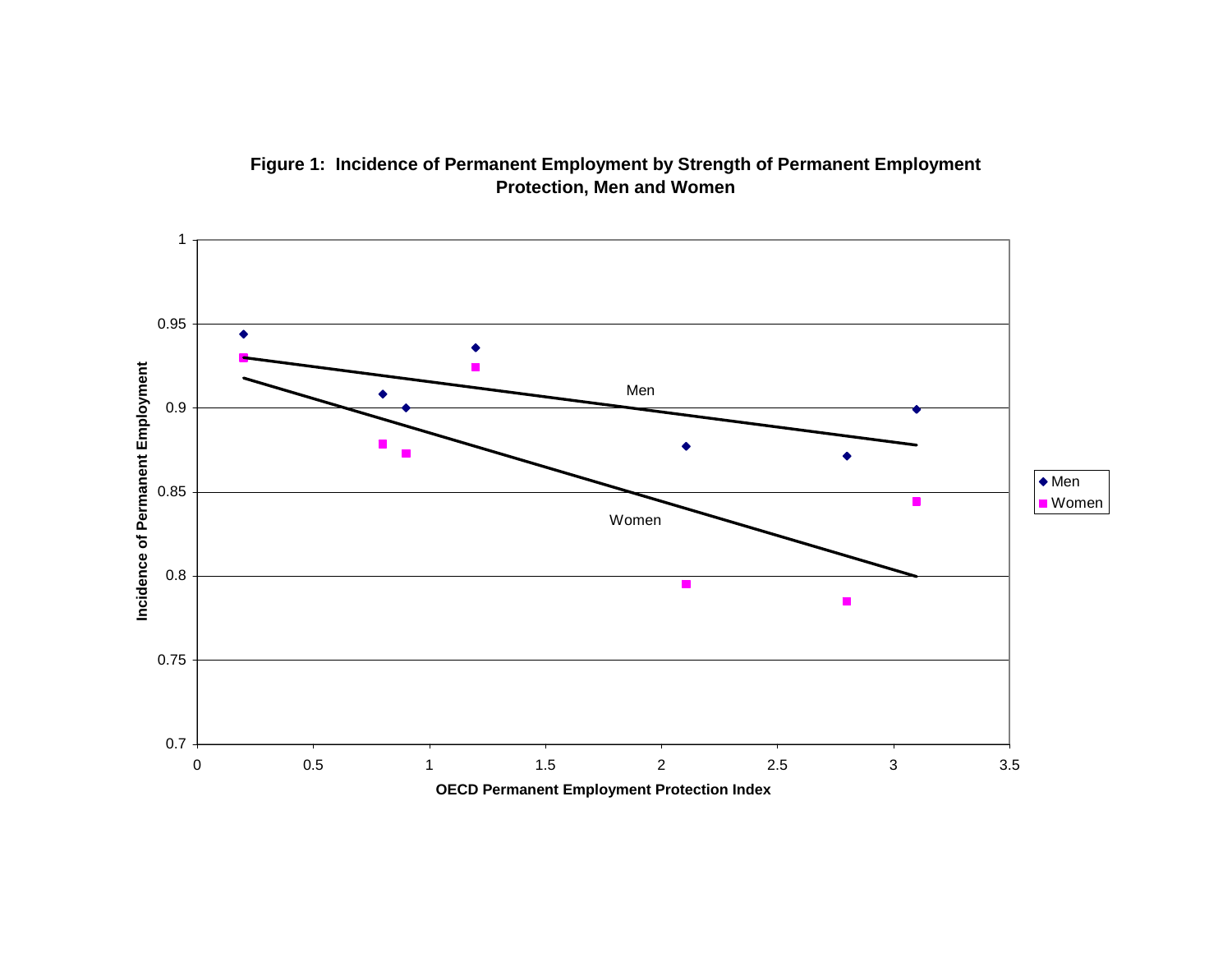**Figure 1: Incidence of Permanent Employment by Strength of Permanent Employment Protection, Men and Women**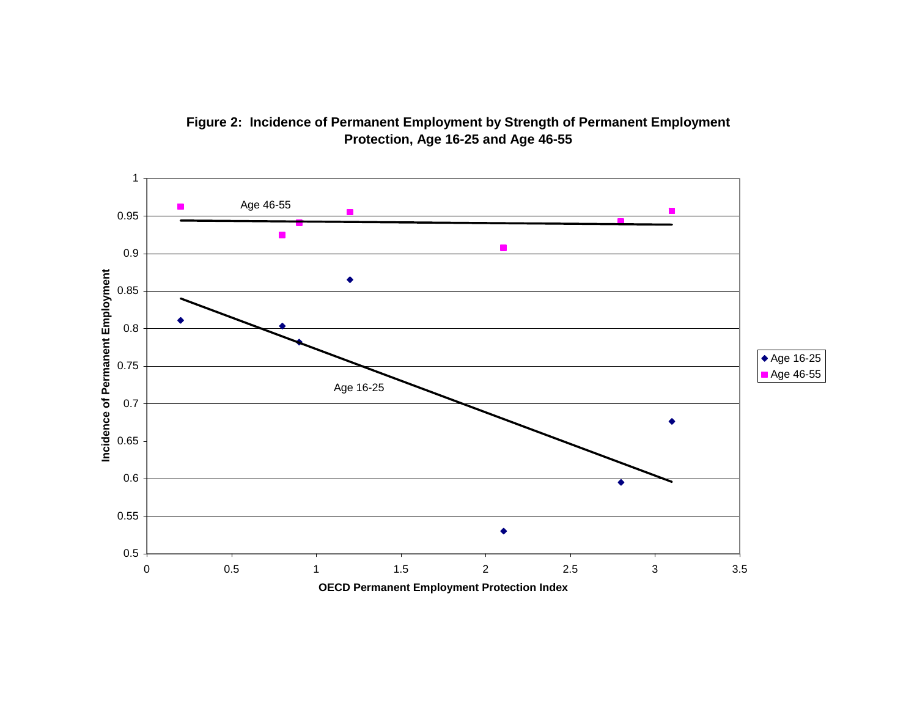**Figure 2: Incidence of Permanent Employment by Strength of Permanent Employment Protection, Age 16-25 and Age 46-55**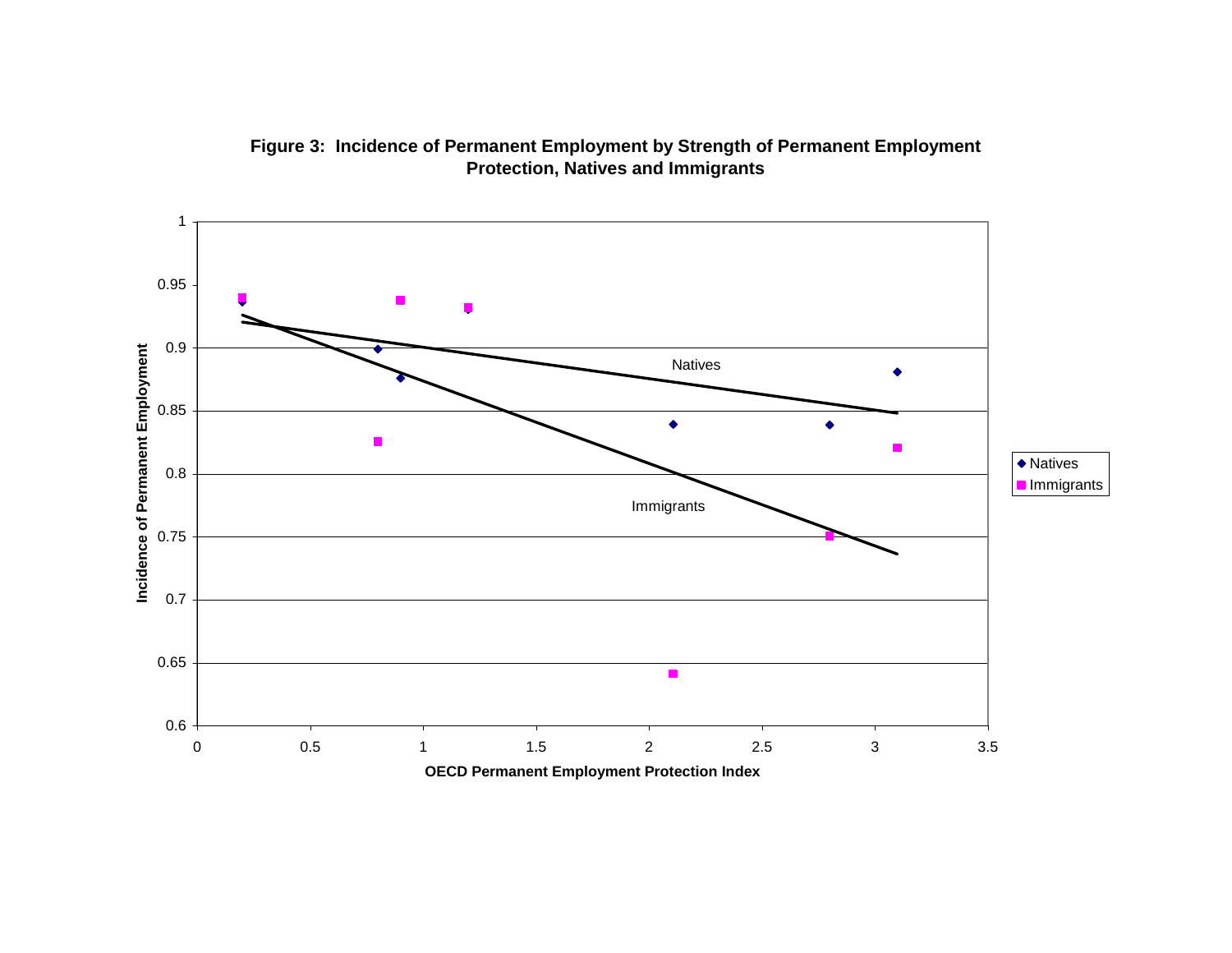**Figure 3: Incidence of Permanent Employment by Strength of Permanent Employment Protection, Natives and Immigrants**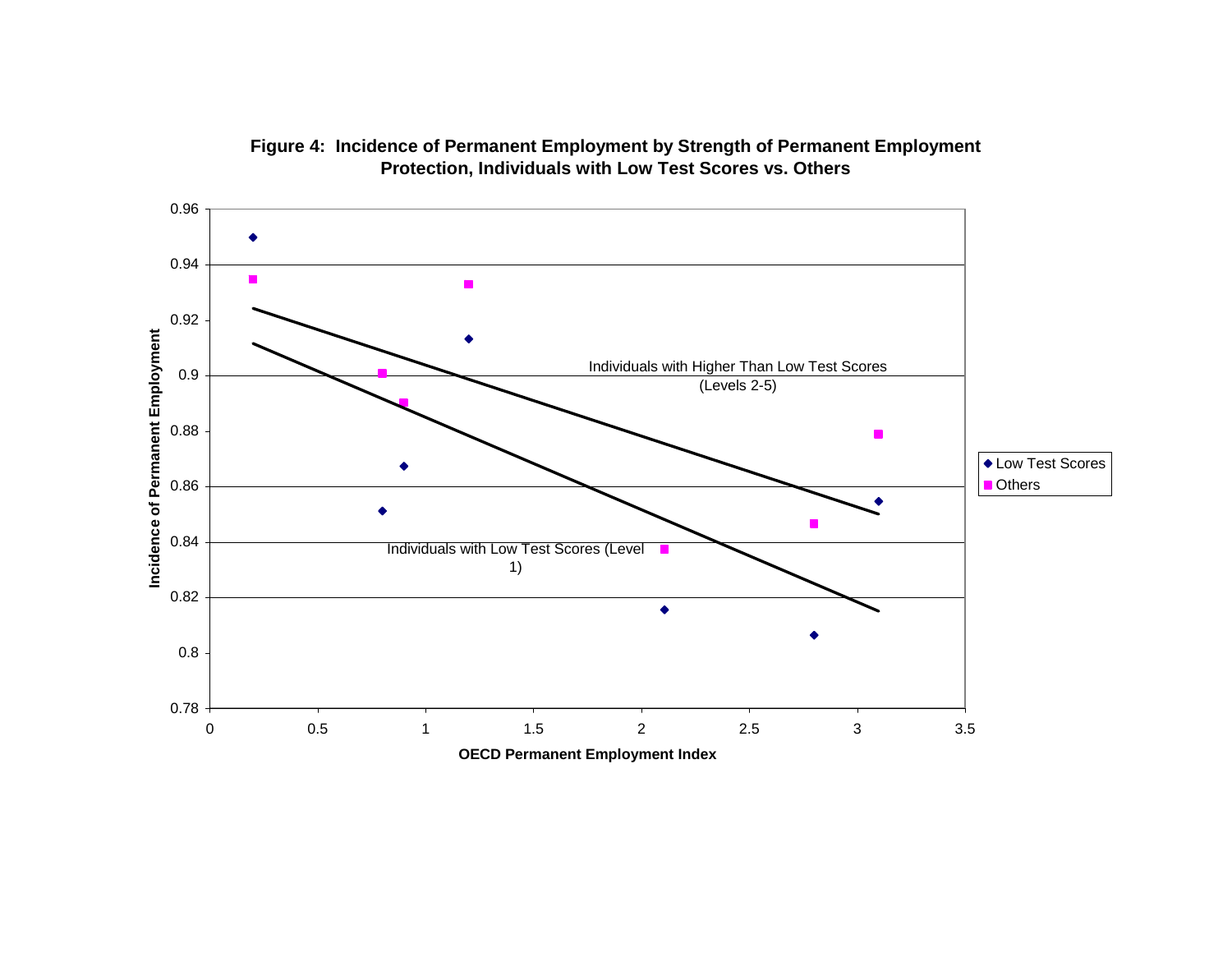**Figure 4: Incidence of Permanent Employment by Strength of Permanent Employment Protection, Individuals with Low Test Scores vs. Others**

Incidence of Permanent Employment

OECD Permanent Employment Index

Individuals with Higher Than Low Test Scores (Levels 2-5)

Individuals with Low Test Scores (Level 1)

◆ Low Test Scores
■ Others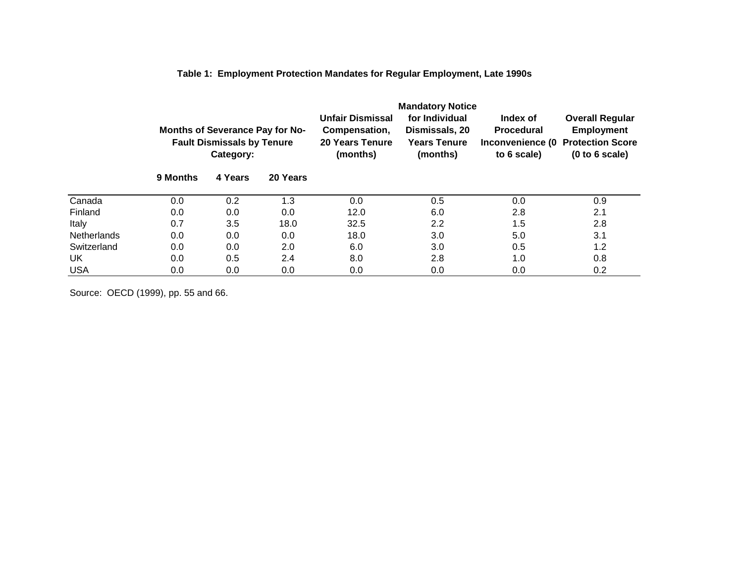**Table 1: Employment Protection Mandates for Regular Employment, Late 1990s**

| | Months of Severance Pay for No-Fault Dismissals by Tenure Category: | | | Unfair Dismissal Compensation, 20 Years Tenure (months) | Mandatory Notice for Individual Dismissals, 20 Years Tenure (months) | Index of Procedural Inconvenience (0 to 6 scale) | Overall Regular Employment Protection Score (0 to 6 scale) |
|---|---|---|---|---|---|---|---|
| | 9 Months | 4 Years | 20 Years | | | | |
| Canada | 0.0 | 0.2 | 1.3 | 0.0 | 0.5 | 0.0 | 0.9 |
| Finland | 0.0 | 0.0 | 0.0 | 12.0 | 6.0 | 2.8 | 2.1 |
| Italy | 0.7 | 3.5 | 18.0 | 32.5 | 2.2 | 1.5 | 2.8 |
| Netherlands | 0.0 | 0.0 | 0.0 | 18.0 | 3.0 | 5.0 | 3.1 |
| Switzerland | 0.0 | 0.0 | 2.0 | 6.0 | 3.0 | 0.5 | 1.2 |
| UK | 0.0 | 0.5 | 2.4 | 8.0 | 2.8 | 1.0 | 0.8 |
| USA | 0.0 | 0.0 | 0.0 | 0.0 | 0.0 | 0.0 | 0.2 |

Source: OECD (1999), pp. 55 and 66.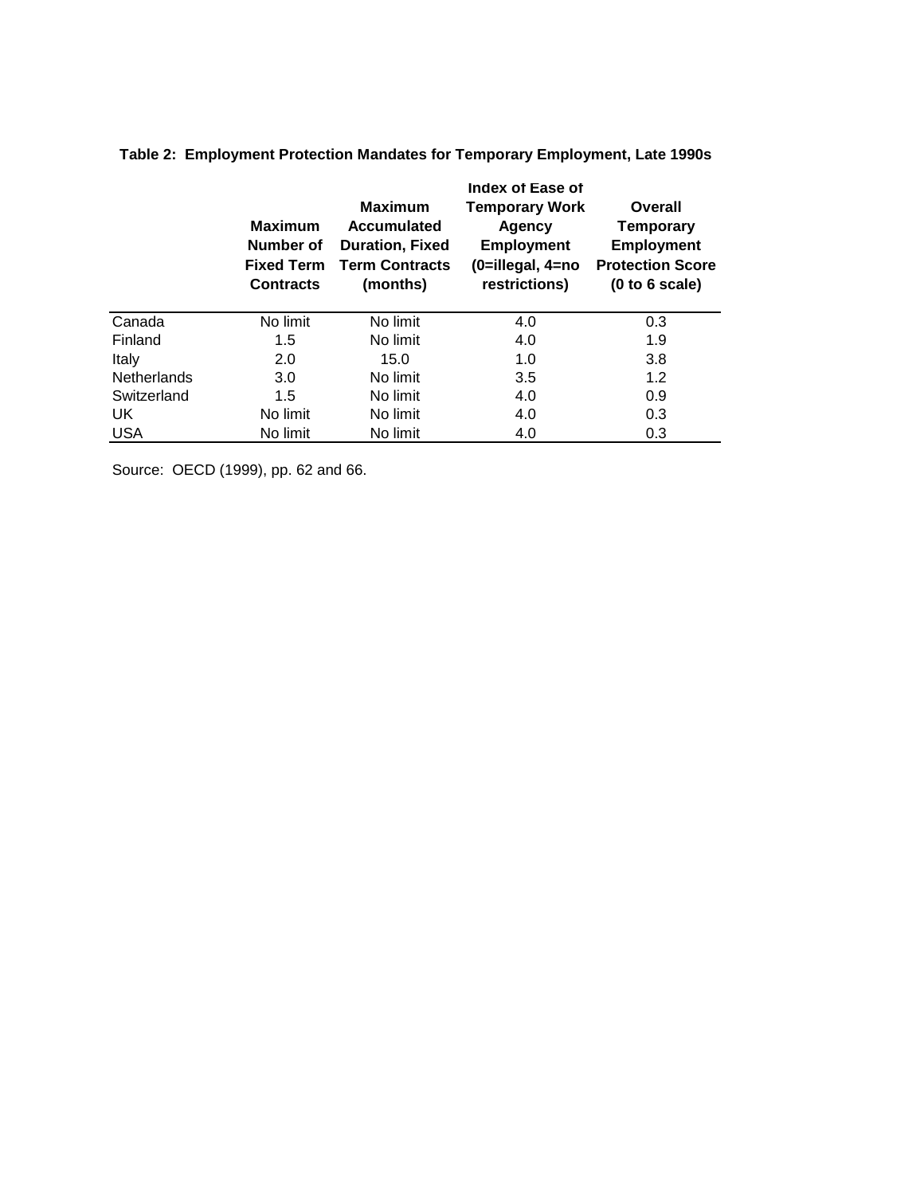**Table 2: Employment Protection Mandates for Temporary Employment, Late 1990s**

| | Maximum Number of Fixed Term Contracts | Maximum Accumulated Duration, Fixed Term Contracts (months) | Index of Ease of Temporary Work Agency Employment (0=illegal, 4=no restrictions) | Overall Temporary Employment Protection Score (0 to 6 scale) |
|---|---|---|---|---|
| Canada | No limit | No limit | 4.0 | 0.3 |
| Finland | 1.5 | No limit | 4.0 | 1.9 |
| Italy | 2.0 | 15.0 | 1.0 | 3.8 |
| Netherlands | 3.0 | No limit | 3.5 | 1.2 |
| Switzerland | 1.5 | No limit | 4.0 | 0.9 |
| UK | No limit | No limit | 4.0 | 0.3 |
| USA | No limit | No limit | 4.0 | 0.3 |

Source: OECD (1999), pp. 62 and 66.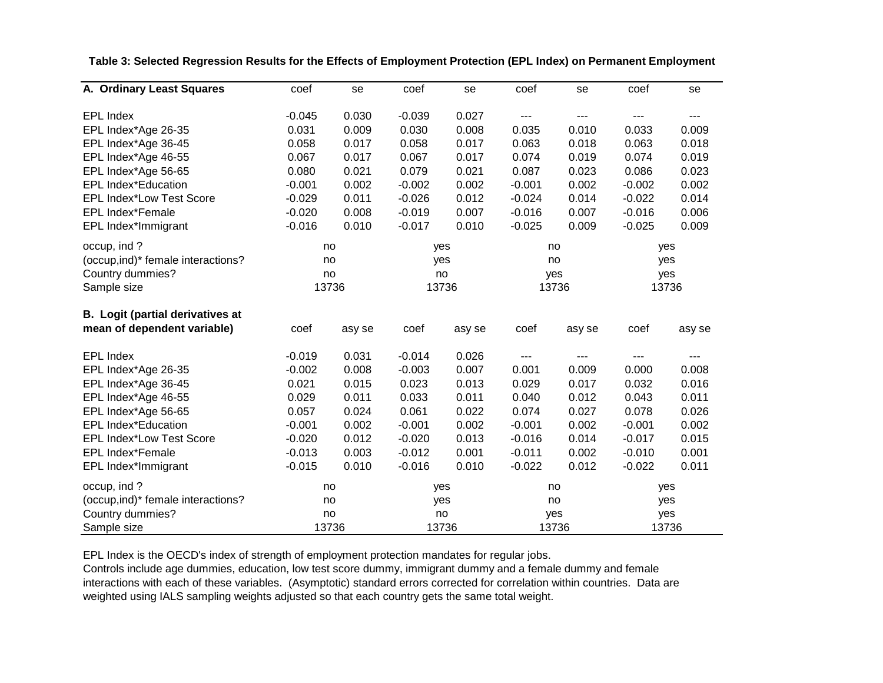**Table 3: Selected Regression Results for the Effects of Employment Protection (EPL Index) on Permanent Employment**

| A. Ordinary Least Squares | coef | se | coef | se | coef | se | coef | se |
|---|---|---|---|---|---|---|---|---|
| EPL Index | -0.045 | 0.030 | -0.039 | 0.027 | --- | --- | --- | --- |
| EPL Index*Age 26-35 | 0.031 | 0.009 | 0.030 | 0.008 | 0.035 | 0.010 | 0.033 | 0.009 |
| EPL Index*Age 36-45 | 0.058 | 0.017 | 0.058 | 0.017 | 0.063 | 0.018 | 0.063 | 0.018 |
| EPL Index*Age 46-55 | 0.067 | 0.017 | 0.067 | 0.017 | 0.074 | 0.019 | 0.074 | 0.019 |
| EPL Index*Age 56-65 | 0.080 | 0.021 | 0.079 | 0.021 | 0.087 | 0.023 | 0.086 | 0.023 |
| EPL Index*Education | -0.001 | 0.002 | -0.002 | 0.002 | -0.001 | 0.002 | -0.002 | 0.002 |
| EPL Index*Low Test Score | -0.029 | 0.011 | -0.026 | 0.012 | -0.024 | 0.014 | -0.022 | 0.014 |
| EPL Index*Female | -0.020 | 0.008 | -0.019 | 0.007 | -0.016 | 0.007 | -0.016 | 0.006 |
| EPL Index*Immigrant | -0.016 | 0.010 | -0.017 | 0.010 | -0.025 | 0.009 | -0.025 | 0.009 |
| occup, ind ? | no | | yes | | no | | yes | |
| (occup,ind)* female interactions? | no | | yes | | no | | yes | |
| Country dummies? | no | | no | | yes | | yes | |
| Sample size | 13736 | | 13736 | | 13736 | | 13736 | |

| B. Logit (partial derivatives at mean of dependent variable) | coef | asy se | coef | asy se | coef | asy se | coef | asy se |
|---|---|---|---|---|---|---|---|---|
| EPL Index | -0.019 | 0.031 | -0.014 | 0.026 | --- | --- | --- | --- |
| EPL Index*Age 26-35 | -0.002 | 0.008 | -0.003 | 0.007 | 0.001 | 0.009 | 0.000 | 0.008 |
| EPL Index*Age 36-45 | 0.021 | 0.015 | 0.023 | 0.013 | 0.029 | 0.017 | 0.032 | 0.016 |
| EPL Index*Age 46-55 | 0.029 | 0.011 | 0.033 | 0.011 | 0.040 | 0.012 | 0.043 | 0.011 |
| EPL Index*Age 56-65 | 0.057 | 0.024 | 0.061 | 0.022 | 0.074 | 0.027 | 0.078 | 0.026 |
| EPL Index*Education | -0.001 | 0.002 | -0.001 | 0.002 | -0.001 | 0.002 | -0.001 | 0.002 |
| EPL Index*Low Test Score | -0.020 | 0.012 | -0.020 | 0.013 | -0.016 | 0.014 | -0.017 | 0.015 |
| EPL Index*Female | -0.013 | 0.003 | -0.012 | 0.001 | -0.011 | 0.002 | -0.010 | 0.001 |
| EPL Index*Immigrant | -0.015 | 0.010 | -0.016 | 0.010 | -0.022 | 0.012 | -0.022 | 0.011 |
| occup, ind ? | no | | yes | | no | | yes | |
| (occup,ind)* female interactions? | no | | yes | | no | | yes | |
| Country dummies? | no | | no | | yes | | yes | |
| Sample size | 13736 | | 13736 | | 13736 | | 13736 | |

EPL Index is the OECD's index of strength of employment protection mandates for regular jobs.
Controls include age dummies, education, low test score dummy, immigrant dummy and a female dummy and female interactions with each of these variables. (Asymptotic) standard errors corrected for correlation within countries. Data are weighted using IALS sampling weights adjusted so that each country gets the same total weight.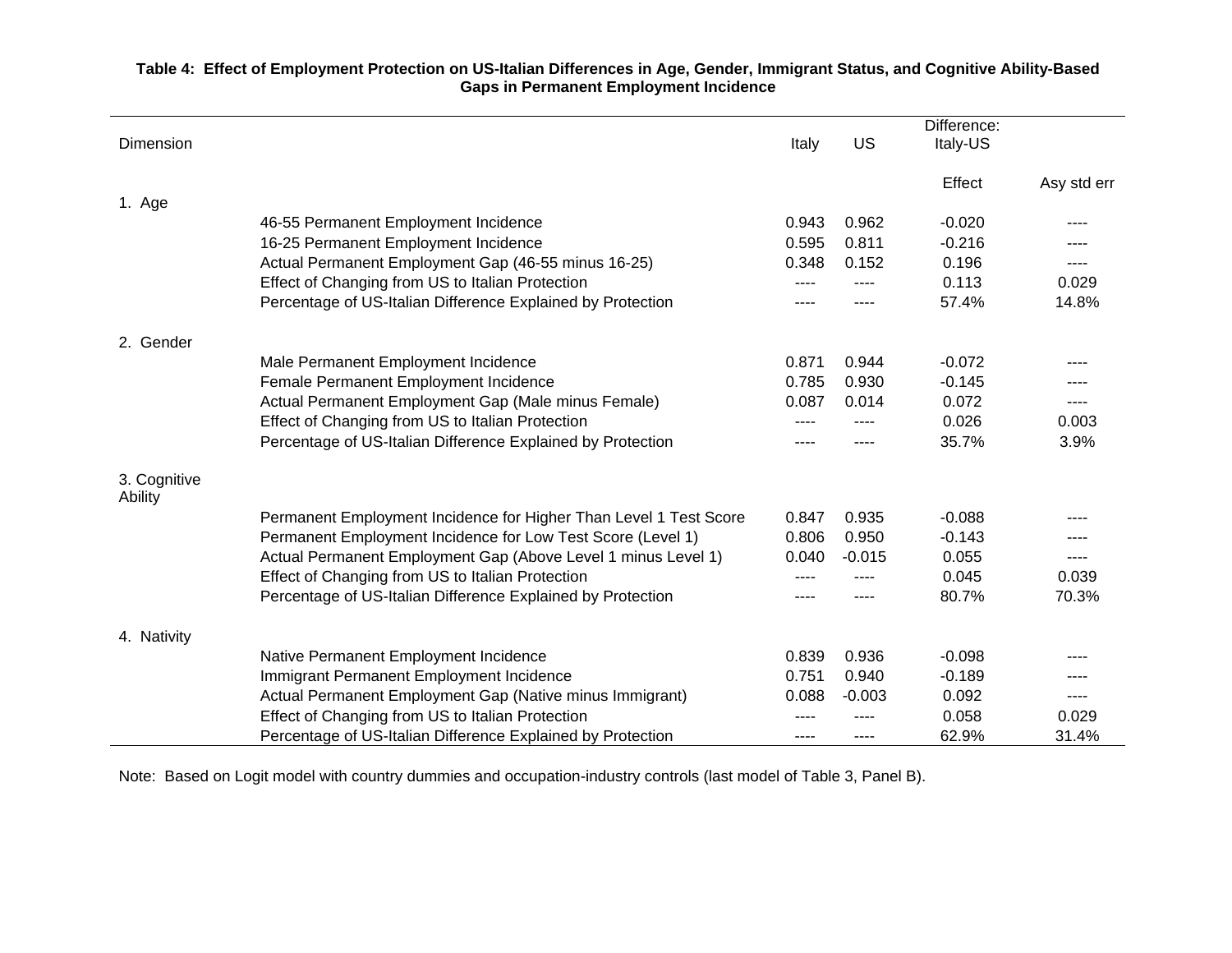**Table 4: Effect of Employment Protection on US-Italian Differences in Age, Gender, Immigrant Status, and Cognitive Ability-Based Gaps in Permanent Employment Incidence**

| Dimension | | Italy | US | Difference: Italy-US Effect | Asy std err |
|---|---|---|---|---|---|
| 1. Age | | | | | |
| | 46-55 Permanent Employment Incidence | 0.943 | 0.962 | -0.020 | ---- |
| | 16-25 Permanent Employment Incidence | 0.595 | 0.811 | -0.216 | ---- |
| | Actual Permanent Employment Gap (46-55 minus 16-25) | 0.348 | 0.152 | 0.196 | ---- |
| | Effect of Changing from US to Italian Protection | ---- | ---- | 0.113 | 0.029 |
| | Percentage of US-Italian Difference Explained by Protection | ---- | ---- | 57.4% | 14.8% |
| 2. Gender | | | | | |
| | Male Permanent Employment Incidence | 0.871 | 0.944 | -0.072 | ---- |
| | Female Permanent Employment Incidence | 0.785 | 0.930 | -0.145 | ---- |
| | Actual Permanent Employment Gap (Male minus Female) | 0.087 | 0.014 | 0.072 | ---- |
| | Effect of Changing from US to Italian Protection | ---- | ---- | 0.026 | 0.003 |
| | Percentage of US-Italian Difference Explained by Protection | ---- | ---- | 35.7% | 3.9% |
| 3. Cognitive Ability | | | | | |
| | Permanent Employment Incidence for Higher Than Level 1 Test Score | 0.847 | 0.935 | -0.088 | ---- |
| | Permanent Employment Incidence for Low Test Score (Level 1) | 0.806 | 0.950 | -0.143 | ---- |
| | Actual Permanent Employment Gap (Above Level 1 minus Level 1) | 0.040 | -0.015 | 0.055 | ---- |
| | Effect of Changing from US to Italian Protection | ---- | ---- | 0.045 | 0.039 |
| | Percentage of US-Italian Difference Explained by Protection | ---- | ---- | 80.7% | 70.3% |
| 4. Nativity | | | | | |
| | Native Permanent Employment Incidence | 0.839 | 0.936 | -0.098 | ---- |
| | Immigrant Permanent Employment Incidence | 0.751 | 0.940 | -0.189 | ---- |
| | Actual Permanent Employment Gap (Native minus Immigrant) | 0.088 | -0.003 | 0.092 | ---- |
| | Effect of Changing from US to Italian Protection | ---- | ---- | 0.058 | 0.029 |
| | Percentage of US-Italian Difference Explained by Protection | ---- | ---- | 62.9% | 31.4% |

Note: Based on Logit model with country dummies and occupation-industry controls (last model of Table 3, Panel B).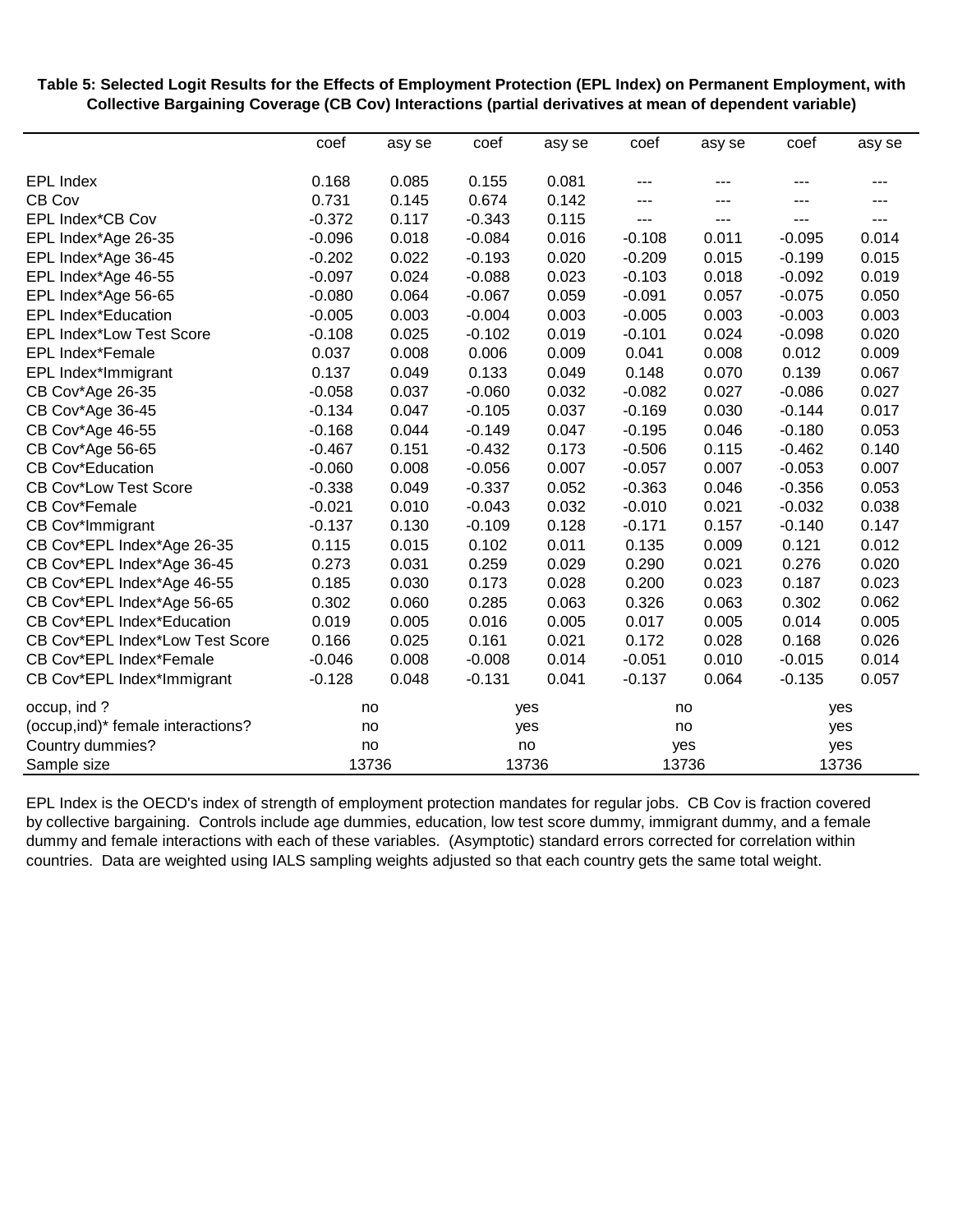**Table 5: Selected Logit Results for the Effects of Employment Protection (EPL Index) on Permanent Employment, with Collective Bargaining Coverage (CB Cov) Interactions (partial derivatives at mean of dependent variable)**

| | coef | asy se | coef | asy se | coef | asy se | coef | asy se |
|---|---|---|---|---|---|---|---|---|
| EPL Index | 0.168 | 0.085 | 0.155 | 0.081 | --- | --- | --- | --- |
| CB Cov | 0.731 | 0.145 | 0.674 | 0.142 | --- | --- | --- | --- |
| EPL Index*CB Cov | -0.372 | 0.117 | -0.343 | 0.115 | --- | --- | --- | --- |
| EPL Index*Age 26-35 | -0.096 | 0.018 | -0.084 | 0.016 | -0.108 | 0.011 | -0.095 | 0.014 |
| EPL Index*Age 36-45 | -0.202 | 0.022 | -0.193 | 0.020 | -0.209 | 0.015 | -0.199 | 0.015 |
| EPL Index*Age 46-55 | -0.097 | 0.024 | -0.088 | 0.023 | -0.103 | 0.018 | -0.092 | 0.019 |
| EPL Index*Age 56-65 | -0.080 | 0.064 | -0.067 | 0.059 | -0.091 | 0.057 | -0.075 | 0.050 |
| EPL Index*Education | -0.005 | 0.003 | -0.004 | 0.003 | -0.005 | 0.003 | -0.003 | 0.003 |
| EPL Index*Low Test Score | -0.108 | 0.025 | -0.102 | 0.019 | -0.101 | 0.024 | -0.098 | 0.020 |
| EPL Index*Female | 0.037 | 0.008 | 0.006 | 0.009 | 0.041 | 0.008 | 0.012 | 0.009 |
| EPL Index*Immigrant | 0.137 | 0.049 | 0.133 | 0.049 | 0.148 | 0.070 | 0.139 | 0.067 |
| CB Cov*Age 26-35 | -0.058 | 0.037 | -0.060 | 0.032 | -0.082 | 0.027 | -0.086 | 0.027 |
| CB Cov*Age 36-45 | -0.134 | 0.047 | -0.105 | 0.037 | -0.169 | 0.030 | -0.144 | 0.017 |
| CB Cov*Age 46-55 | -0.168 | 0.044 | -0.149 | 0.047 | -0.195 | 0.046 | -0.180 | 0.053 |
| CB Cov*Age 56-65 | -0.467 | 0.151 | -0.432 | 0.173 | -0.506 | 0.115 | -0.462 | 0.140 |
| CB Cov*Education | -0.060 | 0.008 | -0.056 | 0.007 | -0.057 | 0.007 | -0.053 | 0.007 |
| CB Cov*Low Test Score | -0.338 | 0.049 | -0.337 | 0.052 | -0.363 | 0.046 | -0.356 | 0.053 |
| CB Cov*Female | -0.021 | 0.010 | -0.043 | 0.032 | -0.010 | 0.021 | -0.032 | 0.038 |
| CB Cov*Immigrant | -0.137 | 0.130 | -0.109 | 0.128 | -0.171 | 0.157 | -0.140 | 0.147 |
| CB Cov*EPL Index*Age 26-35 | 0.115 | 0.015 | 0.102 | 0.011 | 0.135 | 0.009 | 0.121 | 0.012 |
| CB Cov*EPL Index*Age 36-45 | 0.273 | 0.031 | 0.259 | 0.029 | 0.290 | 0.021 | 0.276 | 0.020 |
| CB Cov*EPL Index*Age 46-55 | 0.185 | 0.030 | 0.173 | 0.028 | 0.200 | 0.023 | 0.187 | 0.023 |
| CB Cov*EPL Index*Age 56-65 | 0.302 | 0.060 | 0.285 | 0.063 | 0.326 | 0.063 | 0.302 | 0.062 |
| CB Cov*EPL Index*Education | 0.019 | 0.005 | 0.016 | 0.005 | 0.017 | 0.005 | 0.014 | 0.005 |
| CB Cov*EPL Index*Low Test Score | 0.166 | 0.025 | 0.161 | 0.021 | 0.172 | 0.028 | 0.168 | 0.026 |
| CB Cov*EPL Index*Female | -0.046 | 0.008 | -0.008 | 0.014 | -0.051 | 0.010 | -0.015 | 0.014 |
| CB Cov*EPL Index*Immigrant | -0.128 | 0.048 | -0.131 | 0.041 | -0.137 | 0.064 | -0.135 | 0.057 |
| occup, ind ? | no | | yes | | no | | yes | |
| (occup,ind)* female interactions? | no | | yes | | no | | yes | |
| Country dummies? | no | | no | | yes | | yes | |
| Sample size | 13736 | | 13736 | | 13736 | | 13736 | |

EPL Index is the OECD's index of strength of employment protection mandates for regular jobs. CB Cov is fraction covered by collective bargaining. Controls include age dummies, education, low test score dummy, immigrant dummy, and a female dummy and female interactions with each of these variables. (Asymptotic) standard errors corrected for correlation within countries. Data are weighted using IALS sampling weights adjusted so that each country gets the same total weight.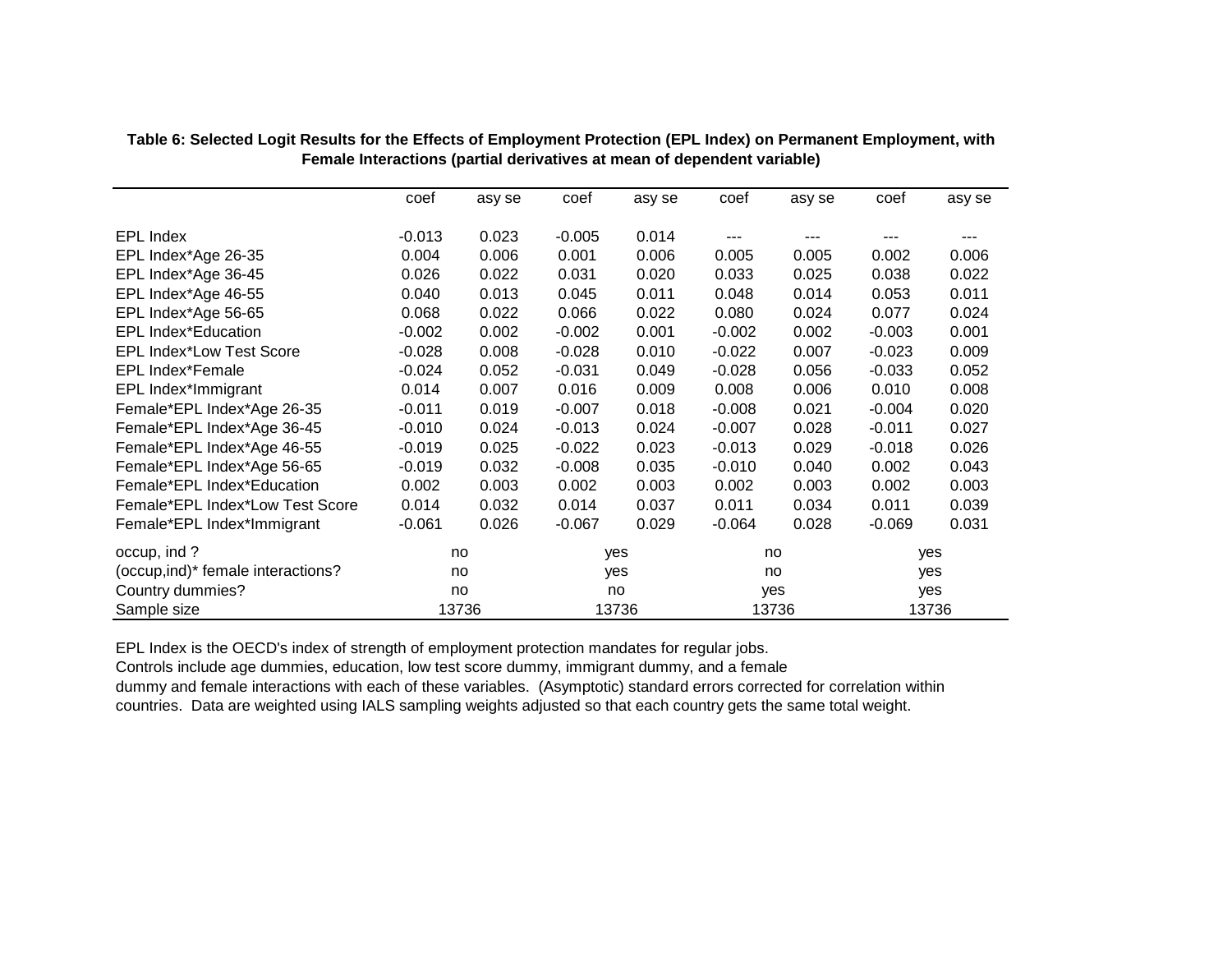**Table 6: Selected Logit Results for the Effects of Employment Protection (EPL Index) on Permanent Employment, with Female Interactions (partial derivatives at mean of dependent variable)**

| | coef | asy se | coef | asy se | coef | asy se | coef | asy se |
|---|---|---|---|---|---|---|---|---|
| EPL Index | -0.013 | 0.023 | -0.005 | 0.014 | --- | --- | --- | --- |
| EPL Index*Age 26-35 | 0.004 | 0.006 | 0.001 | 0.006 | 0.005 | 0.005 | 0.002 | 0.006 |
| EPL Index*Age 36-45 | 0.026 | 0.022 | 0.031 | 0.020 | 0.033 | 0.025 | 0.038 | 0.022 |
| EPL Index*Age 46-55 | 0.040 | 0.013 | 0.045 | 0.011 | 0.048 | 0.014 | 0.053 | 0.011 |
| EPL Index*Age 56-65 | 0.068 | 0.022 | 0.066 | 0.022 | 0.080 | 0.024 | 0.077 | 0.024 |
| EPL Index*Education | -0.002 | 0.002 | -0.002 | 0.001 | -0.002 | 0.002 | -0.003 | 0.001 |
| EPL Index*Low Test Score | -0.028 | 0.008 | -0.028 | 0.010 | -0.022 | 0.007 | -0.023 | 0.009 |
| EPL Index*Female | -0.024 | 0.052 | -0.031 | 0.049 | -0.028 | 0.056 | -0.033 | 0.052 |
| EPL Index*Immigrant | 0.014 | 0.007 | 0.016 | 0.009 | 0.008 | 0.006 | 0.010 | 0.008 |
| Female*EPL Index*Age 26-35 | -0.011 | 0.019 | -0.007 | 0.018 | -0.008 | 0.021 | -0.004 | 0.020 |
| Female*EPL Index*Age 36-45 | -0.010 | 0.024 | -0.013 | 0.024 | -0.007 | 0.028 | -0.011 | 0.027 |
| Female*EPL Index*Age 46-55 | -0.019 | 0.025 | -0.022 | 0.023 | -0.013 | 0.029 | -0.018 | 0.026 |
| Female*EPL Index*Age 56-65 | -0.019 | 0.032 | -0.008 | 0.035 | -0.010 | 0.040 | 0.002 | 0.043 |
| Female*EPL Index*Education | 0.002 | 0.003 | 0.002 | 0.003 | 0.002 | 0.003 | 0.002 | 0.003 |
| Female*EPL Index*Low Test Score | 0.014 | 0.032 | 0.014 | 0.037 | 0.011 | 0.034 | 0.011 | 0.039 |
| Female*EPL Index*Immigrant | -0.061 | 0.026 | -0.067 | 0.029 | -0.064 | 0.028 | -0.069 | 0.031 |
| occup, ind ? | no | | yes | | no | | yes | |
| (occup,ind)* female interactions? | no | | yes | | no | | yes | |
| Country dummies? | no | | no | | yes | | yes | |
| Sample size | 13736 | | 13736 | | 13736 | | 13736 | |

EPL Index is the OECD's index of strength of employment protection mandates for regular jobs.
Controls include age dummies, education, low test score dummy, immigrant dummy, and a female dummy and female interactions with each of these variables. (Asymptotic) standard errors corrected for correlation within countries. Data are weighted using IALS sampling weights adjusted so that each country gets the same total weight.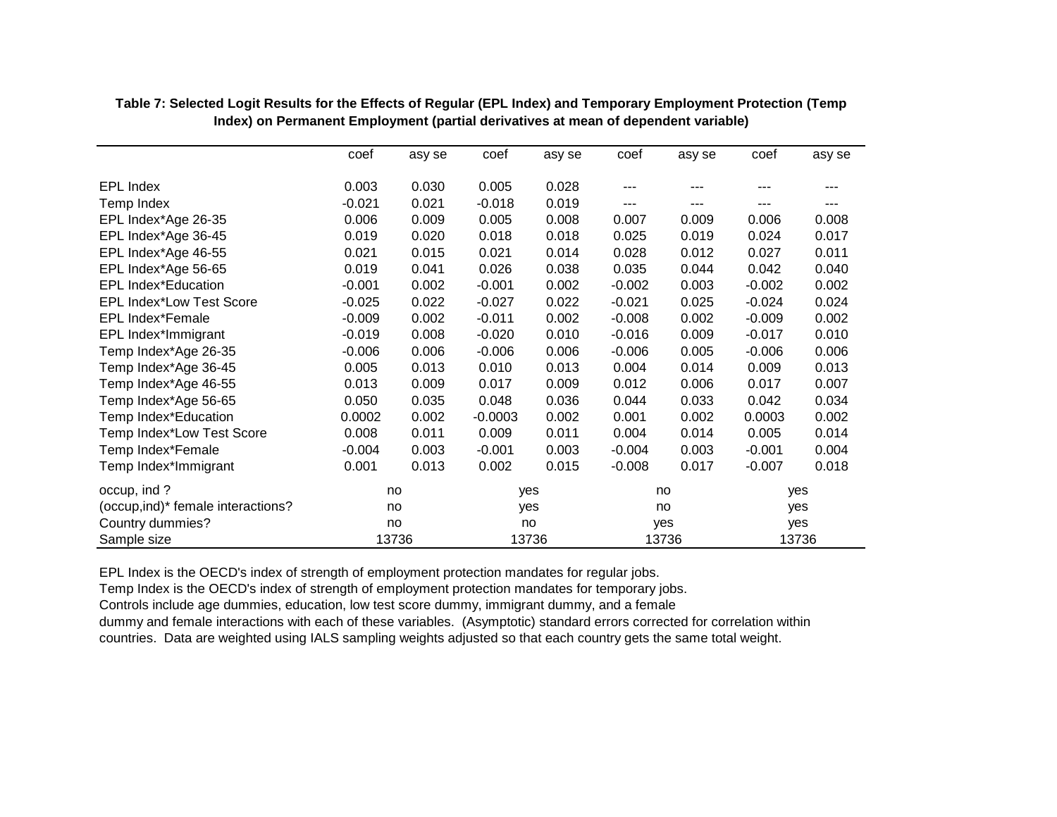**Table 7: Selected Logit Results for the Effects of Regular (EPL Index) and Temporary Employment Protection (Temp Index) on Permanent Employment (partial derivatives at mean of dependent variable)**

| | coef | asy se | coef | asy se | coef | asy se | coef | asy se |
|---|---|---|---|---|---|---|---|---|
| EPL Index | 0.003 | 0.030 | 0.005 | 0.028 | --- | --- | --- | --- |
| Temp Index | -0.021 | 0.021 | -0.018 | 0.019 | --- | --- | --- | --- |
| EPL Index*Age 26-35 | 0.006 | 0.009 | 0.005 | 0.008 | 0.007 | 0.009 | 0.006 | 0.008 |
| EPL Index*Age 36-45 | 0.019 | 0.020 | 0.018 | 0.018 | 0.025 | 0.019 | 0.024 | 0.017 |
| EPL Index*Age 46-55 | 0.021 | 0.015 | 0.021 | 0.014 | 0.028 | 0.012 | 0.027 | 0.011 |
| EPL Index*Age 56-65 | 0.019 | 0.041 | 0.026 | 0.038 | 0.035 | 0.044 | 0.042 | 0.040 |
| EPL Index*Education | -0.001 | 0.002 | -0.001 | 0.002 | -0.002 | 0.003 | -0.002 | 0.002 |
| EPL Index*Low Test Score | -0.025 | 0.022 | -0.027 | 0.022 | -0.021 | 0.025 | -0.024 | 0.024 |
| EPL Index*Female | -0.009 | 0.002 | -0.011 | 0.002 | -0.008 | 0.002 | -0.009 | 0.002 |
| EPL Index*Immigrant | -0.019 | 0.008 | -0.020 | 0.010 | -0.016 | 0.009 | -0.017 | 0.010 |
| Temp Index*Age 26-35 | -0.006 | 0.006 | -0.006 | 0.006 | -0.006 | 0.005 | -0.006 | 0.006 |
| Temp Index*Age 36-45 | 0.005 | 0.013 | 0.010 | 0.013 | 0.004 | 0.014 | 0.009 | 0.013 |
| Temp Index*Age 46-55 | 0.013 | 0.009 | 0.017 | 0.009 | 0.012 | 0.006 | 0.017 | 0.007 |
| Temp Index*Age 56-65 | 0.050 | 0.035 | 0.048 | 0.036 | 0.044 | 0.033 | 0.042 | 0.034 |
| Temp Index*Education | 0.0002 | 0.002 | -0.0003 | 0.002 | 0.001 | 0.002 | 0.0003 | 0.002 |
| Temp Index*Low Test Score | 0.008 | 0.011 | 0.009 | 0.011 | 0.004 | 0.014 | 0.005 | 0.014 |
| Temp Index*Female | -0.004 | 0.003 | -0.001 | 0.003 | -0.004 | 0.003 | -0.001 | 0.004 |
| Temp Index*Immigrant | 0.001 | 0.013 | 0.002 | 0.015 | -0.008 | 0.017 | -0.007 | 0.018 |
| occup, ind ? | no | | yes | | no | | yes | |
| (occup,ind)* female interactions? | no | | yes | | no | | yes | |
| Country dummies? | no | | no | | yes | | yes | |
| Sample size | 13736 | | 13736 | | 13736 | | 13736 | |

EPL Index is the OECD's index of strength of employment protection mandates for regular jobs.
Temp Index is the OECD's index of strength of employment protection mandates for temporary jobs.
Controls include age dummies, education, low test score dummy, immigrant dummy, and a female dummy and female interactions with each of these variables. (Asymptotic) standard errors corrected for correlation within countries. Data are weighted using IALS sampling weights adjusted so that each country gets the same total weight.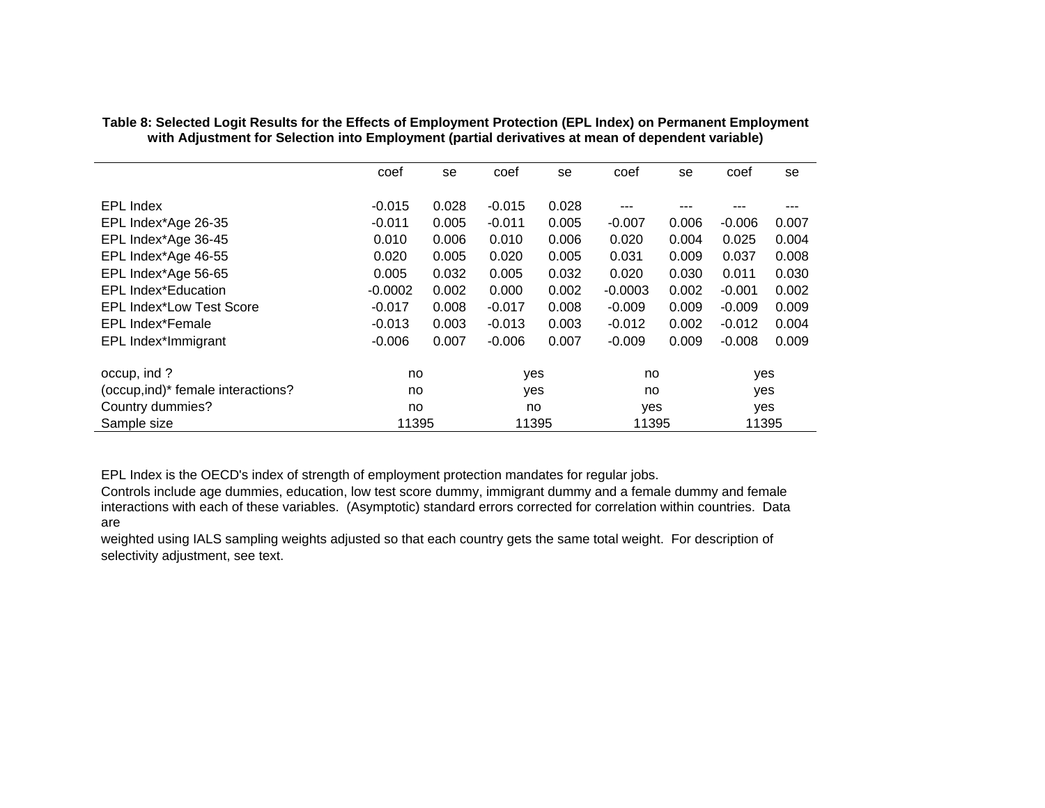**Table 8: Selected Logit Results for the Effects of Employment Protection (EPL Index) on Permanent Employment with Adjustment for Selection into Employment (partial derivatives at mean of dependent variable)**

| | coef | se | coef | se | coef | se | coef | se |
|---|---|---|---|---|---|---|---|---|
| EPL Index | -0.015 | 0.028 | -0.015 | 0.028 | --- | --- | --- | --- |
| EPL Index*Age 26-35 | -0.011 | 0.005 | -0.011 | 0.005 | -0.007 | 0.006 | -0.006 | 0.007 |
| EPL Index*Age 36-45 | 0.010 | 0.006 | 0.010 | 0.006 | 0.020 | 0.004 | 0.025 | 0.004 |
| EPL Index*Age 46-55 | 0.020 | 0.005 | 0.020 | 0.005 | 0.031 | 0.009 | 0.037 | 0.008 |
| EPL Index*Age 56-65 | 0.005 | 0.032 | 0.005 | 0.032 | 0.020 | 0.030 | 0.011 | 0.030 |
| EPL Index*Education | -0.0002 | 0.002 | 0.000 | 0.002 | -0.0003 | 0.002 | -0.001 | 0.002 |
| EPL Index*Low Test Score | -0.017 | 0.008 | -0.017 | 0.008 | -0.009 | 0.009 | -0.009 | 0.009 |
| EPL Index*Female | -0.013 | 0.003 | -0.013 | 0.003 | -0.012 | 0.002 | -0.012 | 0.004 |
| EPL Index*Immigrant | -0.006 | 0.007 | -0.006 | 0.007 | -0.009 | 0.009 | -0.008 | 0.009 |
| occup, ind ? | no | | yes | | no | | yes | |
| (occup,ind)* female interactions? | no | | yes | | no | | yes | |
| Country dummies? | no | | no | | yes | | yes | |
| Sample size | 11395 | | 11395 | | 11395 | | 11395 | |

EPL Index is the OECD's index of strength of employment protection mandates for regular jobs.
Controls include age dummies, education, low test score dummy, immigrant dummy and a female dummy and female interactions with each of these variables. (Asymptotic) standard errors corrected for correlation within countries. Data are
weighted using IALS sampling weights adjusted so that each country gets the same total weight. For description of selectivity adjustment, see text.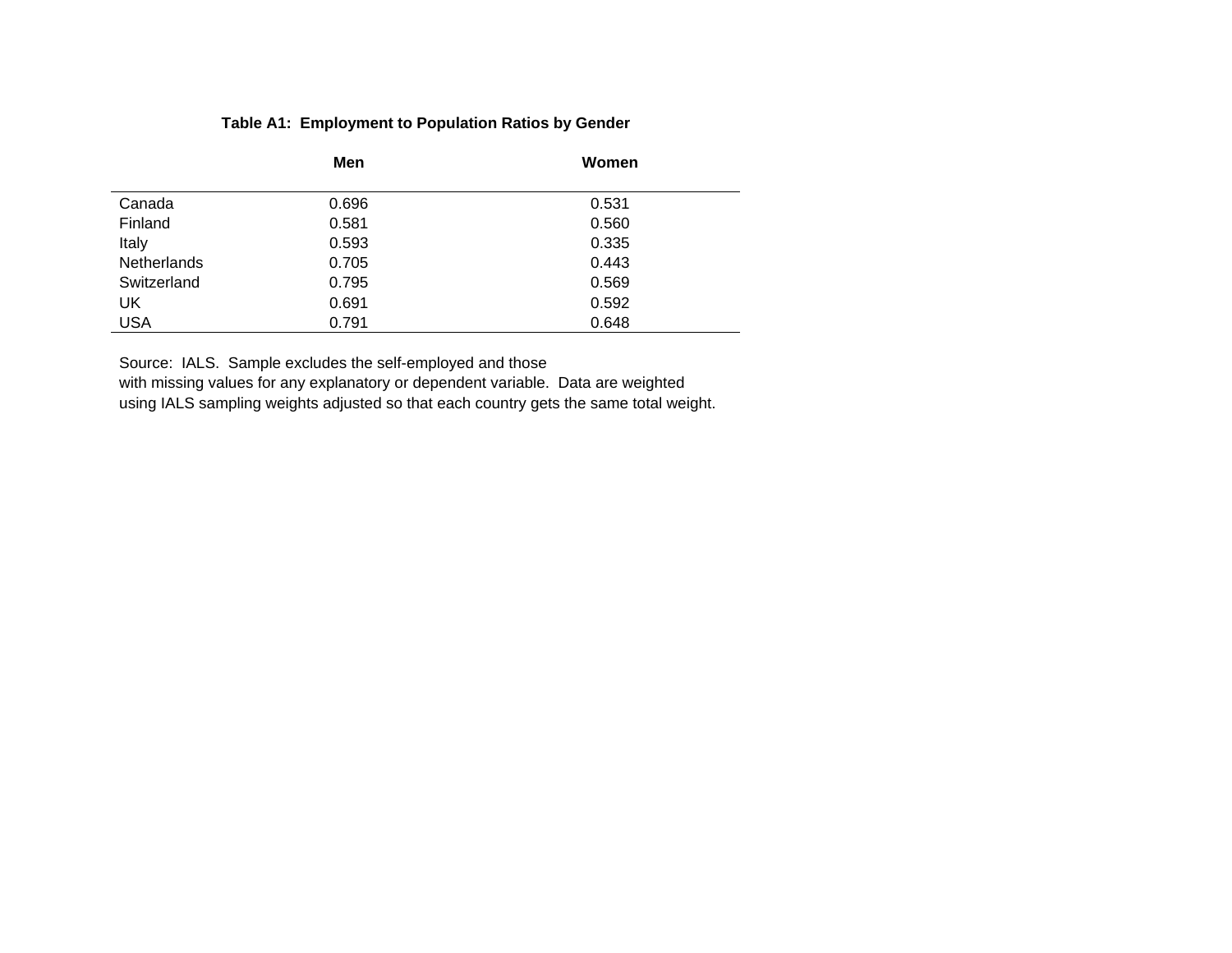**Table A1: Employment to Population Ratios by Gender**

| | Men | Women |
|---|---|---|
| Canada | 0.696 | 0.531 |
| Finland | 0.581 | 0.560 |
| Italy | 0.593 | 0.335 |
| Netherlands | 0.705 | 0.443 |
| Switzerland | 0.795 | 0.569 |
| UK | 0.691 | 0.592 |
| USA | 0.791 | 0.648 |

Source: IALS. Sample excludes the self-employed and those with missing values for any explanatory or dependent variable. Data are weighted using IALS sampling weights adjusted so that each country gets the same total weight.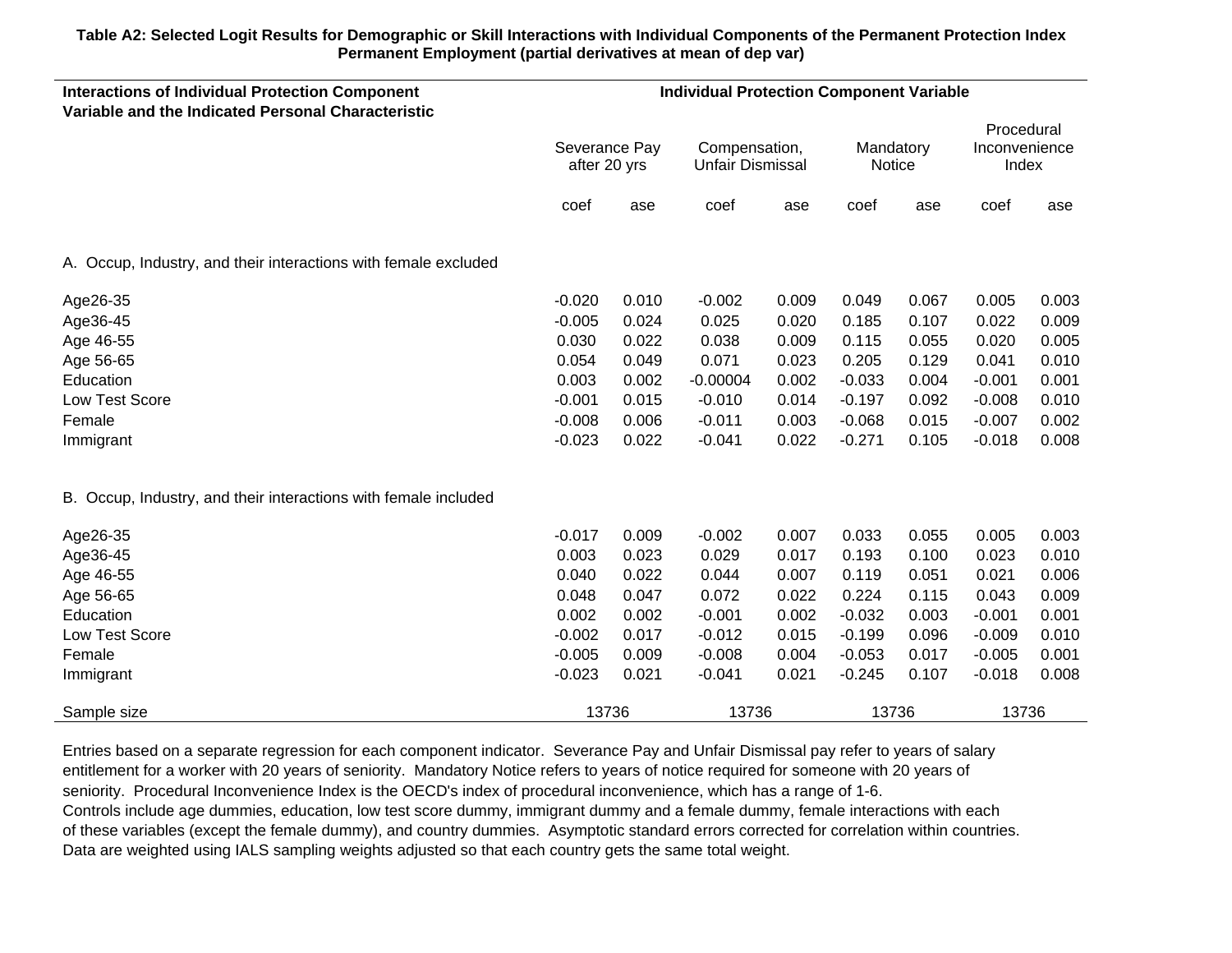**Table A2: Selected Logit Results for Demographic or Skill Interactions with Individual Components of the Permanent Protection Index Permanent Employment (partial derivatives at mean of dep var)**

| Interactions of Individual Protection Component Variable and the Indicated Personal Characteristic | Individual Protection Component Variable | | | | | | | |
|---|---|---|---|---|---|---|---|---|
| | Severance Pay after 20 yrs | | Compensation, Unfair Dismissal | | Mandatory Notice | | Procedural Inconvenience Index | |
| | coef | ase | coef | ase | coef | ase | coef | ase |
| A. Occup, Industry, and their interactions with female excluded | | | | | | | | |
| Age26-35 | -0.020 | 0.010 | -0.002 | 0.009 | 0.049 | 0.067 | 0.005 | 0.003 |
| Age36-45 | -0.005 | 0.024 | 0.025 | 0.020 | 0.185 | 0.107 | 0.022 | 0.009 |
| Age 46-55 | 0.030 | 0.022 | 0.038 | 0.009 | 0.115 | 0.055 | 0.020 | 0.005 |
| Age 56-65 | 0.054 | 0.049 | 0.071 | 0.023 | 0.205 | 0.129 | 0.041 | 0.010 |
| Education | 0.003 | 0.002 | -0.00004 | 0.002 | -0.033 | 0.004 | -0.001 | 0.001 |
| Low Test Score | -0.001 | 0.015 | -0.010 | 0.014 | -0.197 | 0.092 | -0.008 | 0.010 |
| Female | -0.008 | 0.006 | -0.011 | 0.003 | -0.068 | 0.015 | -0.007 | 0.002 |
| Immigrant | -0.023 | 0.022 | -0.041 | 0.022 | -0.271 | 0.105 | -0.018 | 0.008 |
| B. Occup, Industry, and their interactions with female included | | | | | | | | |
| Age26-35 | -0.017 | 0.009 | -0.002 | 0.007 | 0.033 | 0.055 | 0.005 | 0.003 |
| Age36-45 | 0.003 | 0.023 | 0.029 | 0.017 | 0.193 | 0.100 | 0.023 | 0.010 |
| Age 46-55 | 0.040 | 0.022 | 0.044 | 0.007 | 0.119 | 0.051 | 0.021 | 0.006 |
| Age 56-65 | 0.048 | 0.047 | 0.072 | 0.022 | 0.224 | 0.115 | 0.043 | 0.009 |
| Education | 0.002 | 0.002 | -0.001 | 0.002 | -0.032 | 0.003 | -0.001 | 0.001 |
| Low Test Score | -0.002 | 0.017 | -0.012 | 0.015 | -0.199 | 0.096 | -0.009 | 0.010 |
| Female | -0.005 | 0.009 | -0.008 | 0.004 | -0.053 | 0.017 | -0.005 | 0.001 |
| Immigrant | -0.023 | 0.021 | -0.041 | 0.021 | -0.245 | 0.107 | -0.018 | 0.008 |
| Sample size | 13736 | | 13736 | | 13736 | | 13736 | |

Entries based on a separate regression for each component indicator. Severance Pay and Unfair Dismissal pay refer to years of salary entitlement for a worker with 20 years of seniority. Mandatory Notice refers to years of notice required for someone with 20 years of seniority. Procedural Inconvenience Index is the OECD's index of procedural inconvenience, which has a range of 1-6.
Controls include age dummies, education, low test score dummy, immigrant dummy and a female dummy, female interactions with each of these variables (except the female dummy), and country dummies. Asymptotic standard errors corrected for correlation within countries.
Data are weighted using IALS sampling weights adjusted so that each country gets the same total weight.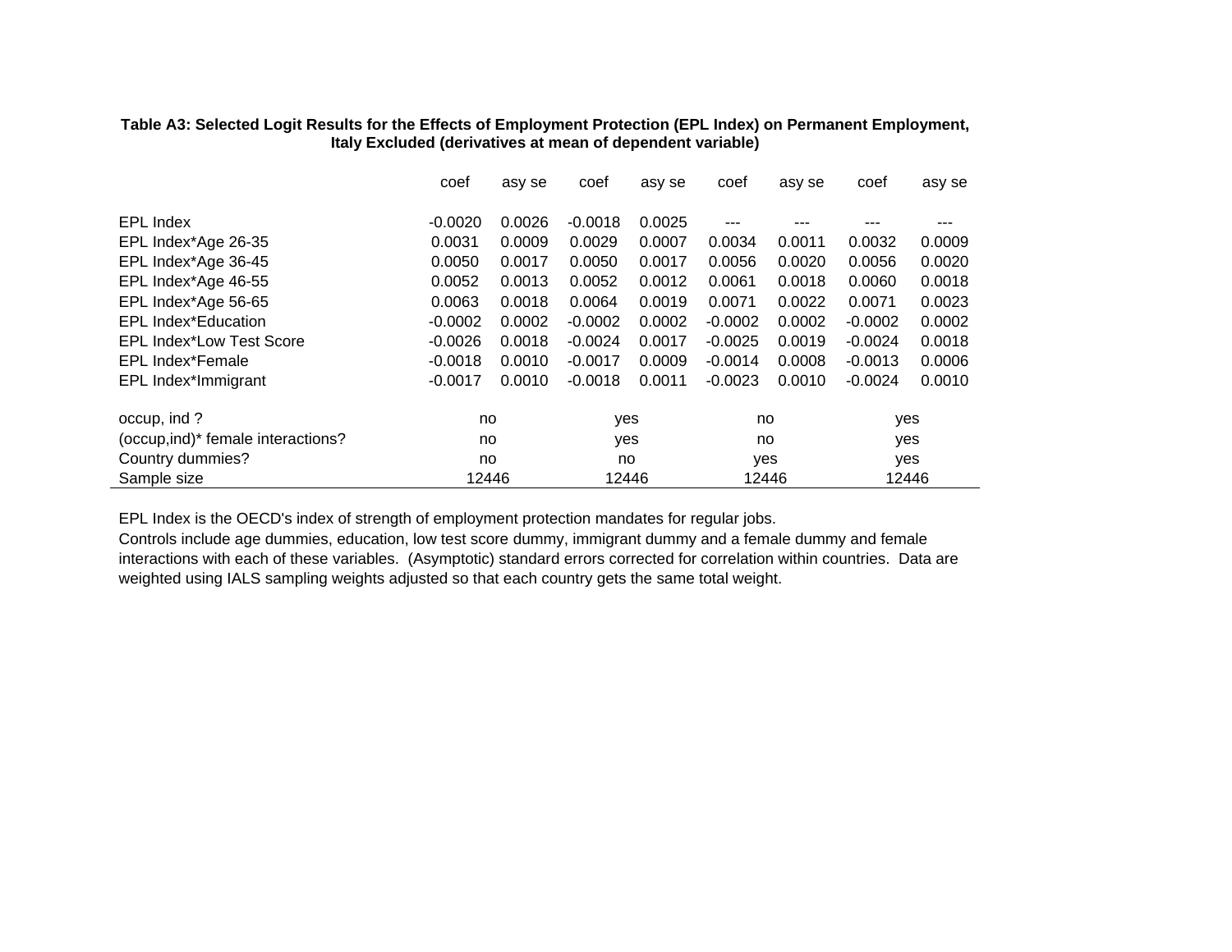**Table A3: Selected Logit Results for the Effects of Employment Protection (EPL Index) on Permanent Employment, Italy Excluded (derivatives at mean of dependent variable)**

| | coef | asy se | coef | asy se | coef | asy se | coef | asy se |
|---|---|---|---|---|---|---|---|---|
| EPL Index | -0.0020 | 0.0026 | -0.0018 | 0.0025 | --- | --- | --- | --- |
| EPL Index*Age 26-35 | 0.0031 | 0.0009 | 0.0029 | 0.0007 | 0.0034 | 0.0011 | 0.0032 | 0.0009 |
| EPL Index*Age 36-45 | 0.0050 | 0.0017 | 0.0050 | 0.0017 | 0.0056 | 0.0020 | 0.0056 | 0.0020 |
| EPL Index*Age 46-55 | 0.0052 | 0.0013 | 0.0052 | 0.0012 | 0.0061 | 0.0018 | 0.0060 | 0.0018 |
| EPL Index*Age 56-65 | 0.0063 | 0.0018 | 0.0064 | 0.0019 | 0.0071 | 0.0022 | 0.0071 | 0.0023 |
| EPL Index*Education | -0.0002 | 0.0002 | -0.0002 | 0.0002 | -0.0002 | 0.0002 | -0.0002 | 0.0002 |
| EPL Index*Low Test Score | -0.0026 | 0.0018 | -0.0024 | 0.0017 | -0.0025 | 0.0019 | -0.0024 | 0.0018 |
| EPL Index*Female | -0.0018 | 0.0010 | -0.0017 | 0.0009 | -0.0014 | 0.0008 | -0.0013 | 0.0006 |
| EPL Index*Immigrant | -0.0017 | 0.0010 | -0.0018 | 0.0011 | -0.0023 | 0.0010 | -0.0024 | 0.0010 |
| occup, ind ? | no | | yes | | no | | yes | |
| (occup,ind)* female interactions? | no | | yes | | no | | yes | |
| Country dummies? | no | | no | | yes | | yes | |
| Sample size | 12446 | | 12446 | | 12446 | | 12446 | |

EPL Index is the OECD's index of strength of employment protection mandates for regular jobs.
Controls include age dummies, education, low test score dummy, immigrant dummy and a female dummy and female interactions with each of these variables. (Asymptotic) standard errors corrected for correlation within countries. Data are weighted using IALS sampling weights adjusted so that each country gets the same total weight.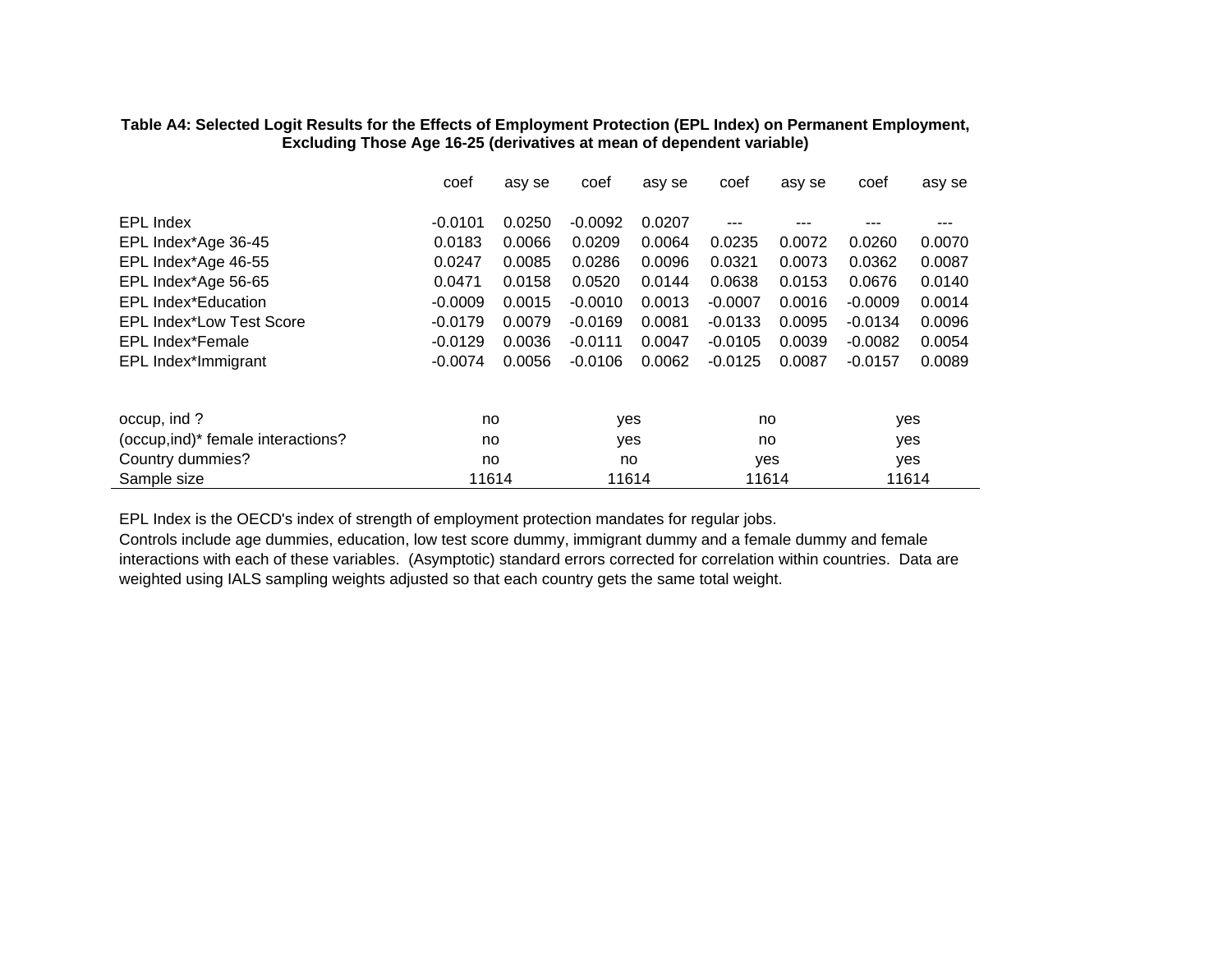**Table A4: Selected Logit Results for the Effects of Employment Protection (EPL Index) on Permanent Employment, Excluding Those Age 16-25 (derivatives at mean of dependent variable)**

| | coef | asy se | coef | asy se | coef | asy se | coef | asy se |
|---|---|---|---|---|---|---|---|---|
| EPL Index | -0.0101 | 0.0250 | -0.0092 | 0.0207 | --- | --- | --- | --- |
| EPL Index*Age 36-45 | 0.0183 | 0.0066 | 0.0209 | 0.0064 | 0.0235 | 0.0072 | 0.0260 | 0.0070 |
| EPL Index*Age 46-55 | 0.0247 | 0.0085 | 0.0286 | 0.0096 | 0.0321 | 0.0073 | 0.0362 | 0.0087 |
| EPL Index*Age 56-65 | 0.0471 | 0.0158 | 0.0520 | 0.0144 | 0.0638 | 0.0153 | 0.0676 | 0.0140 |
| EPL Index*Education | -0.0009 | 0.0015 | -0.0010 | 0.0013 | -0.0007 | 0.0016 | -0.0009 | 0.0014 |
| EPL Index*Low Test Score | -0.0179 | 0.0079 | -0.0169 | 0.0081 | -0.0133 | 0.0095 | -0.0134 | 0.0096 |
| EPL Index*Female | -0.0129 | 0.0036 | -0.0111 | 0.0047 | -0.0105 | 0.0039 | -0.0082 | 0.0054 |
| EPL Index*Immigrant | -0.0074 | 0.0056 | -0.0106 | 0.0062 | -0.0125 | 0.0087 | -0.0157 | 0.0089 |
| | | | | | | | | |
| occup, ind ? | no | | yes | | no | | yes | |
| (occup,ind)* female interactions? | no | | yes | | no | | yes | |
| Country dummies? | no | | no | | yes | | yes | |
| Sample size | 11614 | | 11614 | | 11614 | | 11614 | |

EPL Index is the OECD's index of strength of employment protection mandates for regular jobs.
Controls include age dummies, education, low test score dummy, immigrant dummy and a female dummy and female interactions with each of these variables. (Asymptotic) standard errors corrected for correlation within countries. Data are weighted using IALS sampling weights adjusted so that each country gets the same total weight.